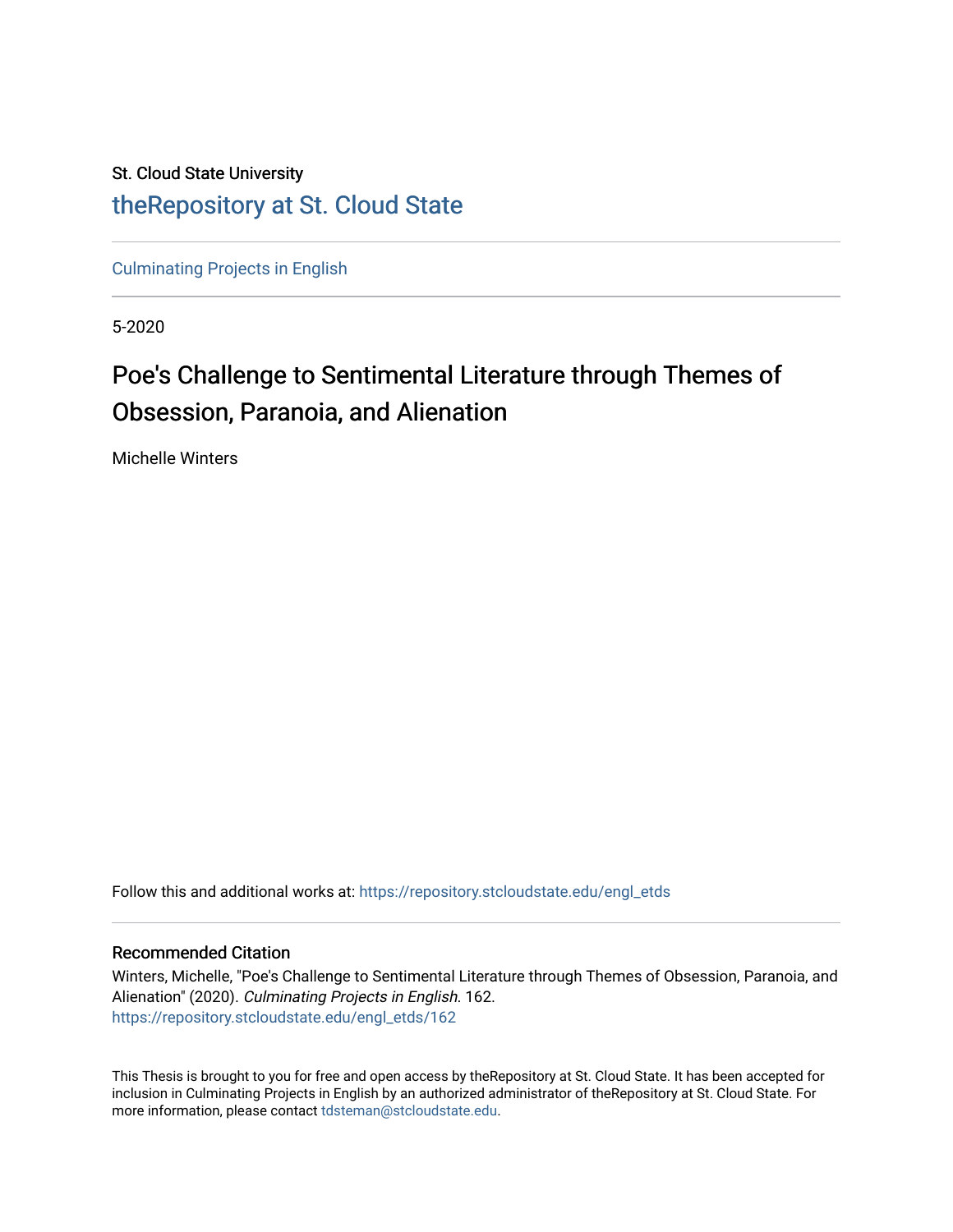St. Cloud State University

theRepository at St. Cloud State

Culminating Projects in English

5-2020

# Poe's Challenge to Sentimental Literature through Themes of Obsession, Paranoia, and Alienation

Michelle Winters

Follow this and additional works at: https://repository.stcloudstate.edu/engl_etds

### Recommended Citation

Winters, Michelle, "Poe's Challenge to Sentimental Literature through Themes of Obsession, Paranoia, and Alienation" (2020). *Culminating Projects in English*. 162.
https://repository.stcloudstate.edu/engl_etds/162

This Thesis is brought to you for free and open access by theRepository at St. Cloud State. It has been accepted for inclusion in Culminating Projects in English by an authorized administrator of theRepository at St. Cloud State. For more information, please contact tdsteman@stcloudstate.edu.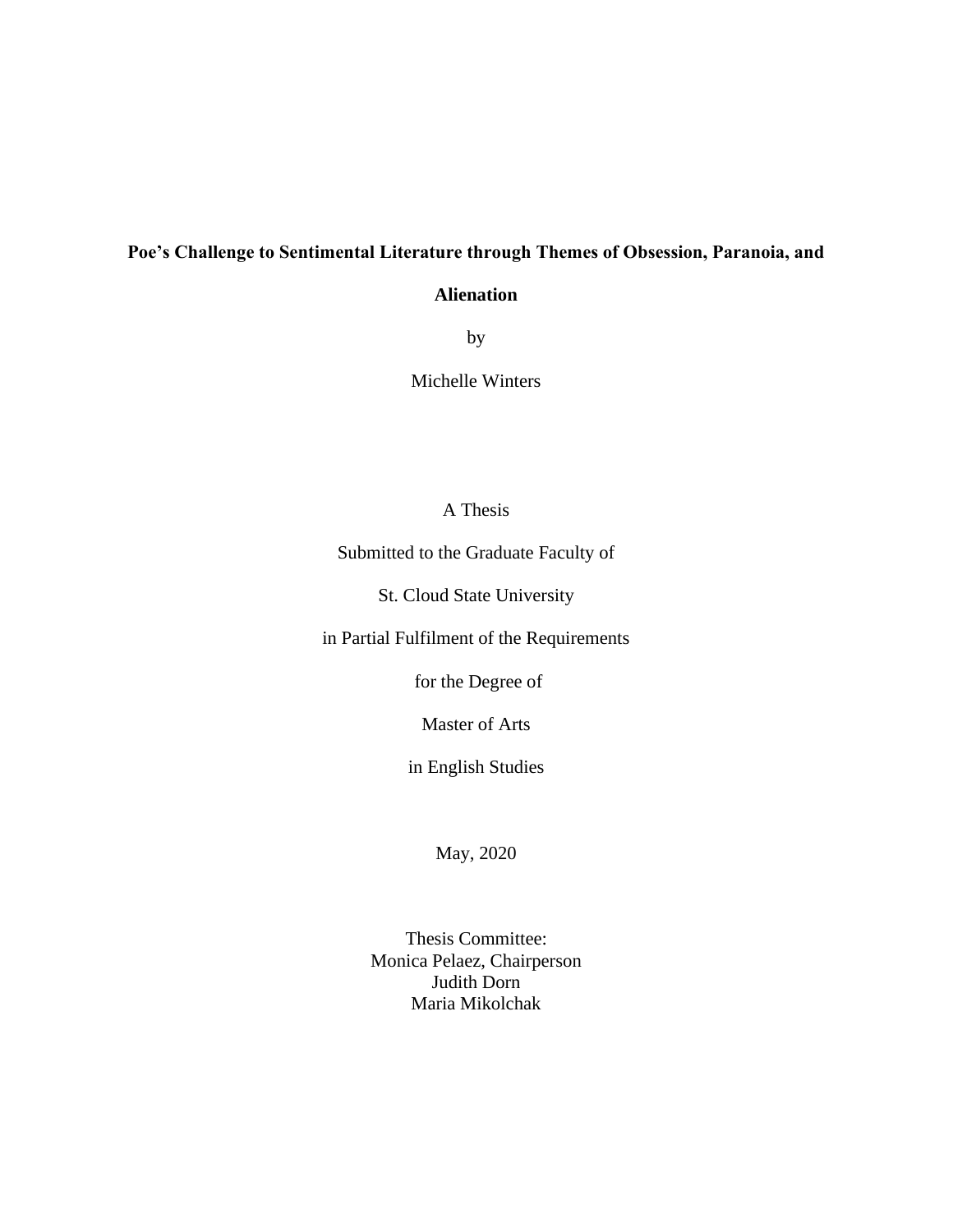# Poe's Challenge to Sentimental Literature through Themes of Obsession, Paranoia, and Alienation

by

Michelle Winters

A Thesis

Submitted to the Graduate Faculty of

St. Cloud State University

in Partial Fulfilment of the Requirements

for the Degree of

Master of Arts

in English Studies

May, 2020

Thesis Committee:
Monica Pelaez, Chairperson
Judith Dorn
Maria Mikolchak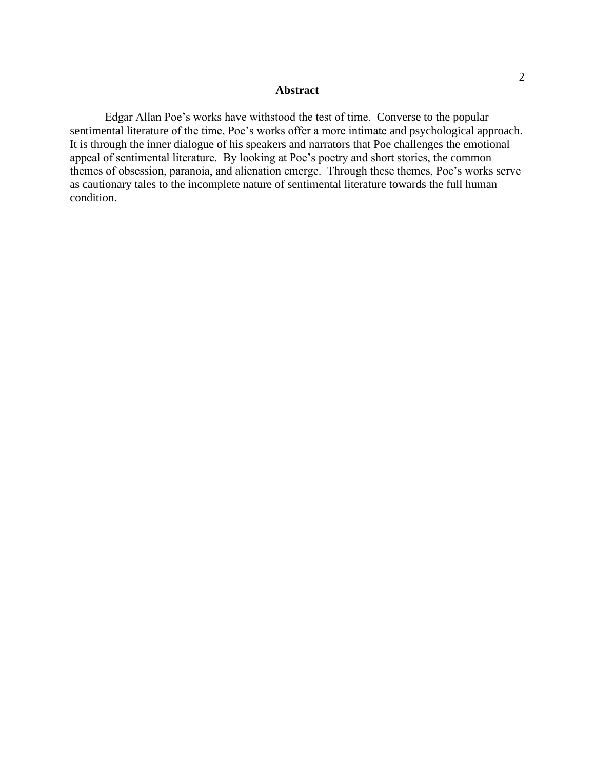## Abstract

Edgar Allan Poe's works have withstood the test of time. Converse to the popular sentimental literature of the time, Poe's works offer a more intimate and psychological approach. It is through the inner dialogue of his speakers and narrators that Poe challenges the emotional appeal of sentimental literature. By looking at Poe's poetry and short stories, the common themes of obsession, paranoia, and alienation emerge. Through these themes, Poe's works serve as cautionary tales to the incomplete nature of sentimental literature towards the full human condition.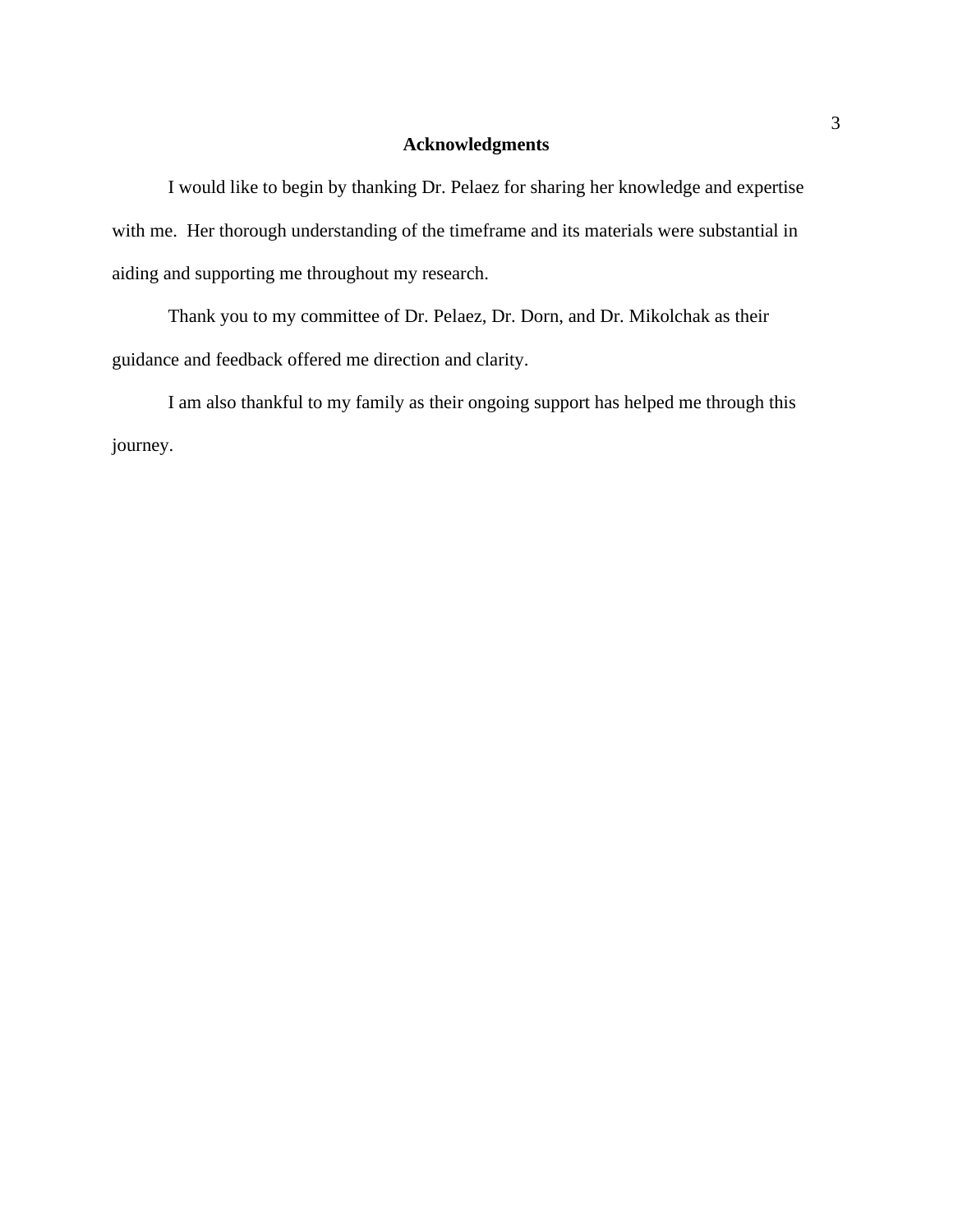## Acknowledgments

I would like to begin by thanking Dr. Pelaez for sharing her knowledge and expertise with me. Her thorough understanding of the timeframe and its materials were substantial in aiding and supporting me throughout my research.

Thank you to my committee of Dr. Pelaez, Dr. Dorn, and Dr. Mikolchak as their guidance and feedback offered me direction and clarity.

I am also thankful to my family as their ongoing support has helped me through this journey.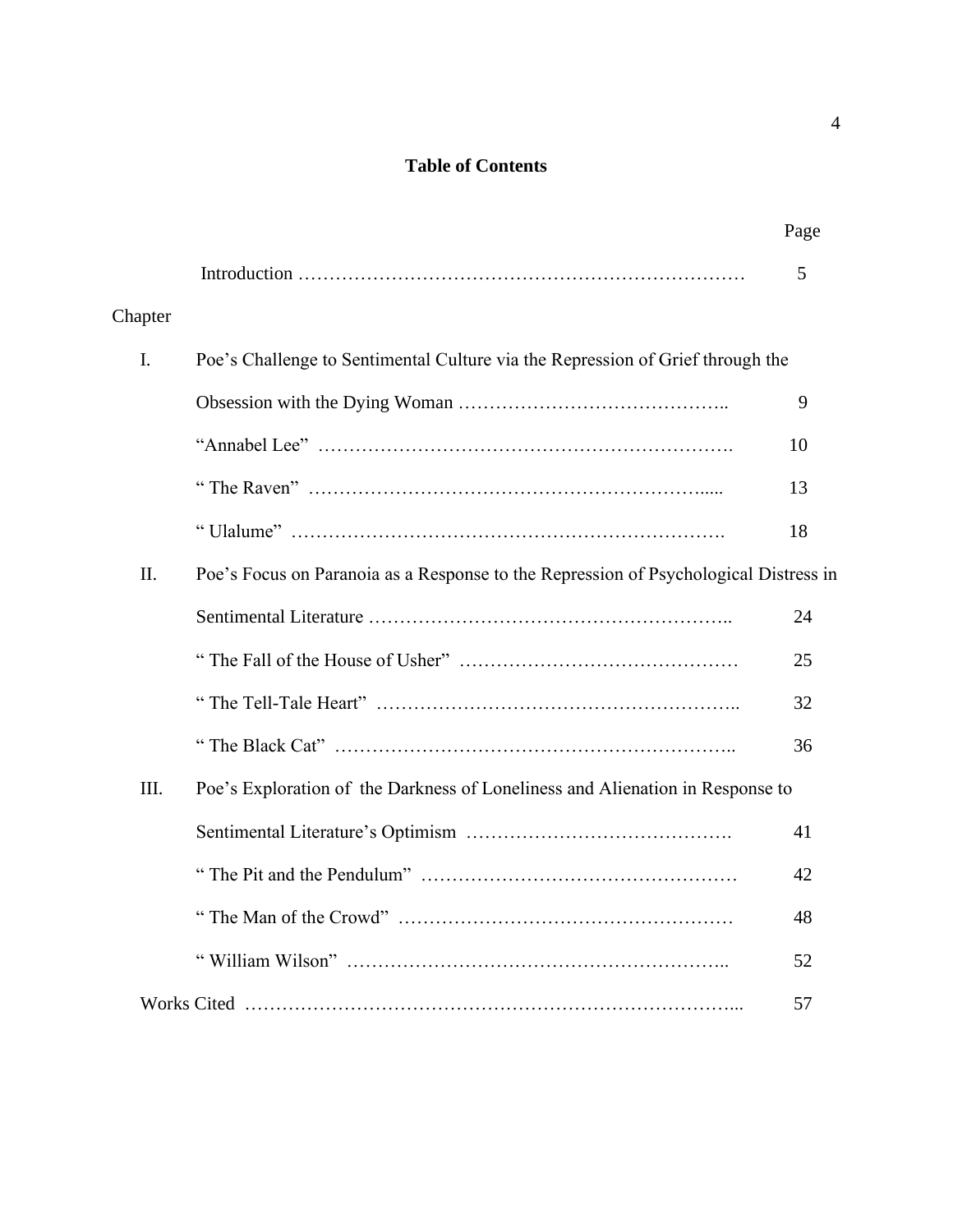# Table of Contents

| | | Page |
|---|---|---|
| | Introduction | 5 |
| Chapter | | |
| I. | Poe's Challenge to Sentimental Culture via the Repression of Grief through the Obsession with the Dying Woman | 9 |
| | "Annabel Lee" | 10 |
| | " The Raven" | 13 |
| | " Ulalume" | 18 |
| II. | Poe's Focus on Paranoia as a Response to the Repression of Psychological Distress in Sentimental Literature | 24 |
| | " The Fall of the House of Usher" | 25 |
| | " The Tell-Tale Heart" | 32 |
| | " The Black Cat" | 36 |
| III. | Poe's Exploration of the Darkness of Loneliness and Alienation in Response to Sentimental Literature's Optimism | 41 |
| | " The Pit and the Pendulum" | 42 |
| | " The Man of the Crowd" | 48 |
| | " William Wilson" | 52 |
| | Works Cited | 57 |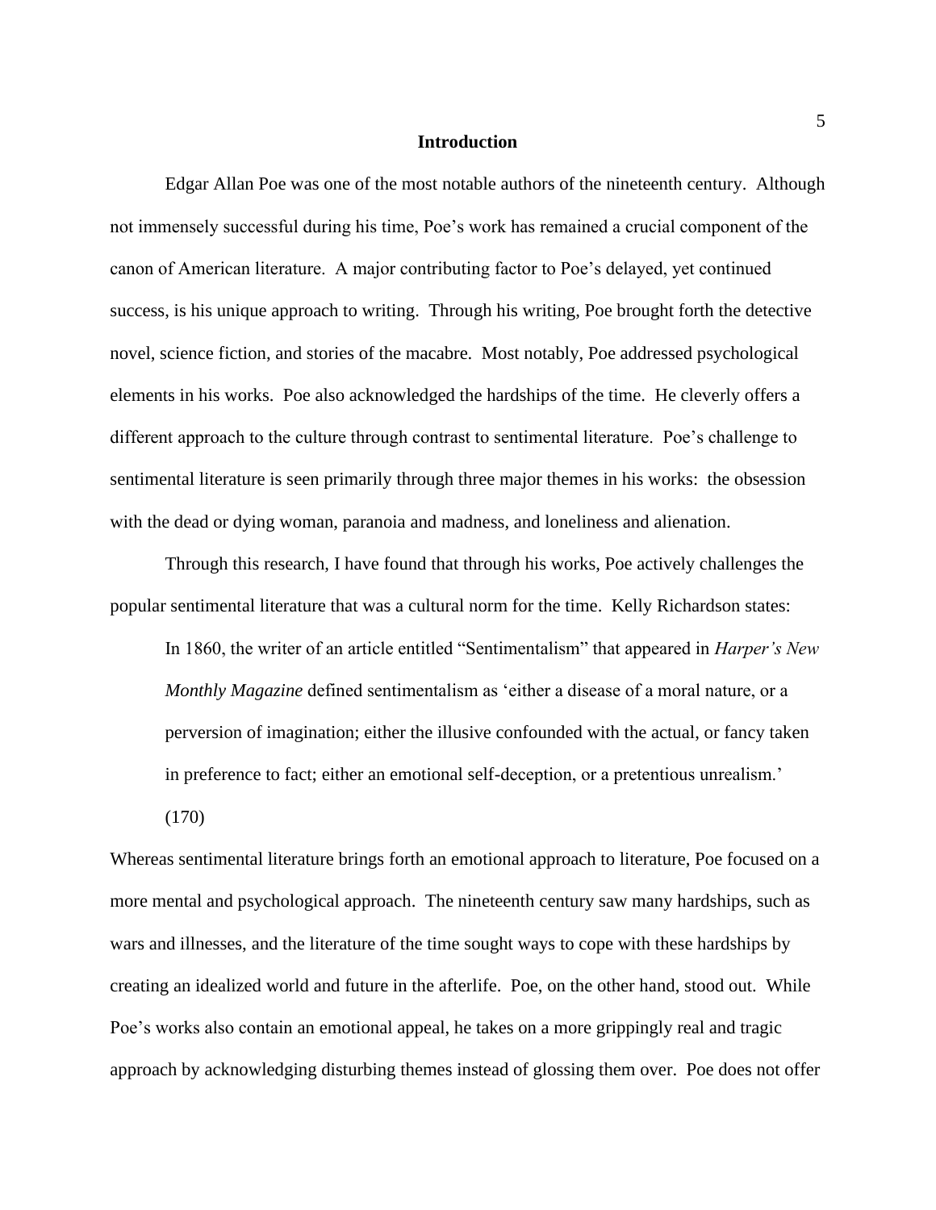## Introduction

Edgar Allan Poe was one of the most notable authors of the nineteenth century. Although not immensely successful during his time, Poe's work has remained a crucial component of the canon of American literature. A major contributing factor to Poe's delayed, yet continued success, is his unique approach to writing. Through his writing, Poe brought forth the detective novel, science fiction, and stories of the macabre. Most notably, Poe addressed psychological elements in his works. Poe also acknowledged the hardships of the time. He cleverly offers a different approach to the culture through contrast to sentimental literature. Poe's challenge to sentimental literature is seen primarily through three major themes in his works: the obsession with the dead or dying woman, paranoia and madness, and loneliness and alienation.

Through this research, I have found that through his works, Poe actively challenges the popular sentimental literature that was a cultural norm for the time. Kelly Richardson states:

> In 1860, the writer of an article entitled "Sentimentalism" that appeared in *Harper's New Monthly Magazine* defined sentimentalism as 'either a disease of a moral nature, or a perversion of imagination; either the illusive confounded with the actual, or fancy taken in preference to fact; either an emotional self-deception, or a pretentious unrealism.' (170)

Whereas sentimental literature brings forth an emotional approach to literature, Poe focused on a more mental and psychological approach. The nineteenth century saw many hardships, such as wars and illnesses, and the literature of the time sought ways to cope with these hardships by creating an idealized world and future in the afterlife. Poe, on the other hand, stood out. While Poe's works also contain an emotional appeal, he takes on a more grippingly real and tragic approach by acknowledging disturbing themes instead of glossing them over. Poe does not offer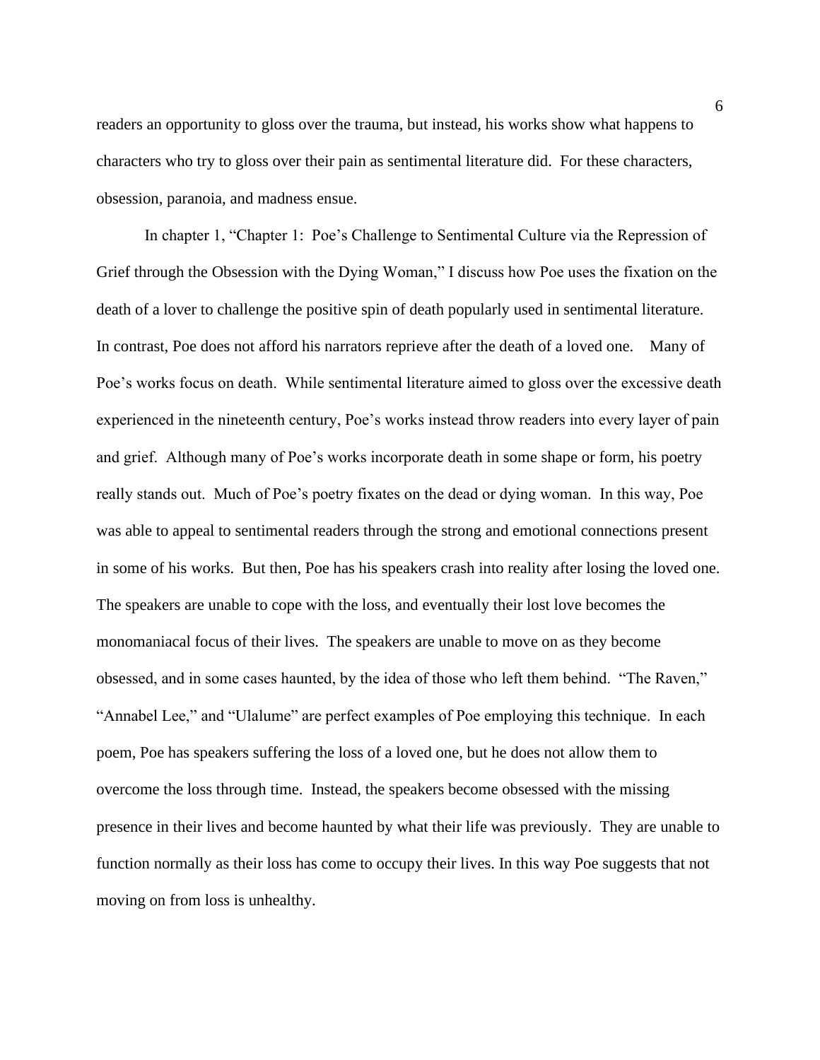readers an opportunity to gloss over the trauma, but instead, his works show what happens to characters who try to gloss over their pain as sentimental literature did. For these characters, obsession, paranoia, and madness ensue.

In chapter 1, "Chapter 1: Poe's Challenge to Sentimental Culture via the Repression of Grief through the Obsession with the Dying Woman," I discuss how Poe uses the fixation on the death of a lover to challenge the positive spin of death popularly used in sentimental literature. In contrast, Poe does not afford his narrators reprieve after the death of a loved one. Many of Poe's works focus on death. While sentimental literature aimed to gloss over the excessive death experienced in the nineteenth century, Poe's works instead throw readers into every layer of pain and grief. Although many of Poe's works incorporate death in some shape or form, his poetry really stands out. Much of Poe's poetry fixates on the dead or dying woman. In this way, Poe was able to appeal to sentimental readers through the strong and emotional connections present in some of his works. But then, Poe has his speakers crash into reality after losing the loved one. The speakers are unable to cope with the loss, and eventually their lost love becomes the monomaniacal focus of their lives. The speakers are unable to move on as they become obsessed, and in some cases haunted, by the idea of those who left them behind. "The Raven," "Annabel Lee," and "Ulalume" are perfect examples of Poe employing this technique. In each poem, Poe has speakers suffering the loss of a loved one, but he does not allow them to overcome the loss through time. Instead, the speakers become obsessed with the missing presence in their lives and become haunted by what their life was previously. They are unable to function normally as their loss has come to occupy their lives. In this way Poe suggests that not moving on from loss is unhealthy.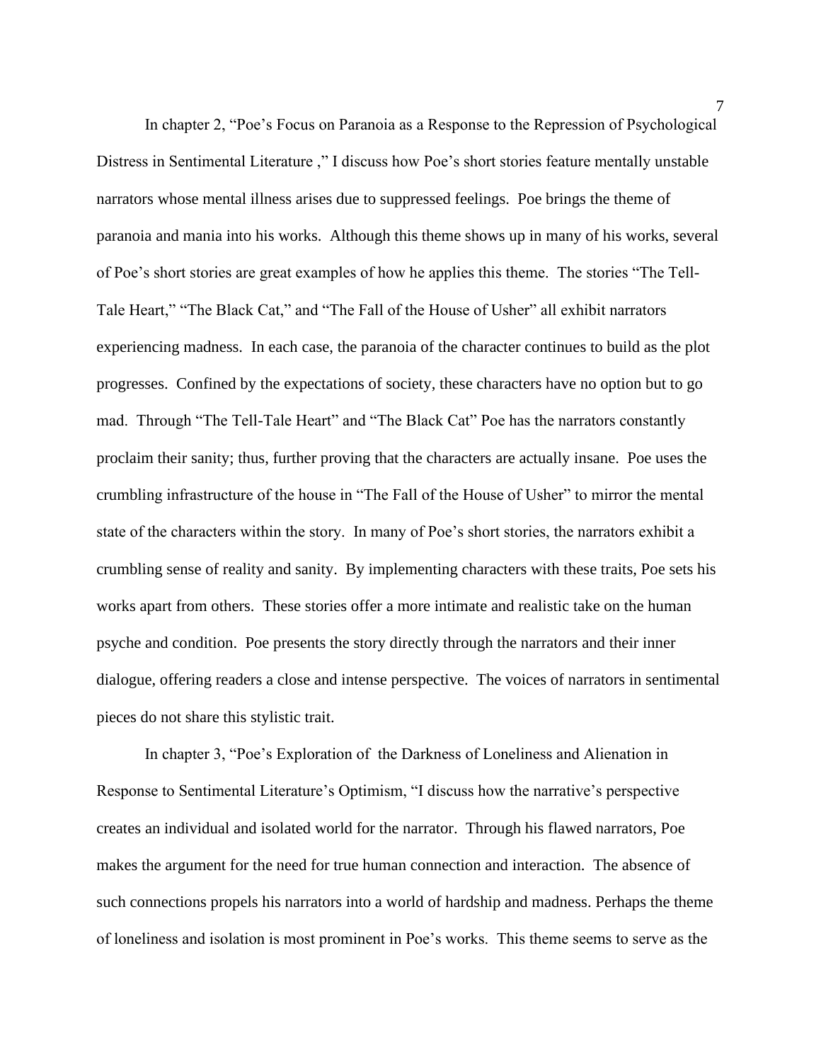In chapter 2, "Poe's Focus on Paranoia as a Response to the Repression of Psychological Distress in Sentimental Literature ," I discuss how Poe's short stories feature mentally unstable narrators whose mental illness arises due to suppressed feelings. Poe brings the theme of paranoia and mania into his works. Although this theme shows up in many of his works, several of Poe's short stories are great examples of how he applies this theme. The stories "The Tell-Tale Heart," "The Black Cat," and "The Fall of the House of Usher" all exhibit narrators experiencing madness. In each case, the paranoia of the character continues to build as the plot progresses. Confined by the expectations of society, these characters have no option but to go mad. Through "The Tell-Tale Heart" and "The Black Cat" Poe has the narrators constantly proclaim their sanity; thus, further proving that the characters are actually insane. Poe uses the crumbling infrastructure of the house in "The Fall of the House of Usher" to mirror the mental state of the characters within the story. In many of Poe's short stories, the narrators exhibit a crumbling sense of reality and sanity. By implementing characters with these traits, Poe sets his works apart from others. These stories offer a more intimate and realistic take on the human psyche and condition. Poe presents the story directly through the narrators and their inner dialogue, offering readers a close and intense perspective. The voices of narrators in sentimental pieces do not share this stylistic trait.

In chapter 3, "Poe's Exploration of the Darkness of Loneliness and Alienation in Response to Sentimental Literature's Optimism, "I discuss how the narrative's perspective creates an individual and isolated world for the narrator. Through his flawed narrators, Poe makes the argument for the need for true human connection and interaction. The absence of such connections propels his narrators into a world of hardship and madness. Perhaps the theme of loneliness and isolation is most prominent in Poe's works. This theme seems to serve as the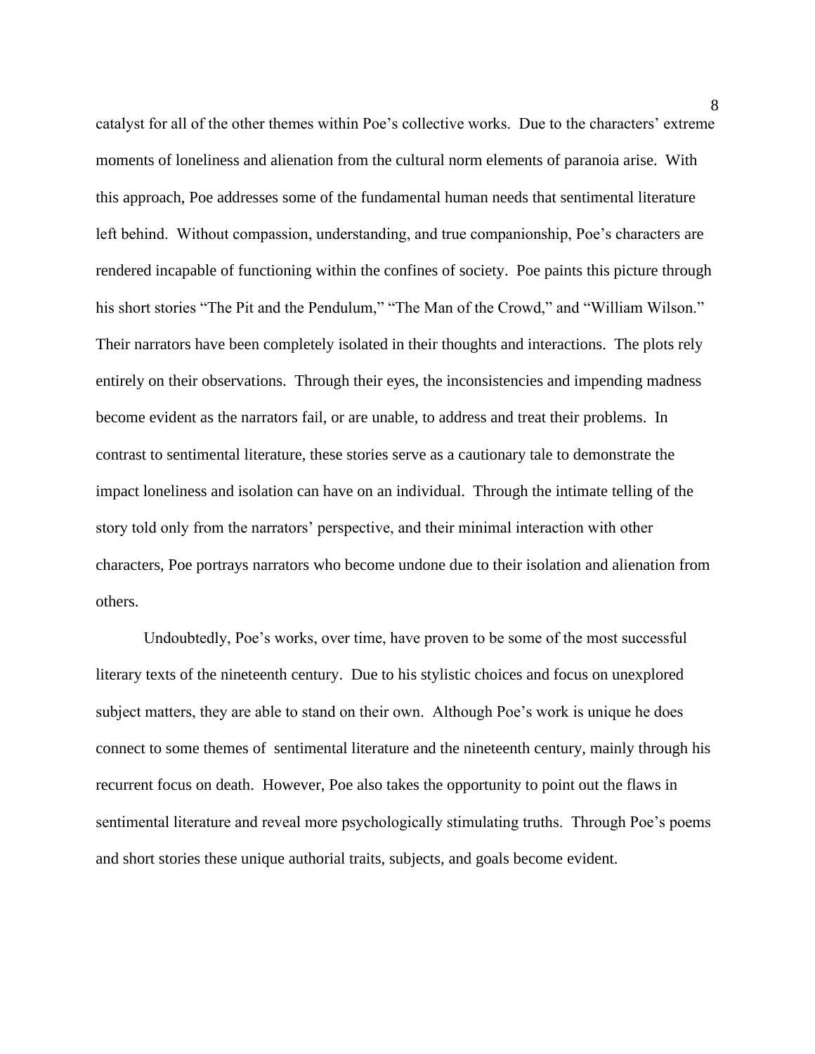catalyst for all of the other themes within Poe's collective works. Due to the characters' extreme moments of loneliness and alienation from the cultural norm elements of paranoia arise. With this approach, Poe addresses some of the fundamental human needs that sentimental literature left behind. Without compassion, understanding, and true companionship, Poe's characters are rendered incapable of functioning within the confines of society. Poe paints this picture through his short stories "The Pit and the Pendulum," "The Man of the Crowd," and "William Wilson." Their narrators have been completely isolated in their thoughts and interactions. The plots rely entirely on their observations. Through their eyes, the inconsistencies and impending madness become evident as the narrators fail, or are unable, to address and treat their problems. In contrast to sentimental literature, these stories serve as a cautionary tale to demonstrate the impact loneliness and isolation can have on an individual. Through the intimate telling of the story told only from the narrators' perspective, and their minimal interaction with other characters, Poe portrays narrators who become undone due to their isolation and alienation from others.

Undoubtedly, Poe's works, over time, have proven to be some of the most successful literary texts of the nineteenth century. Due to his stylistic choices and focus on unexplored subject matters, they are able to stand on their own. Although Poe's work is unique he does connect to some themes of sentimental literature and the nineteenth century, mainly through his recurrent focus on death. However, Poe also takes the opportunity to point out the flaws in sentimental literature and reveal more psychologically stimulating truths. Through Poe's poems and short stories these unique authorial traits, subjects, and goals become evident.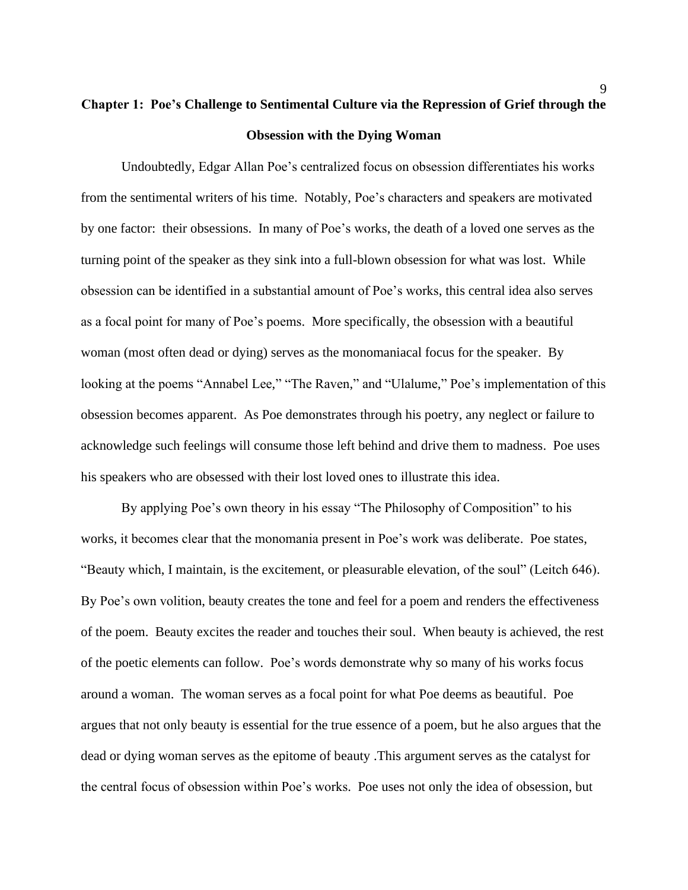# Chapter 1: Poe's Challenge to Sentimental Culture via the Repression of Grief through the Obsession with the Dying Woman

Undoubtedly, Edgar Allan Poe's centralized focus on obsession differentiates his works from the sentimental writers of his time. Notably, Poe's characters and speakers are motivated by one factor: their obsessions. In many of Poe's works, the death of a loved one serves as the turning point of the speaker as they sink into a full-blown obsession for what was lost. While obsession can be identified in a substantial amount of Poe's works, this central idea also serves as a focal point for many of Poe's poems. More specifically, the obsession with a beautiful woman (most often dead or dying) serves as the monomaniacal focus for the speaker. By looking at the poems "Annabel Lee," "The Raven," and "Ulalume," Poe's implementation of this obsession becomes apparent. As Poe demonstrates through his poetry, any neglect or failure to acknowledge such feelings will consume those left behind and drive them to madness. Poe uses his speakers who are obsessed with their lost loved ones to illustrate this idea.

By applying Poe's own theory in his essay "The Philosophy of Composition" to his works, it becomes clear that the monomania present in Poe's work was deliberate. Poe states, "Beauty which, I maintain, is the excitement, or pleasurable elevation, of the soul" (Leitch 646). By Poe's own volition, beauty creates the tone and feel for a poem and renders the effectiveness of the poem. Beauty excites the reader and touches their soul. When beauty is achieved, the rest of the poetic elements can follow. Poe's words demonstrate why so many of his works focus around a woman. The woman serves as a focal point for what Poe deems as beautiful. Poe argues that not only beauty is essential for the true essence of a poem, but he also argues that the dead or dying woman serves as the epitome of beauty .This argument serves as the catalyst for the central focus of obsession within Poe's works. Poe uses not only the idea of obsession, but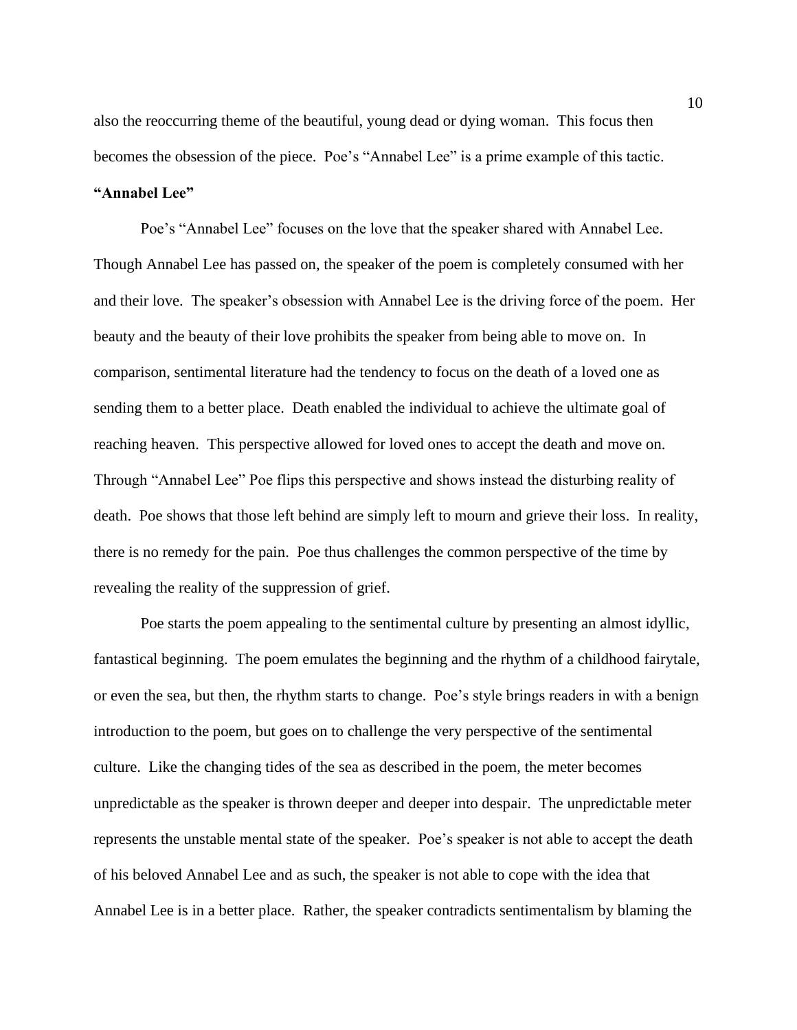also the reoccurring theme of the beautiful, young dead or dying woman. This focus then becomes the obsession of the piece. Poe's "Annabel Lee" is a prime example of this tactic.

**"Annabel Lee"**

Poe's "Annabel Lee" focuses on the love that the speaker shared with Annabel Lee. Though Annabel Lee has passed on, the speaker of the poem is completely consumed with her and their love. The speaker's obsession with Annabel Lee is the driving force of the poem. Her beauty and the beauty of their love prohibits the speaker from being able to move on. In comparison, sentimental literature had the tendency to focus on the death of a loved one as sending them to a better place. Death enabled the individual to achieve the ultimate goal of reaching heaven. This perspective allowed for loved ones to accept the death and move on. Through "Annabel Lee" Poe flips this perspective and shows instead the disturbing reality of death. Poe shows that those left behind are simply left to mourn and grieve their loss. In reality, there is no remedy for the pain. Poe thus challenges the common perspective of the time by revealing the reality of the suppression of grief.

Poe starts the poem appealing to the sentimental culture by presenting an almost idyllic, fantastical beginning. The poem emulates the beginning and the rhythm of a childhood fairytale, or even the sea, but then, the rhythm starts to change. Poe's style brings readers in with a benign introduction to the poem, but goes on to challenge the very perspective of the sentimental culture. Like the changing tides of the sea as described in the poem, the meter becomes unpredictable as the speaker is thrown deeper and deeper into despair. The unpredictable meter represents the unstable mental state of the speaker. Poe's speaker is not able to accept the death of his beloved Annabel Lee and as such, the speaker is not able to cope with the idea that Annabel Lee is in a better place. Rather, the speaker contradicts sentimentalism by blaming the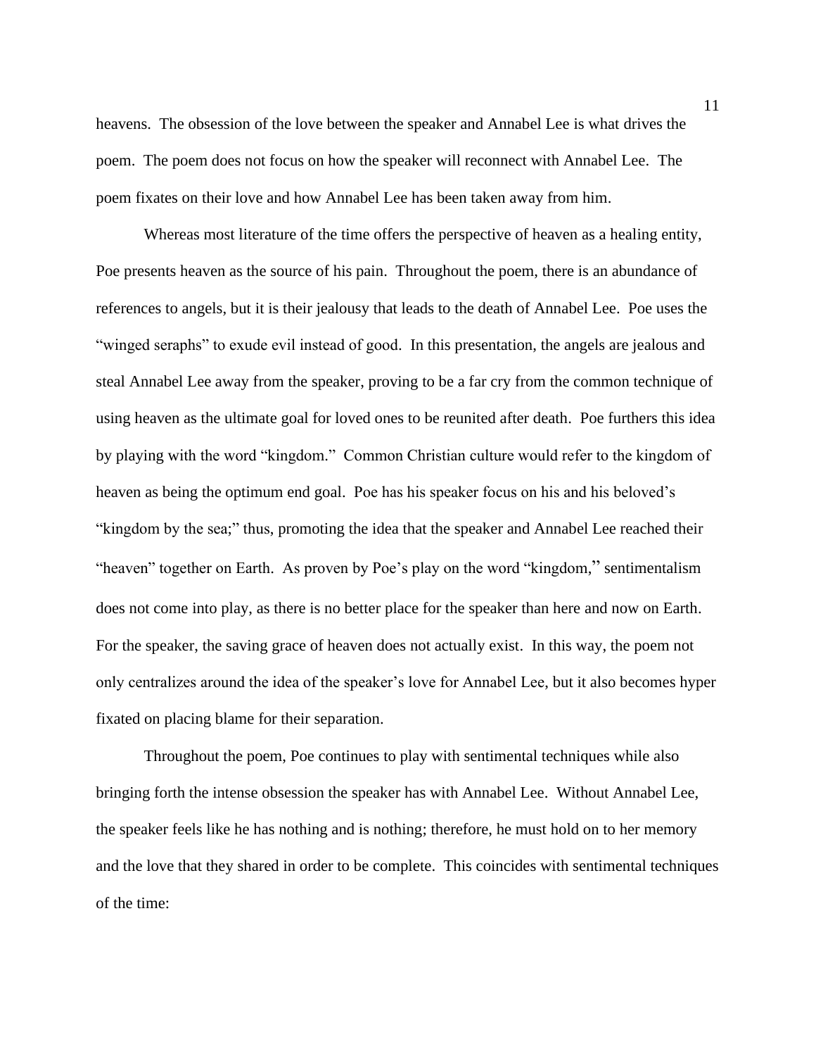heavens. The obsession of the love between the speaker and Annabel Lee is what drives the poem. The poem does not focus on how the speaker will reconnect with Annabel Lee. The poem fixates on their love and how Annabel Lee has been taken away from him.

Whereas most literature of the time offers the perspective of heaven as a healing entity, Poe presents heaven as the source of his pain. Throughout the poem, there is an abundance of references to angels, but it is their jealousy that leads to the death of Annabel Lee. Poe uses the "winged seraphs" to exude evil instead of good. In this presentation, the angels are jealous and steal Annabel Lee away from the speaker, proving to be a far cry from the common technique of using heaven as the ultimate goal for loved ones to be reunited after death. Poe furthers this idea by playing with the word "kingdom." Common Christian culture would refer to the kingdom of heaven as being the optimum end goal. Poe has his speaker focus on his and his beloved's "kingdom by the sea;" thus, promoting the idea that the speaker and Annabel Lee reached their "heaven" together on Earth. As proven by Poe's play on the word "kingdom," sentimentalism does not come into play, as there is no better place for the speaker than here and now on Earth. For the speaker, the saving grace of heaven does not actually exist. In this way, the poem not only centralizes around the idea of the speaker's love for Annabel Lee, but it also becomes hyper fixated on placing blame for their separation.

Throughout the poem, Poe continues to play with sentimental techniques while also bringing forth the intense obsession the speaker has with Annabel Lee. Without Annabel Lee, the speaker feels like he has nothing and is nothing; therefore, he must hold on to her memory and the love that they shared in order to be complete. This coincides with sentimental techniques of the time: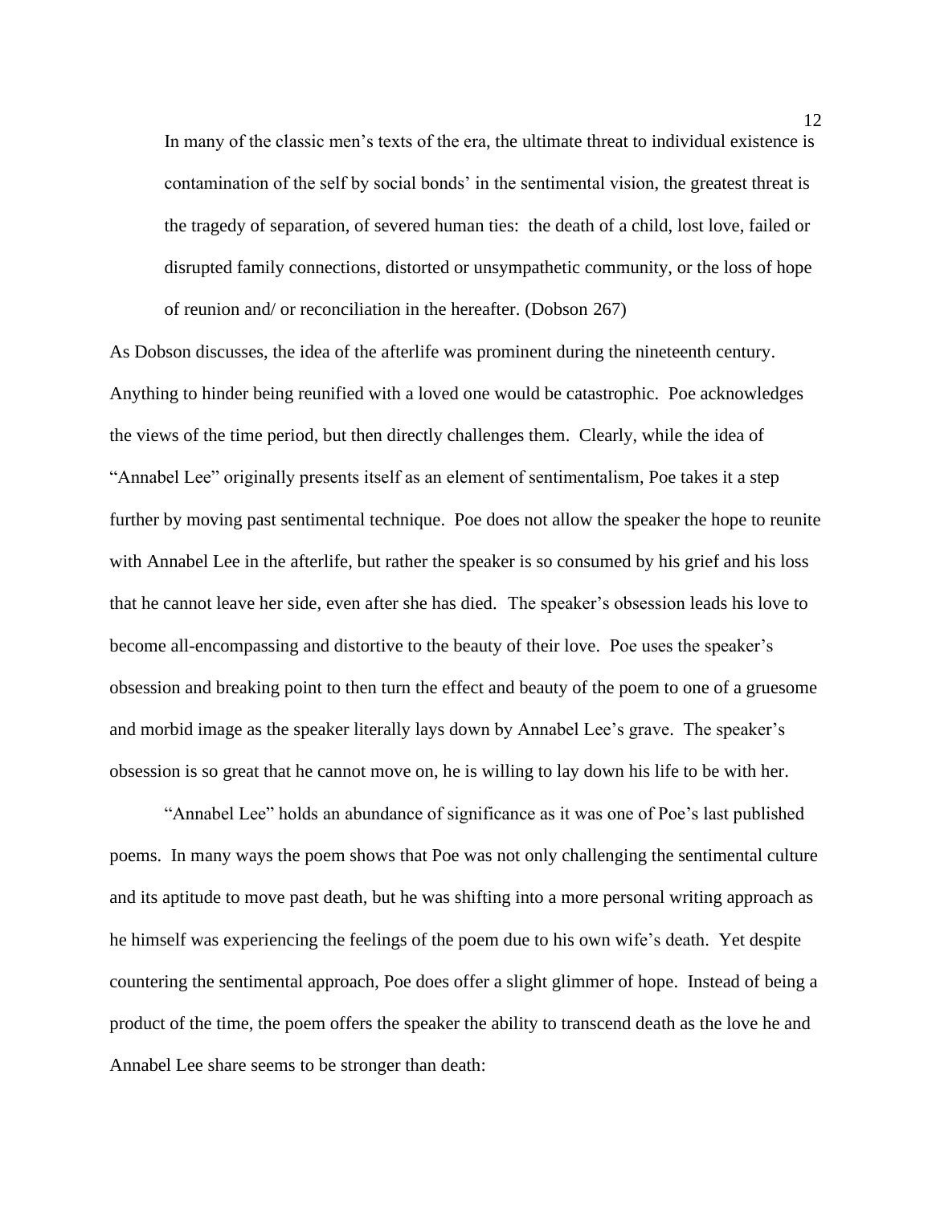> In many of the classic men's texts of the era, the ultimate threat to individual existence is contamination of the self by social bonds' in the sentimental vision, the greatest threat is the tragedy of separation, of severed human ties: the death of a child, lost love, failed or disrupted family connections, distorted or unsympathetic community, or the loss of hope of reunion and/ or reconciliation in the hereafter. (Dobson 267)

As Dobson discusses, the idea of the afterlife was prominent during the nineteenth century. Anything to hinder being reunified with a loved one would be catastrophic. Poe acknowledges the views of the time period, but then directly challenges them. Clearly, while the idea of "Annabel Lee" originally presents itself as an element of sentimentalism, Poe takes it a step further by moving past sentimental technique. Poe does not allow the speaker the hope to reunite with Annabel Lee in the afterlife, but rather the speaker is so consumed by his grief and his loss that he cannot leave her side, even after she has died. The speaker's obsession leads his love to become all-encompassing and distortive to the beauty of their love. Poe uses the speaker's obsession and breaking point to then turn the effect and beauty of the poem to one of a gruesome and morbid image as the speaker literally lays down by Annabel Lee's grave. The speaker's obsession is so great that he cannot move on, he is willing to lay down his life to be with her.

"Annabel Lee" holds an abundance of significance as it was one of Poe's last published poems. In many ways the poem shows that Poe was not only challenging the sentimental culture and its aptitude to move past death, but he was shifting into a more personal writing approach as he himself was experiencing the feelings of the poem due to his own wife's death. Yet despite countering the sentimental approach, Poe does offer a slight glimmer of hope. Instead of being a product of the time, the poem offers the speaker the ability to transcend death as the love he and Annabel Lee share seems to be stronger than death: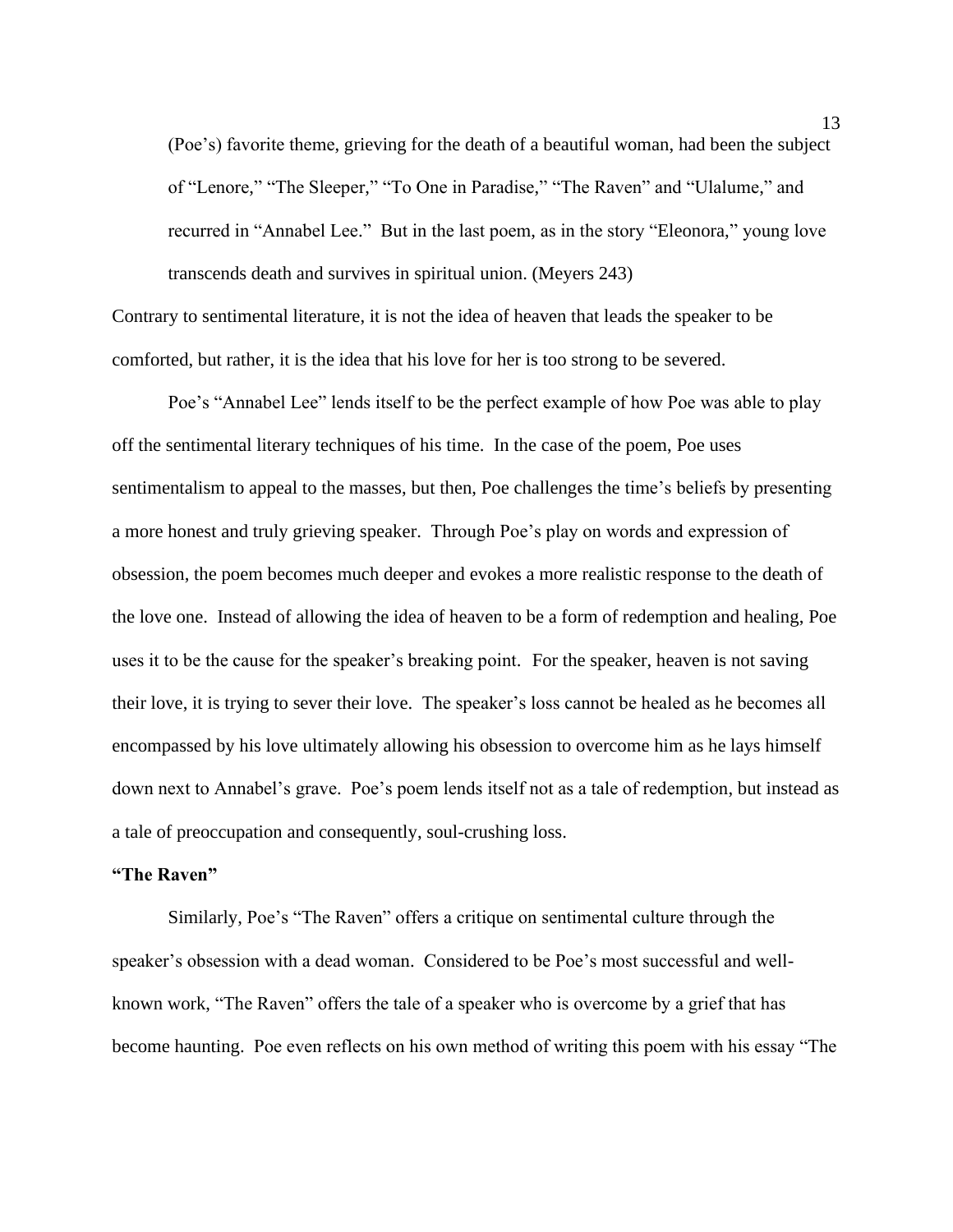> (Poe's) favorite theme, grieving for the death of a beautiful woman, had been the subject of "Lenore," "The Sleeper," "To One in Paradise," "The Raven" and "Ulalume," and recurred in "Annabel Lee." But in the last poem, as in the story "Eleonora," young love transcends death and survives in spiritual union. (Meyers 243)

Contrary to sentimental literature, it is not the idea of heaven that leads the speaker to be comforted, but rather, it is the idea that his love for her is too strong to be severed.

Poe's "Annabel Lee" lends itself to be the perfect example of how Poe was able to play off the sentimental literary techniques of his time. In the case of the poem, Poe uses sentimentalism to appeal to the masses, but then, Poe challenges the time's beliefs by presenting a more honest and truly grieving speaker. Through Poe's play on words and expression of obsession, the poem becomes much deeper and evokes a more realistic response to the death of the love one. Instead of allowing the idea of heaven to be a form of redemption and healing, Poe uses it to be the cause for the speaker's breaking point. For the speaker, heaven is not saving their love, it is trying to sever their love. The speaker's loss cannot be healed as he becomes all encompassed by his love ultimately allowing his obsession to overcome him as he lays himself down next to Annabel's grave. Poe's poem lends itself not as a tale of redemption, but instead as a tale of preoccupation and consequently, soul-crushing loss.

**"The Raven"**

Similarly, Poe's "The Raven" offers a critique on sentimental culture through the speaker's obsession with a dead woman. Considered to be Poe's most successful and well-known work, "The Raven" offers the tale of a speaker who is overcome by a grief that has become haunting. Poe even reflects on his own method of writing this poem with his essay "The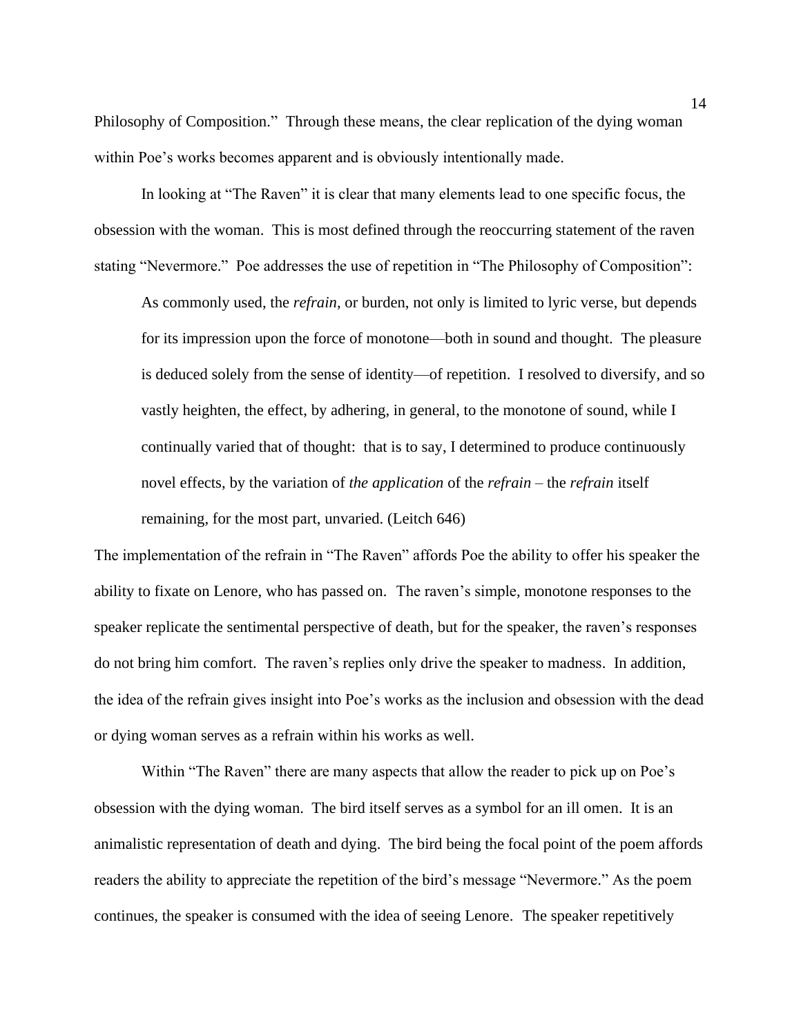Philosophy of Composition." Through these means, the clear replication of the dying woman within Poe's works becomes apparent and is obviously intentionally made.

In looking at "The Raven" it is clear that many elements lead to one specific focus, the obsession with the woman. This is most defined through the reoccurring statement of the raven stating "Nevermore." Poe addresses the use of repetition in "The Philosophy of Composition":

> As commonly used, the *refrain*, or burden, not only is limited to lyric verse, but depends for its impression upon the force of monotone—both in sound and thought. The pleasure is deduced solely from the sense of identity—of repetition. I resolved to diversify, and so vastly heighten, the effect, by adhering, in general, to the monotone of sound, while I continually varied that of thought: that is to say, I determined to produce continuously novel effects, by the variation of *the application* of the *refrain* – the *refrain* itself remaining, for the most part, unvaried. (Leitch 646)

The implementation of the refrain in "The Raven" affords Poe the ability to offer his speaker the ability to fixate on Lenore, who has passed on. The raven's simple, monotone responses to the speaker replicate the sentimental perspective of death, but for the speaker, the raven's responses do not bring him comfort. The raven's replies only drive the speaker to madness. In addition, the idea of the refrain gives insight into Poe's works as the inclusion and obsession with the dead or dying woman serves as a refrain within his works as well.

Within "The Raven" there are many aspects that allow the reader to pick up on Poe's obsession with the dying woman. The bird itself serves as a symbol for an ill omen. It is an animalistic representation of death and dying. The bird being the focal point of the poem affords readers the ability to appreciate the repetition of the bird's message "Nevermore." As the poem continues, the speaker is consumed with the idea of seeing Lenore. The speaker repetitively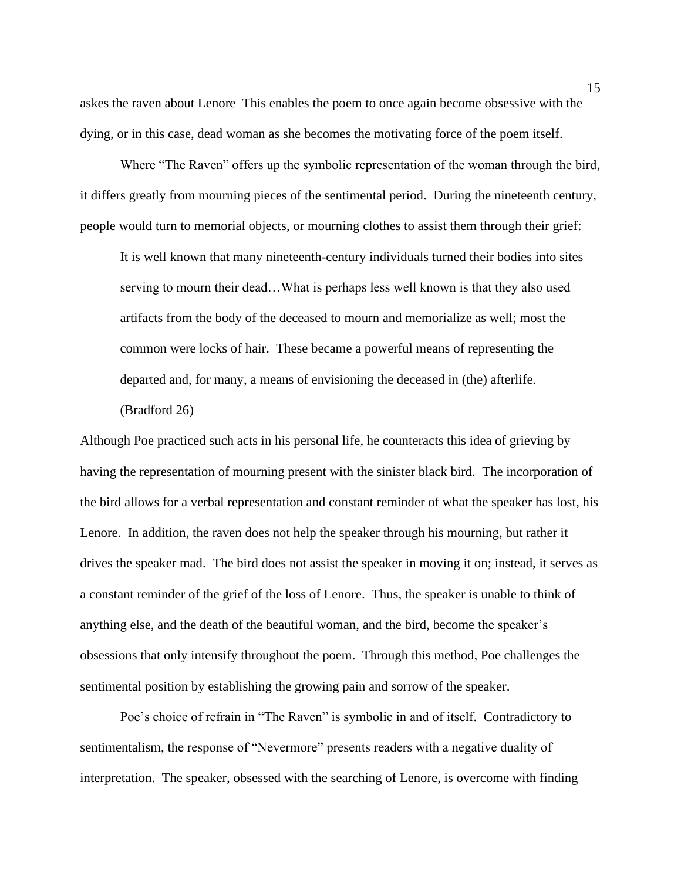askes the raven about Lenore  This enables the poem to once again become obsessive with the dying, or in this case, dead woman as she becomes the motivating force of the poem itself.

Where "The Raven" offers up the symbolic representation of the woman through the bird, it differs greatly from mourning pieces of the sentimental period. During the nineteenth century, people would turn to memorial objects, or mourning clothes to assist them through their grief:

> It is well known that many nineteenth-century individuals turned their bodies into sites serving to mourn their dead…What is perhaps less well known is that they also used artifacts from the body of the deceased to mourn and memorialize as well; most the common were locks of hair. These became a powerful means of representing the departed and, for many, a means of envisioning the deceased in (the) afterlife. (Bradford 26)

Although Poe practiced such acts in his personal life, he counteracts this idea of grieving by having the representation of mourning present with the sinister black bird. The incorporation of the bird allows for a verbal representation and constant reminder of what the speaker has lost, his Lenore. In addition, the raven does not help the speaker through his mourning, but rather it drives the speaker mad. The bird does not assist the speaker in moving it on; instead, it serves as a constant reminder of the grief of the loss of Lenore. Thus, the speaker is unable to think of anything else, and the death of the beautiful woman, and the bird, become the speaker's obsessions that only intensify throughout the poem. Through this method, Poe challenges the sentimental position by establishing the growing pain and sorrow of the speaker.

Poe's choice of refrain in "The Raven" is symbolic in and of itself. Contradictory to sentimentalism, the response of "Nevermore" presents readers with a negative duality of interpretation. The speaker, obsessed with the searching of Lenore, is overcome with finding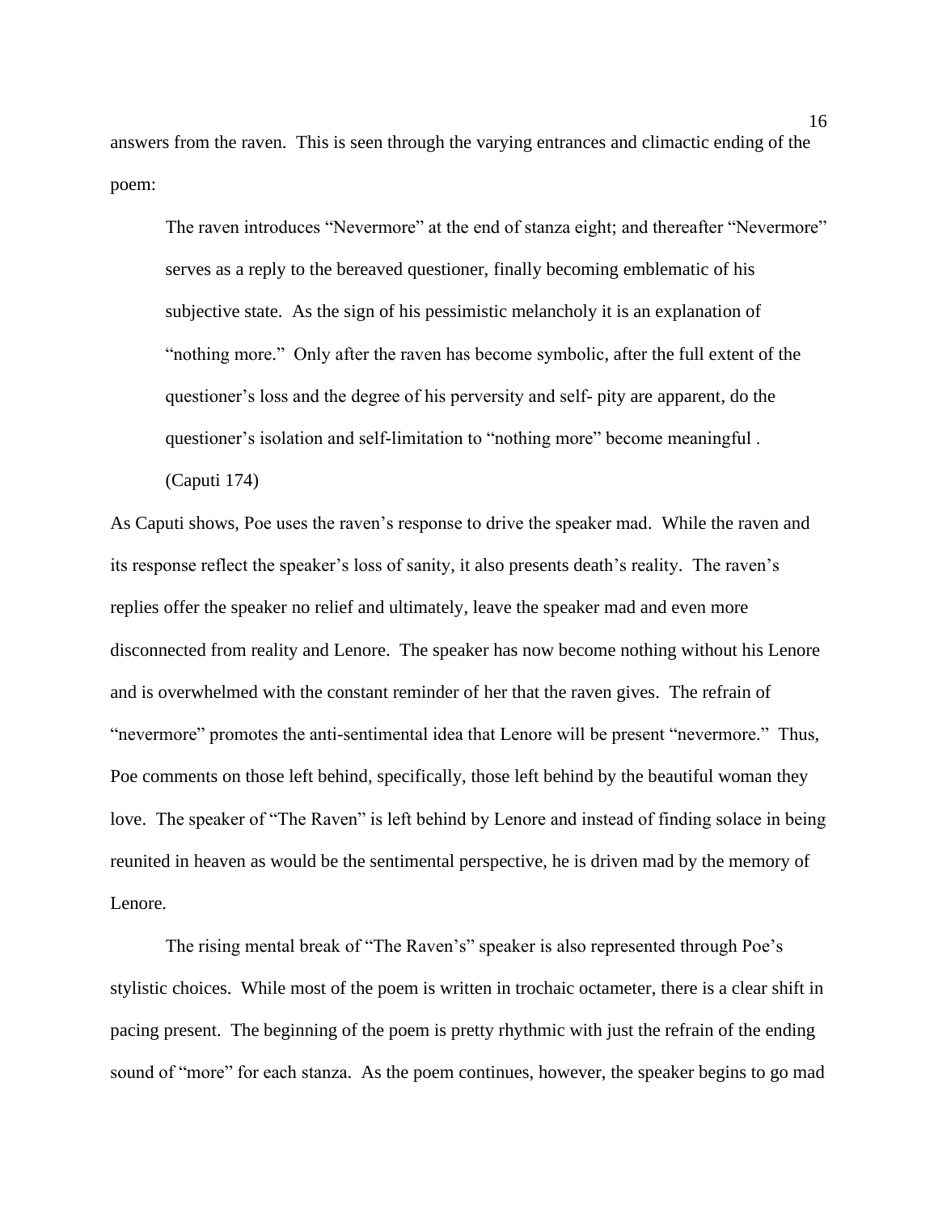answers from the raven. This is seen through the varying entrances and climactic ending of the poem:

> The raven introduces "Nevermore" at the end of stanza eight; and thereafter "Nevermore" serves as a reply to the bereaved questioner, finally becoming emblematic of his subjective state. As the sign of his pessimistic melancholy it is an explanation of "nothing more." Only after the raven has become symbolic, after the full extent of the questioner's loss and the degree of his perversity and self- pity are apparent, do the questioner's isolation and self-limitation to "nothing more" become meaningful . (Caputi 174)

As Caputi shows, Poe uses the raven's response to drive the speaker mad. While the raven and its response reflect the speaker's loss of sanity, it also presents death's reality. The raven's replies offer the speaker no relief and ultimately, leave the speaker mad and even more disconnected from reality and Lenore. The speaker has now become nothing without his Lenore and is overwhelmed with the constant reminder of her that the raven gives. The refrain of "nevermore" promotes the anti-sentimental idea that Lenore will be present "nevermore." Thus, Poe comments on those left behind, specifically, those left behind by the beautiful woman they love. The speaker of "The Raven" is left behind by Lenore and instead of finding solace in being reunited in heaven as would be the sentimental perspective, he is driven mad by the memory of Lenore.

The rising mental break of "The Raven's" speaker is also represented through Poe's stylistic choices. While most of the poem is written in trochaic octameter, there is a clear shift in pacing present. The beginning of the poem is pretty rhythmic with just the refrain of the ending sound of "more" for each stanza. As the poem continues, however, the speaker begins to go mad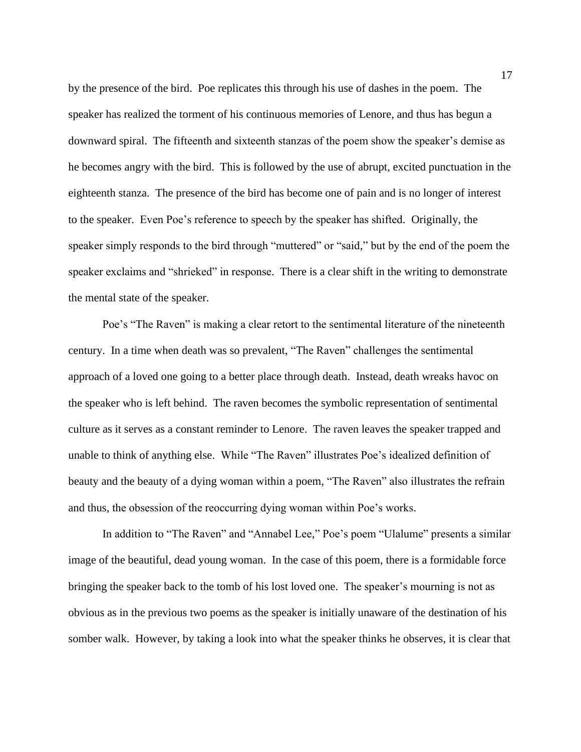by the presence of the bird. Poe replicates this through his use of dashes in the poem. The speaker has realized the torment of his continuous memories of Lenore, and thus has begun a downward spiral. The fifteenth and sixteenth stanzas of the poem show the speaker's demise as he becomes angry with the bird. This is followed by the use of abrupt, excited punctuation in the eighteenth stanza. The presence of the bird has become one of pain and is no longer of interest to the speaker. Even Poe's reference to speech by the speaker has shifted. Originally, the speaker simply responds to the bird through "muttered" or "said," but by the end of the poem the speaker exclaims and "shrieked" in response. There is a clear shift in the writing to demonstrate the mental state of the speaker.

Poe's "The Raven" is making a clear retort to the sentimental literature of the nineteenth century. In a time when death was so prevalent, "The Raven" challenges the sentimental approach of a loved one going to a better place through death. Instead, death wreaks havoc on the speaker who is left behind. The raven becomes the symbolic representation of sentimental culture as it serves as a constant reminder to Lenore. The raven leaves the speaker trapped and unable to think of anything else. While "The Raven" illustrates Poe's idealized definition of beauty and the beauty of a dying woman within a poem, "The Raven" also illustrates the refrain and thus, the obsession of the reoccurring dying woman within Poe's works.

In addition to "The Raven" and "Annabel Lee," Poe's poem "Ulalume" presents a similar image of the beautiful, dead young woman. In the case of this poem, there is a formidable force bringing the speaker back to the tomb of his lost loved one. The speaker's mourning is not as obvious as in the previous two poems as the speaker is initially unaware of the destination of his somber walk. However, by taking a look into what the speaker thinks he observes, it is clear that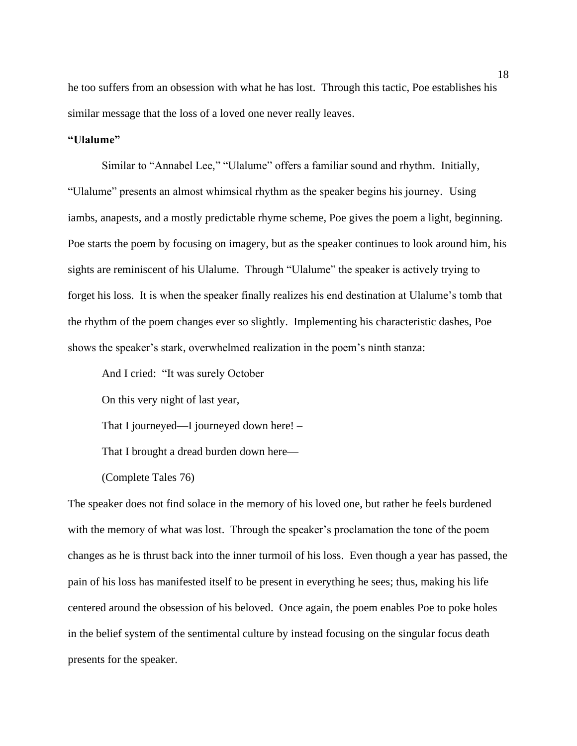he too suffers from an obsession with what he has lost. Through this tactic, Poe establishes his similar message that the loss of a loved one never really leaves.

**"Ulalume"**

Similar to "Annabel Lee," "Ulalume" offers a familiar sound and rhythm. Initially, "Ulalume" presents an almost whimsical rhythm as the speaker begins his journey. Using iambs, anapests, and a mostly predictable rhyme scheme, Poe gives the poem a light, beginning. Poe starts the poem by focusing on imagery, but as the speaker continues to look around him, his sights are reminiscent of his Ulalume. Through "Ulalume" the speaker is actively trying to forget his loss. It is when the speaker finally realizes his end destination at Ulalume's tomb that the rhythm of the poem changes ever so slightly. Implementing his characteristic dashes, Poe shows the speaker's stark, overwhelmed realization in the poem's ninth stanza:

> And I cried: "It was surely October
>
> On this very night of last year,
>
> That I journeyed—I journeyed down here! –
>
> That I brought a dread burden down here—
>
> (Complete Tales 76)

The speaker does not find solace in the memory of his loved one, but rather he feels burdened with the memory of what was lost. Through the speaker's proclamation the tone of the poem changes as he is thrust back into the inner turmoil of his loss. Even though a year has passed, the pain of his loss has manifested itself to be present in everything he sees; thus, making his life centered around the obsession of his beloved. Once again, the poem enables Poe to poke holes in the belief system of the sentimental culture by instead focusing on the singular focus death presents for the speaker.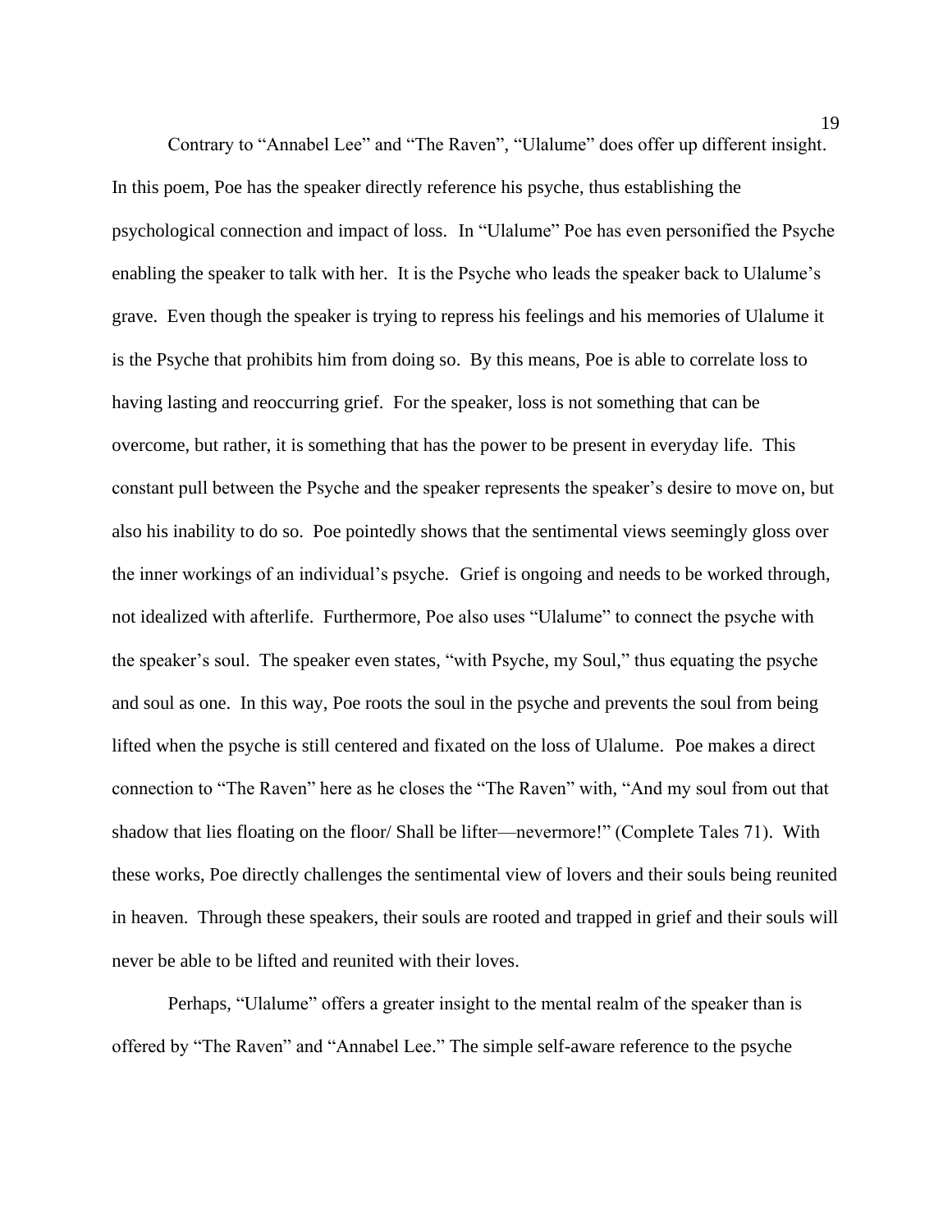Contrary to “Annabel Lee” and “The Raven”, “Ulalume” does offer up different insight. In this poem, Poe has the speaker directly reference his psyche, thus establishing the psychological connection and impact of loss. In “Ulalume” Poe has even personified the Psyche enabling the speaker to talk with her. It is the Psyche who leads the speaker back to Ulalume’s grave. Even though the speaker is trying to repress his feelings and his memories of Ulalume it is the Psyche that prohibits him from doing so. By this means, Poe is able to correlate loss to having lasting and reoccurring grief. For the speaker, loss is not something that can be overcome, but rather, it is something that has the power to be present in everyday life. This constant pull between the Psyche and the speaker represents the speaker’s desire to move on, but also his inability to do so. Poe pointedly shows that the sentimental views seemingly gloss over the inner workings of an individual’s psyche. Grief is ongoing and needs to be worked through, not idealized with afterlife. Furthermore, Poe also uses “Ulalume” to connect the psyche with the speaker’s soul. The speaker even states, “with Psyche, my Soul,” thus equating the psyche and soul as one. In this way, Poe roots the soul in the psyche and prevents the soul from being lifted when the psyche is still centered and fixated on the loss of Ulalume. Poe makes a direct connection to “The Raven” here as he closes the “The Raven” with, “And my soul from out that shadow that lies floating on the floor/ Shall be lifter—nevermore!” (Complete Tales 71). With these works, Poe directly challenges the sentimental view of lovers and their souls being reunited in heaven. Through these speakers, their souls are rooted and trapped in grief and their souls will never be able to be lifted and reunited with their loves.

Perhaps, “Ulalume” offers a greater insight to the mental realm of the speaker than is offered by “The Raven” and “Annabel Lee.” The simple self-aware reference to the psyche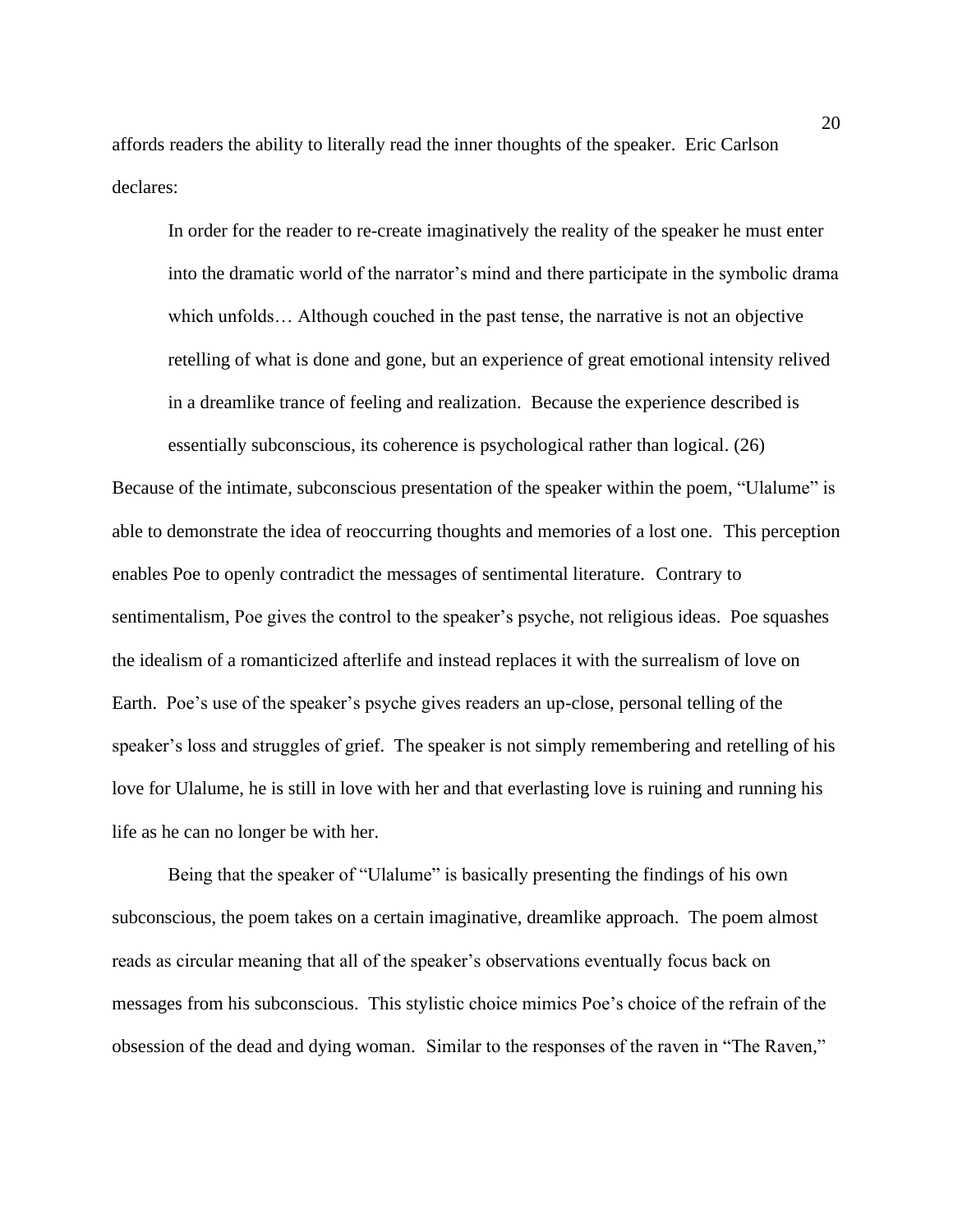affords readers the ability to literally read the inner thoughts of the speaker. Eric Carlson declares:

> In order for the reader to re-create imaginatively the reality of the speaker he must enter into the dramatic world of the narrator's mind and there participate in the symbolic drama which unfolds… Although couched in the past tense, the narrative is not an objective retelling of what is done and gone, but an experience of great emotional intensity relived in a dreamlike trance of feeling and realization. Because the experience described is essentially subconscious, its coherence is psychological rather than logical. (26)

Because of the intimate, subconscious presentation of the speaker within the poem, "Ulalume" is able to demonstrate the idea of reoccurring thoughts and memories of a lost one. This perception enables Poe to openly contradict the messages of sentimental literature. Contrary to sentimentalism, Poe gives the control to the speaker's psyche, not religious ideas. Poe squashes the idealism of a romanticized afterlife and instead replaces it with the surrealism of love on Earth. Poe's use of the speaker's psyche gives readers an up-close, personal telling of the speaker's loss and struggles of grief. The speaker is not simply remembering and retelling of his love for Ulalume, he is still in love with her and that everlasting love is ruining and running his life as he can no longer be with her.

Being that the speaker of "Ulalume" is basically presenting the findings of his own subconscious, the poem takes on a certain imaginative, dreamlike approach. The poem almost reads as circular meaning that all of the speaker's observations eventually focus back on messages from his subconscious. This stylistic choice mimics Poe's choice of the refrain of the obsession of the dead and dying woman. Similar to the responses of the raven in "The Raven,"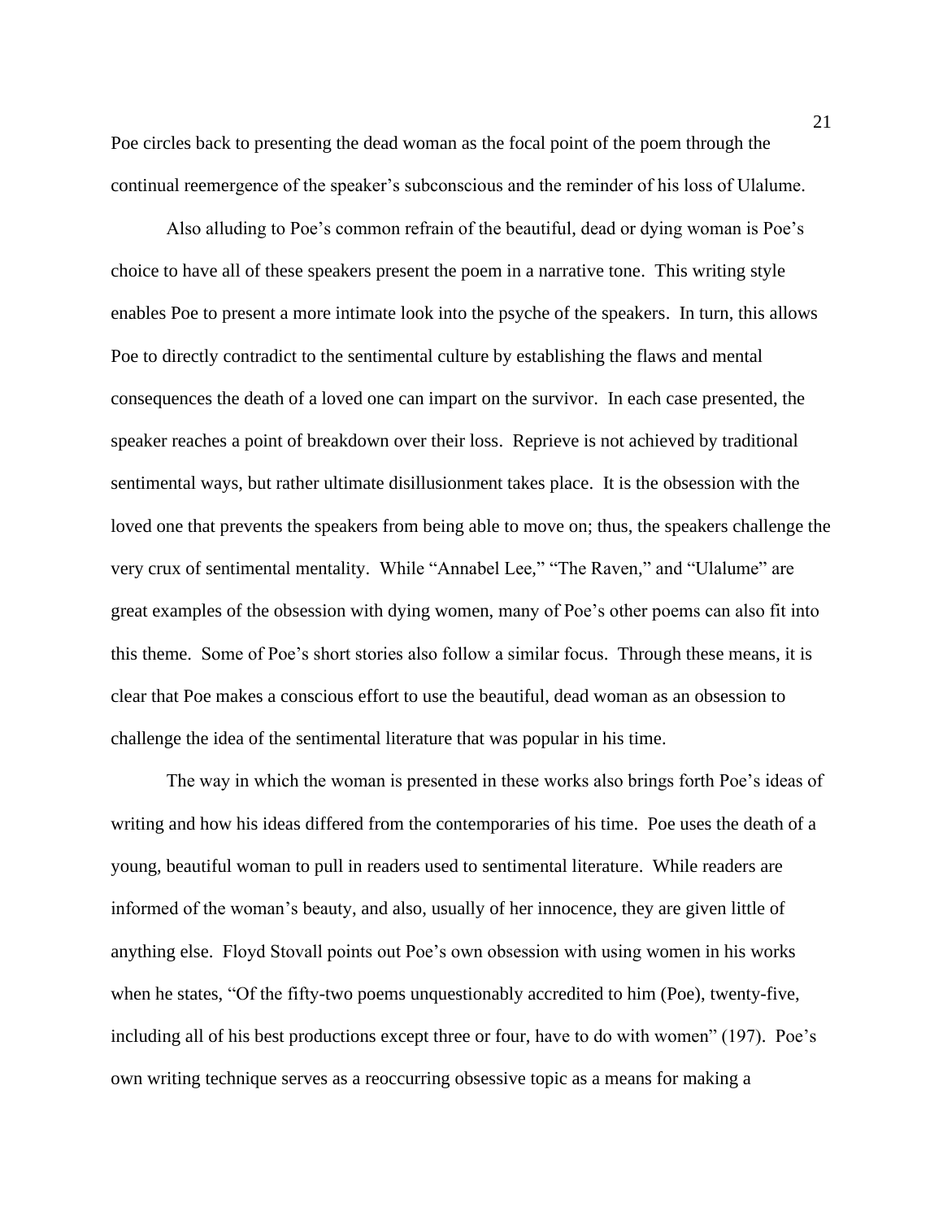Poe circles back to presenting the dead woman as the focal point of the poem through the continual reemergence of the speaker's subconscious and the reminder of his loss of Ulalume.

Also alluding to Poe's common refrain of the beautiful, dead or dying woman is Poe's choice to have all of these speakers present the poem in a narrative tone. This writing style enables Poe to present a more intimate look into the psyche of the speakers. In turn, this allows Poe to directly contradict to the sentimental culture by establishing the flaws and mental consequences the death of a loved one can impart on the survivor. In each case presented, the speaker reaches a point of breakdown over their loss. Reprieve is not achieved by traditional sentimental ways, but rather ultimate disillusionment takes place. It is the obsession with the loved one that prevents the speakers from being able to move on; thus, the speakers challenge the very crux of sentimental mentality. While "Annabel Lee," "The Raven," and "Ulalume" are great examples of the obsession with dying women, many of Poe's other poems can also fit into this theme. Some of Poe's short stories also follow a similar focus. Through these means, it is clear that Poe makes a conscious effort to use the beautiful, dead woman as an obsession to challenge the idea of the sentimental literature that was popular in his time.

The way in which the woman is presented in these works also brings forth Poe's ideas of writing and how his ideas differed from the contemporaries of his time. Poe uses the death of a young, beautiful woman to pull in readers used to sentimental literature. While readers are informed of the woman's beauty, and also, usually of her innocence, they are given little of anything else. Floyd Stovall points out Poe's own obsession with using women in his works when he states, "Of the fifty-two poems unquestionably accredited to him (Poe), twenty-five, including all of his best productions except three or four, have to do with women" (197). Poe's own writing technique serves as a reoccurring obsessive topic as a means for making a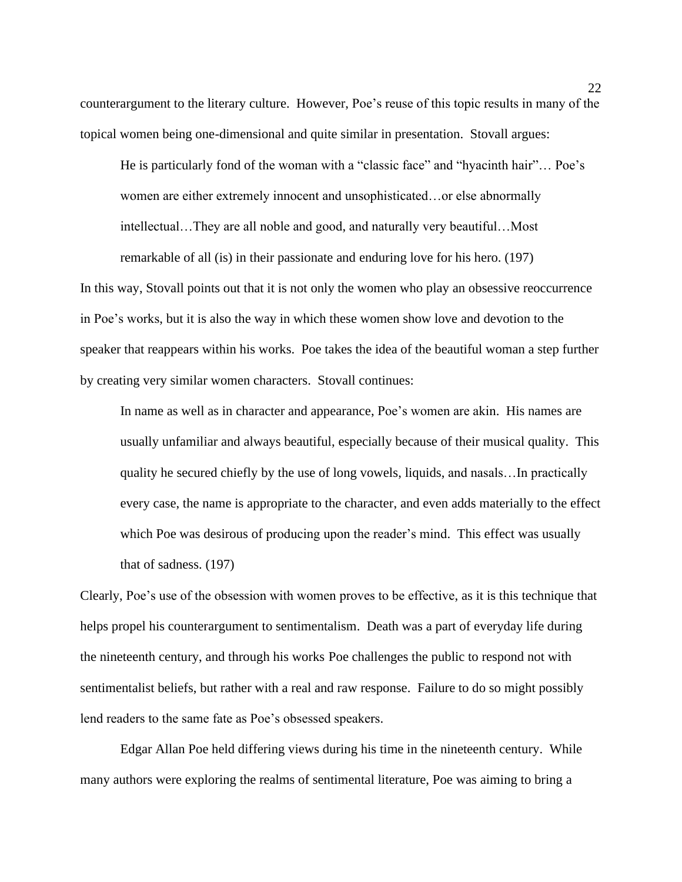counterargument to the literary culture. However, Poe's reuse of this topic results in many of the topical women being one-dimensional and quite similar in presentation. Stovall argues:

> He is particularly fond of the woman with a "classic face" and "hyacinth hair"… Poe's women are either extremely innocent and unsophisticated…or else abnormally intellectual…They are all noble and good, and naturally very beautiful…Most remarkable of all (is) in their passionate and enduring love for his hero. (197)

In this way, Stovall points out that it is not only the women who play an obsessive reoccurrence in Poe's works, but it is also the way in which these women show love and devotion to the speaker that reappears within his works. Poe takes the idea of the beautiful woman a step further by creating very similar women characters. Stovall continues:

> In name as well as in character and appearance, Poe's women are akin. His names are usually unfamiliar and always beautiful, especially because of their musical quality. This quality he secured chiefly by the use of long vowels, liquids, and nasals…In practically every case, the name is appropriate to the character, and even adds materially to the effect which Poe was desirous of producing upon the reader's mind. This effect was usually that of sadness. (197)

Clearly, Poe's use of the obsession with women proves to be effective, as it is this technique that helps propel his counterargument to sentimentalism. Death was a part of everyday life during the nineteenth century, and through his works Poe challenges the public to respond not with sentimentalist beliefs, but rather with a real and raw response. Failure to do so might possibly lend readers to the same fate as Poe's obsessed speakers.

Edgar Allan Poe held differing views during his time in the nineteenth century. While many authors were exploring the realms of sentimental literature, Poe was aiming to bring a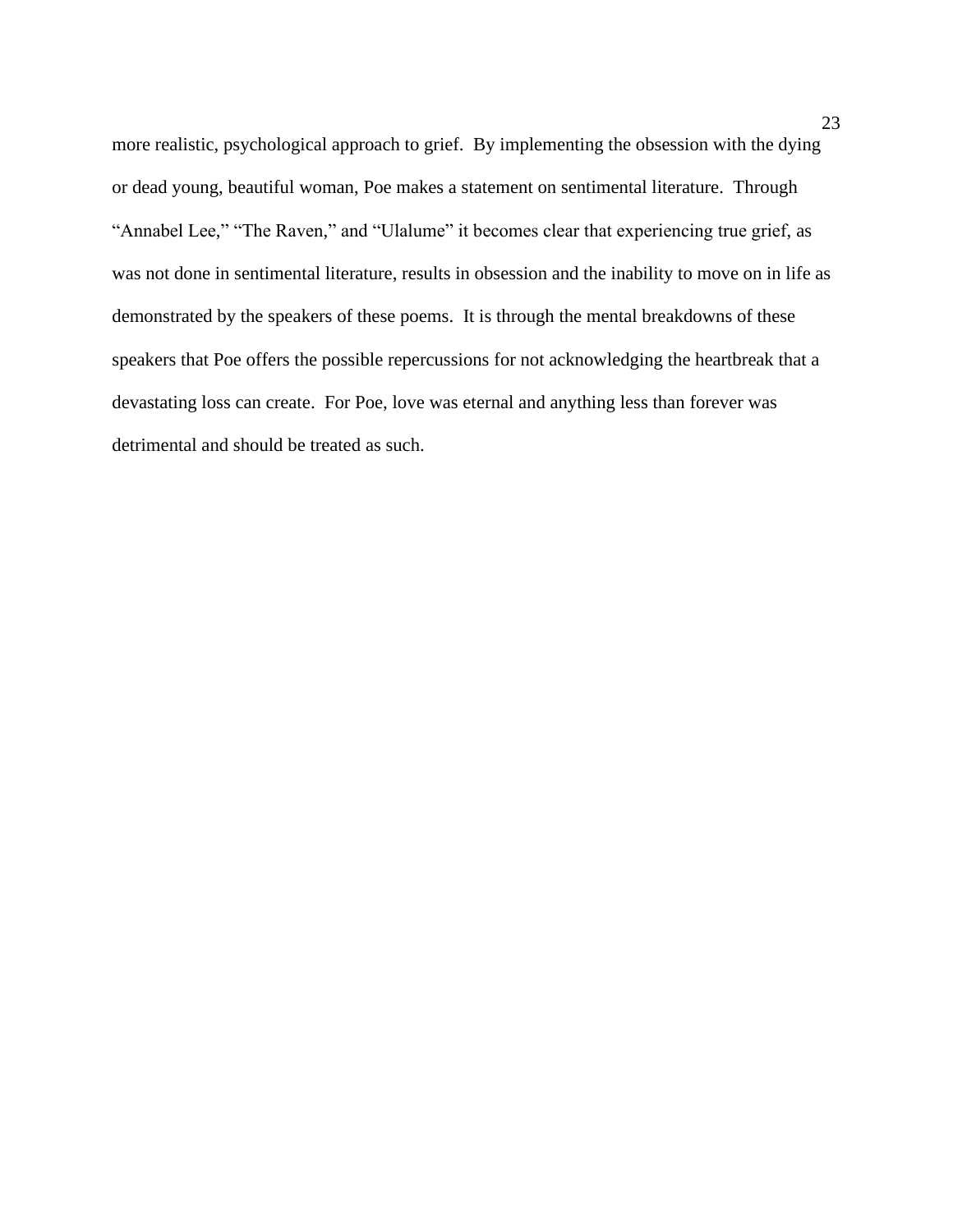more realistic, psychological approach to grief. By implementing the obsession with the dying or dead young, beautiful woman, Poe makes a statement on sentimental literature. Through "Annabel Lee," "The Raven," and "Ulalume" it becomes clear that experiencing true grief, as was not done in sentimental literature, results in obsession and the inability to move on in life as demonstrated by the speakers of these poems. It is through the mental breakdowns of these speakers that Poe offers the possible repercussions for not acknowledging the heartbreak that a devastating loss can create. For Poe, love was eternal and anything less than forever was detrimental and should be treated as such.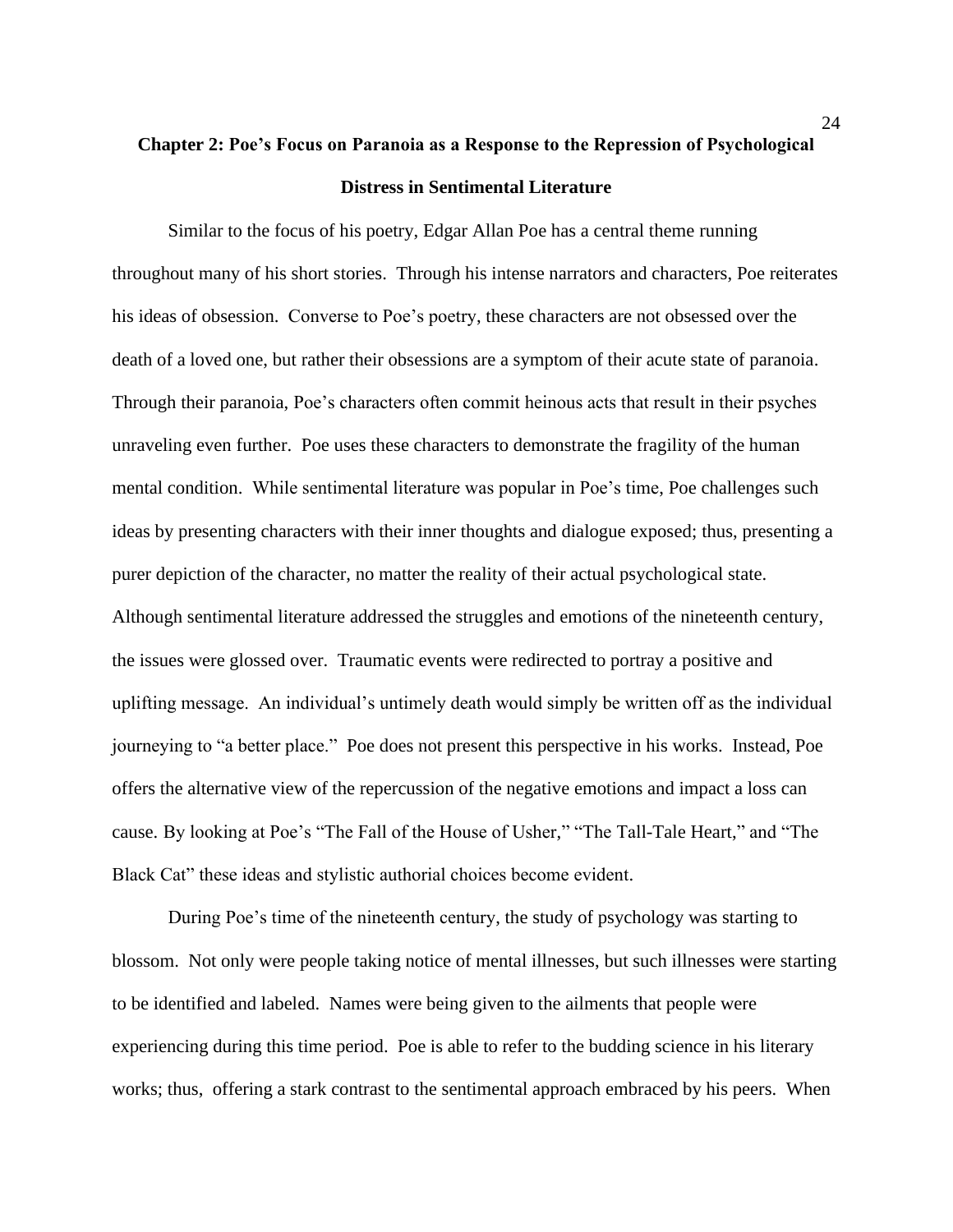## Chapter 2: Poe's Focus on Paranoia as a Response to the Repression of Psychological Distress in Sentimental Literature

Similar to the focus of his poetry, Edgar Allan Poe has a central theme running throughout many of his short stories. Through his intense narrators and characters, Poe reiterates his ideas of obsession. Converse to Poe's poetry, these characters are not obsessed over the death of a loved one, but rather their obsessions are a symptom of their acute state of paranoia. Through their paranoia, Poe's characters often commit heinous acts that result in their psyches unraveling even further. Poe uses these characters to demonstrate the fragility of the human mental condition. While sentimental literature was popular in Poe's time, Poe challenges such ideas by presenting characters with their inner thoughts and dialogue exposed; thus, presenting a purer depiction of the character, no matter the reality of their actual psychological state. Although sentimental literature addressed the struggles and emotions of the nineteenth century, the issues were glossed over. Traumatic events were redirected to portray a positive and uplifting message. An individual's untimely death would simply be written off as the individual journeying to "a better place." Poe does not present this perspective in his works. Instead, Poe offers the alternative view of the repercussion of the negative emotions and impact a loss can cause. By looking at Poe's "The Fall of the House of Usher," "The Tall-Tale Heart," and "The Black Cat" these ideas and stylistic authorial choices become evident.

During Poe's time of the nineteenth century, the study of psychology was starting to blossom. Not only were people taking notice of mental illnesses, but such illnesses were starting to be identified and labeled. Names were being given to the ailments that people were experiencing during this time period. Poe is able to refer to the budding science in his literary works; thus, offering a stark contrast to the sentimental approach embraced by his peers. When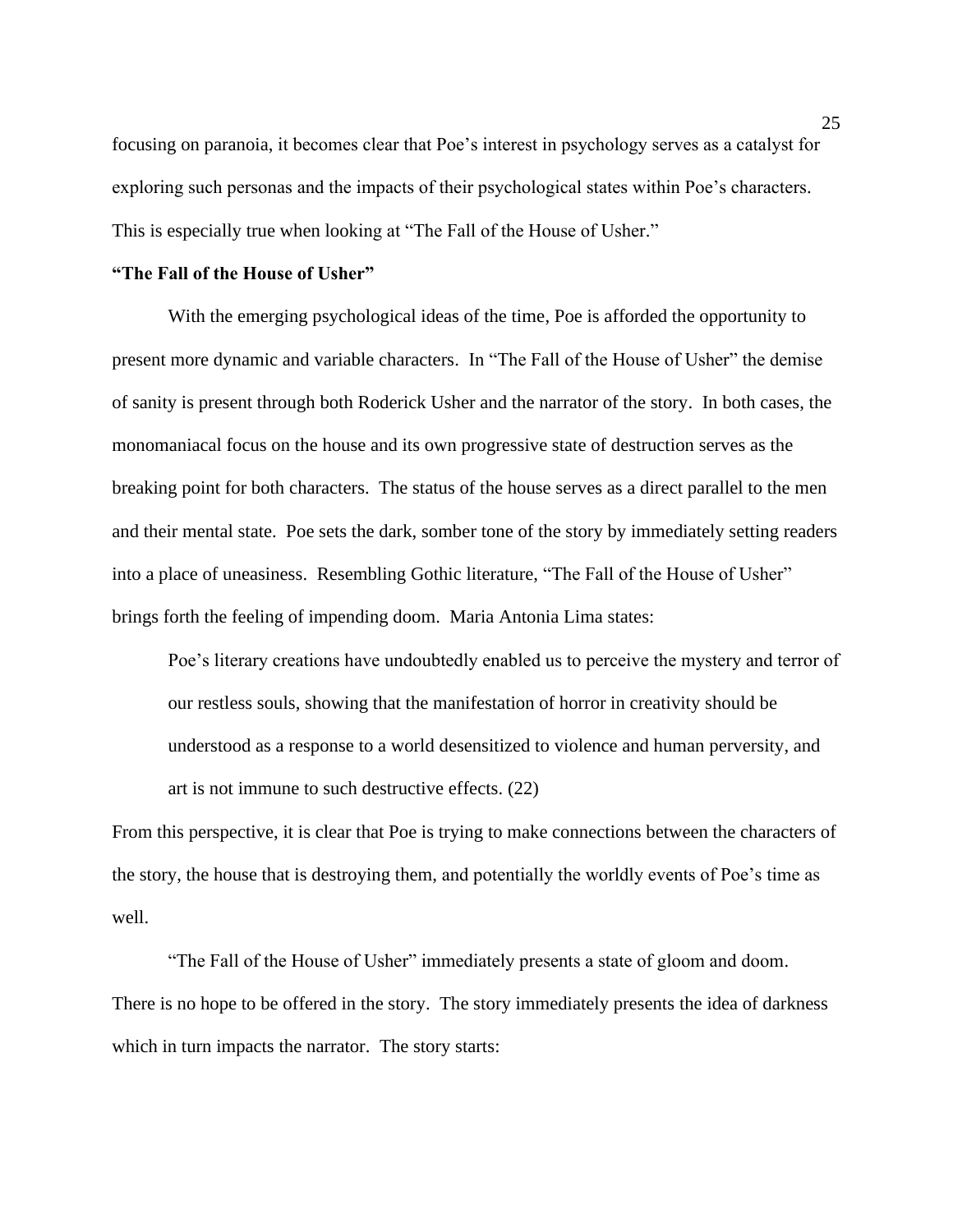focusing on paranoia, it becomes clear that Poe's interest in psychology serves as a catalyst for exploring such personas and the impacts of their psychological states within Poe's characters. This is especially true when looking at "The Fall of the House of Usher."

**"The Fall of the House of Usher"**

With the emerging psychological ideas of the time, Poe is afforded the opportunity to present more dynamic and variable characters. In "The Fall of the House of Usher" the demise of sanity is present through both Roderick Usher and the narrator of the story. In both cases, the monomaniacal focus on the house and its own progressive state of destruction serves as the breaking point for both characters. The status of the house serves as a direct parallel to the men and their mental state. Poe sets the dark, somber tone of the story by immediately setting readers into a place of uneasiness. Resembling Gothic literature, "The Fall of the House of Usher" brings forth the feeling of impending doom. Maria Antonia Lima states:

> Poe's literary creations have undoubtedly enabled us to perceive the mystery and terror of our restless souls, showing that the manifestation of horror in creativity should be understood as a response to a world desensitized to violence and human perversity, and art is not immune to such destructive effects. (22)

From this perspective, it is clear that Poe is trying to make connections between the characters of the story, the house that is destroying them, and potentially the worldly events of Poe's time as well.

"The Fall of the House of Usher" immediately presents a state of gloom and doom. There is no hope to be offered in the story. The story immediately presents the idea of darkness which in turn impacts the narrator. The story starts: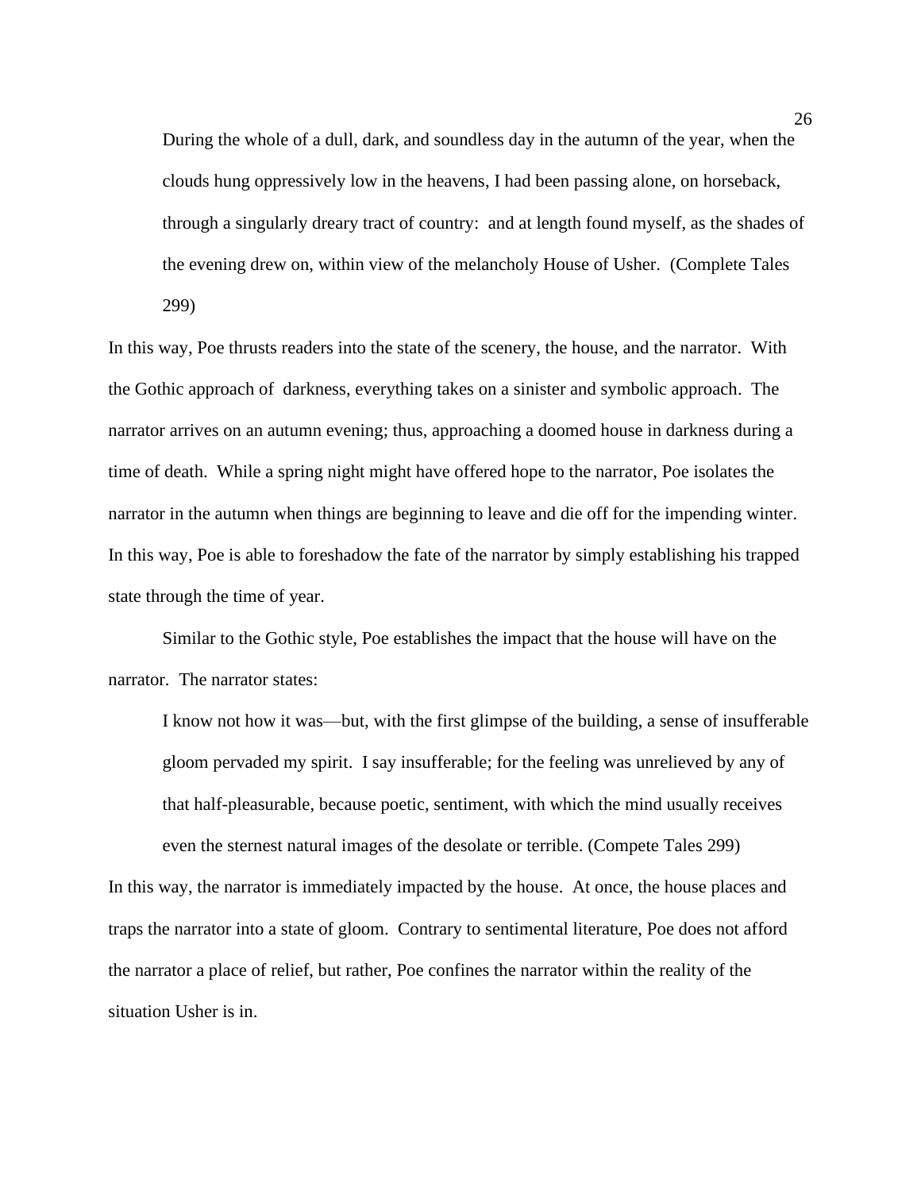> During the whole of a dull, dark, and soundless day in the autumn of the year, when the clouds hung oppressively low in the heavens, I had been passing alone, on horseback, through a singularly dreary tract of country: and at length found myself, as the shades of the evening drew on, within view of the melancholy House of Usher. (Complete Tales 299)

In this way, Poe thrusts readers into the state of the scenery, the house, and the narrator. With the Gothic approach of darkness, everything takes on a sinister and symbolic approach. The narrator arrives on an autumn evening; thus, approaching a doomed house in darkness during a time of death. While a spring night might have offered hope to the narrator, Poe isolates the narrator in the autumn when things are beginning to leave and die off for the impending winter. In this way, Poe is able to foreshadow the fate of the narrator by simply establishing his trapped state through the time of year.

Similar to the Gothic style, Poe establishes the impact that the house will have on the narrator. The narrator states:

> I know not how it was—but, with the first glimpse of the building, a sense of insufferable gloom pervaded my spirit. I say insufferable; for the feeling was unrelieved by any of that half-pleasurable, because poetic, sentiment, with which the mind usually receives even the sternest natural images of the desolate or terrible. (Compete Tales 299)

In this way, the narrator is immediately impacted by the house. At once, the house places and traps the narrator into a state of gloom. Contrary to sentimental literature, Poe does not afford the narrator a place of relief, but rather, Poe confines the narrator within the reality of the situation Usher is in.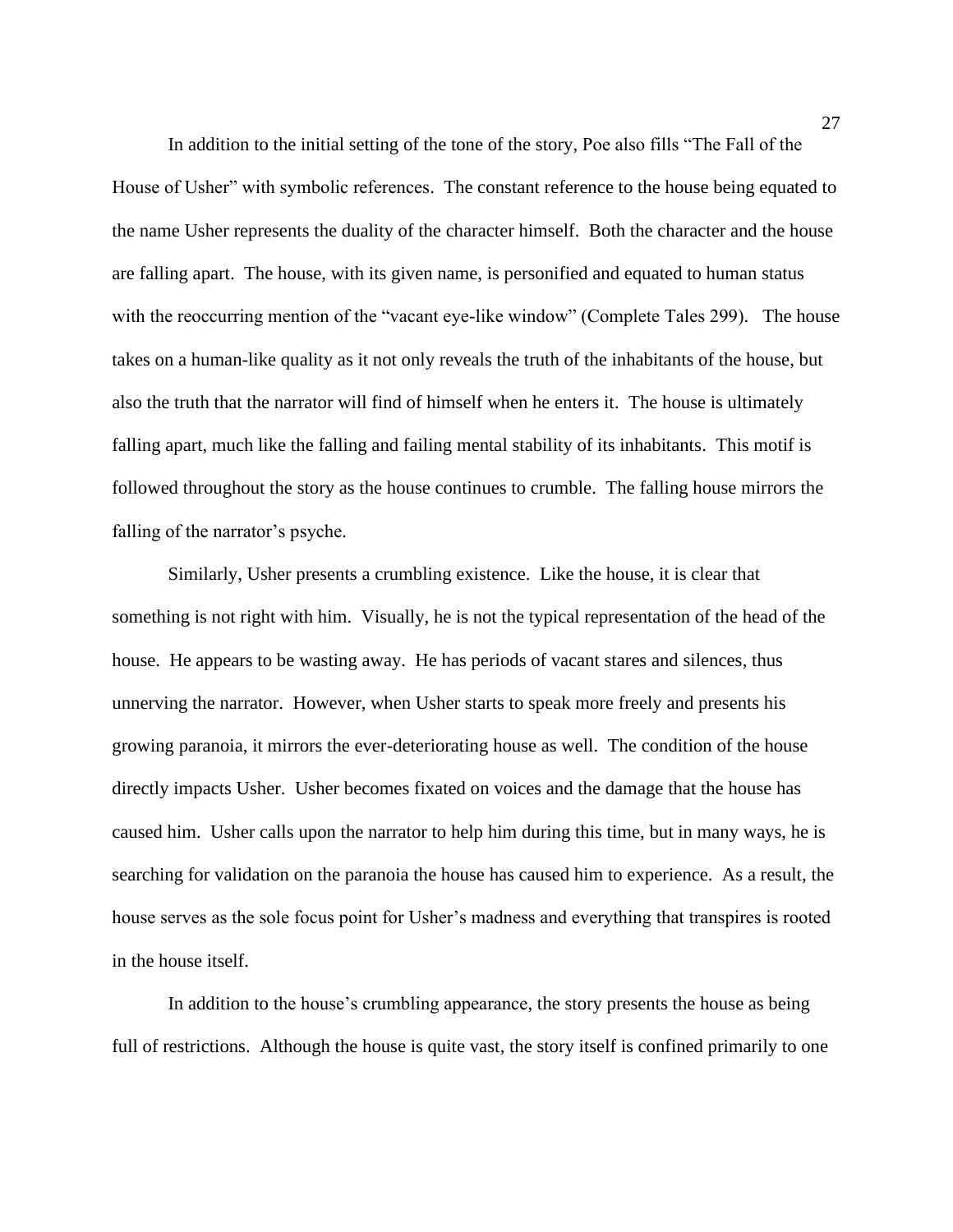In addition to the initial setting of the tone of the story, Poe also fills "The Fall of the House of Usher" with symbolic references. The constant reference to the house being equated to the name Usher represents the duality of the character himself. Both the character and the house are falling apart. The house, with its given name, is personified and equated to human status with the reoccurring mention of the "vacant eye-like window" (Complete Tales 299). The house takes on a human-like quality as it not only reveals the truth of the inhabitants of the house, but also the truth that the narrator will find of himself when he enters it. The house is ultimately falling apart, much like the falling and failing mental stability of its inhabitants. This motif is followed throughout the story as the house continues to crumble. The falling house mirrors the falling of the narrator's psyche.

Similarly, Usher presents a crumbling existence. Like the house, it is clear that something is not right with him. Visually, he is not the typical representation of the head of the house. He appears to be wasting away. He has periods of vacant stares and silences, thus unnerving the narrator. However, when Usher starts to speak more freely and presents his growing paranoia, it mirrors the ever-deteriorating house as well. The condition of the house directly impacts Usher. Usher becomes fixated on voices and the damage that the house has caused him. Usher calls upon the narrator to help him during this time, but in many ways, he is searching for validation on the paranoia the house has caused him to experience. As a result, the house serves as the sole focus point for Usher's madness and everything that transpires is rooted in the house itself.

In addition to the house's crumbling appearance, the story presents the house as being full of restrictions. Although the house is quite vast, the story itself is confined primarily to one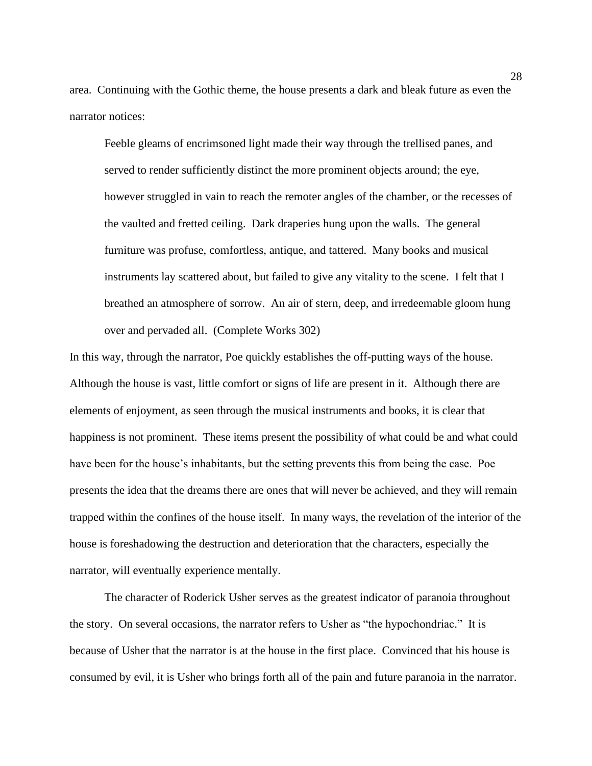area. Continuing with the Gothic theme, the house presents a dark and bleak future as even the narrator notices:

> Feeble gleams of encrimsoned light made their way through the trellised panes, and served to render sufficiently distinct the more prominent objects around; the eye, however struggled in vain to reach the remoter angles of the chamber, or the recesses of the vaulted and fretted ceiling. Dark draperies hung upon the walls. The general furniture was profuse, comfortless, antique, and tattered. Many books and musical instruments lay scattered about, but failed to give any vitality to the scene. I felt that I breathed an atmosphere of sorrow. An air of stern, deep, and irredeemable gloom hung over and pervaded all. (Complete Works 302)

In this way, through the narrator, Poe quickly establishes the off-putting ways of the house. Although the house is vast, little comfort or signs of life are present in it. Although there are elements of enjoyment, as seen through the musical instruments and books, it is clear that happiness is not prominent. These items present the possibility of what could be and what could have been for the house's inhabitants, but the setting prevents this from being the case. Poe presents the idea that the dreams there are ones that will never be achieved, and they will remain trapped within the confines of the house itself. In many ways, the revelation of the interior of the house is foreshadowing the destruction and deterioration that the characters, especially the narrator, will eventually experience mentally.

The character of Roderick Usher serves as the greatest indicator of paranoia throughout the story. On several occasions, the narrator refers to Usher as "the hypochondriac." It is because of Usher that the narrator is at the house in the first place. Convinced that his house is consumed by evil, it is Usher who brings forth all of the pain and future paranoia in the narrator.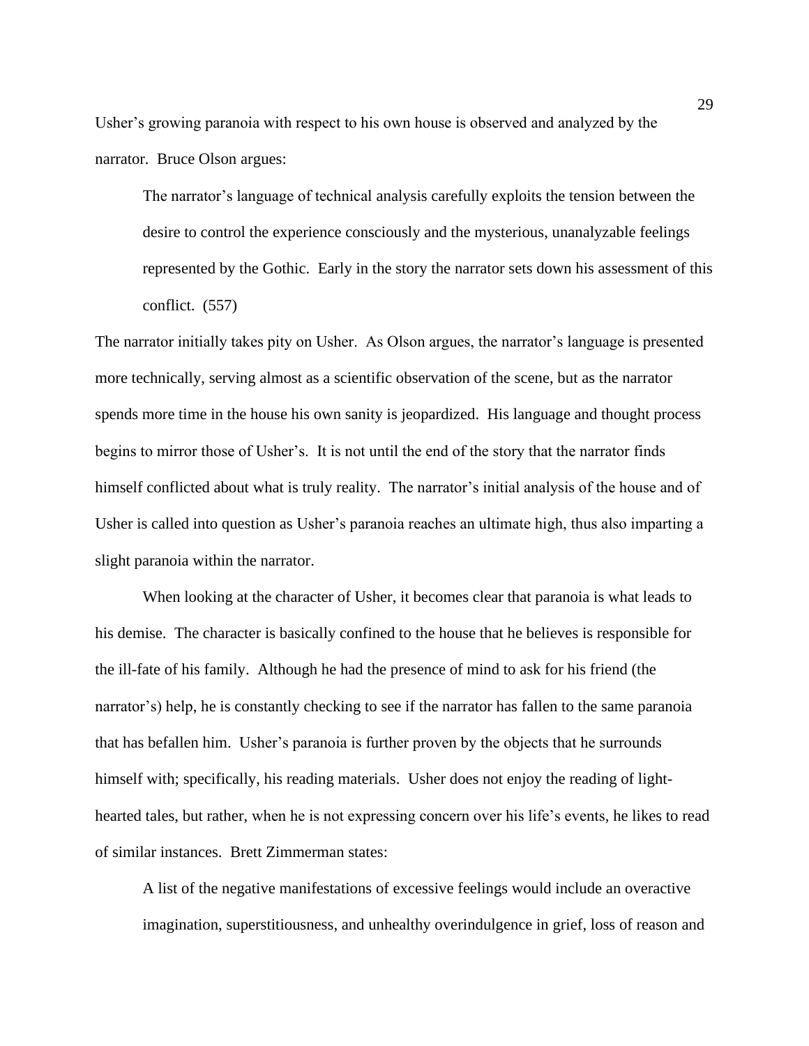Usher's growing paranoia with respect to his own house is observed and analyzed by the narrator. Bruce Olson argues:

> The narrator's language of technical analysis carefully exploits the tension between the desire to control the experience consciously and the mysterious, unanalyzable feelings represented by the Gothic. Early in the story the narrator sets down his assessment of this conflict. (557)

The narrator initially takes pity on Usher. As Olson argues, the narrator's language is presented more technically, serving almost as a scientific observation of the scene, but as the narrator spends more time in the house his own sanity is jeopardized. His language and thought process begins to mirror those of Usher's. It is not until the end of the story that the narrator finds himself conflicted about what is truly reality. The narrator's initial analysis of the house and of Usher is called into question as Usher's paranoia reaches an ultimate high, thus also imparting a slight paranoia within the narrator.

When looking at the character of Usher, it becomes clear that paranoia is what leads to his demise. The character is basically confined to the house that he believes is responsible for the ill-fate of his family. Although he had the presence of mind to ask for his friend (the narrator's) help, he is constantly checking to see if the narrator has fallen to the same paranoia that has befallen him. Usher's paranoia is further proven by the objects that he surrounds himself with; specifically, his reading materials. Usher does not enjoy the reading of light-hearted tales, but rather, when he is not expressing concern over his life's events, he likes to read of similar instances. Brett Zimmerman states:

> A list of the negative manifestations of excessive feelings would include an overactive imagination, superstitiousness, and unhealthy overindulgence in grief, loss of reason and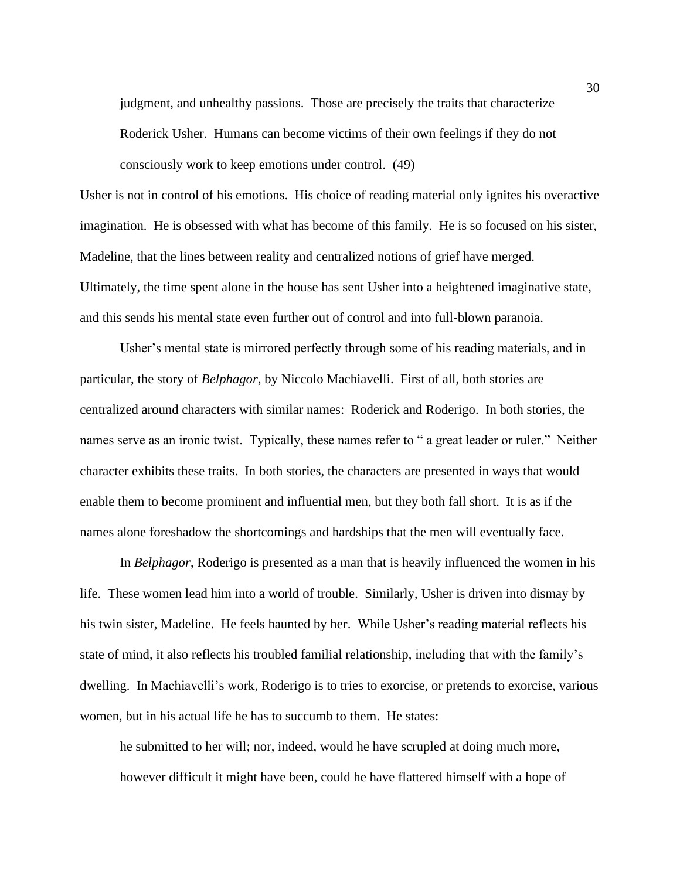> judgment, and unhealthy passions. Those are precisely the traits that characterize Roderick Usher. Humans can become victims of their own feelings if they do not consciously work to keep emotions under control. (49)

Usher is not in control of his emotions. His choice of reading material only ignites his overactive imagination. He is obsessed with what has become of this family. He is so focused on his sister, Madeline, that the lines between reality and centralized notions of grief have merged. Ultimately, the time spent alone in the house has sent Usher into a heightened imaginative state, and this sends his mental state even further out of control and into full-blown paranoia.

Usher's mental state is mirrored perfectly through some of his reading materials, and in particular, the story of *Belphagor*, by Niccolo Machiavelli. First of all, both stories are centralized around characters with similar names: Roderick and Roderigo. In both stories, the names serve as an ironic twist. Typically, these names refer to " a great leader or ruler." Neither character exhibits these traits. In both stories, the characters are presented in ways that would enable them to become prominent and influential men, but they both fall short. It is as if the names alone foreshadow the shortcomings and hardships that the men will eventually face.

In *Belphagor*, Roderigo is presented as a man that is heavily influenced the women in his life. These women lead him into a world of trouble. Similarly, Usher is driven into dismay by his twin sister, Madeline. He feels haunted by her. While Usher's reading material reflects his state of mind, it also reflects his troubled familial relationship, including that with the family's dwelling. In Machiavelli's work, Roderigo is to tries to exorcise, or pretends to exorcise, various women, but in his actual life he has to succumb to them. He states:

> he submitted to her will; nor, indeed, would he have scrupled at doing much more, however difficult it might have been, could he have flattered himself with a hope of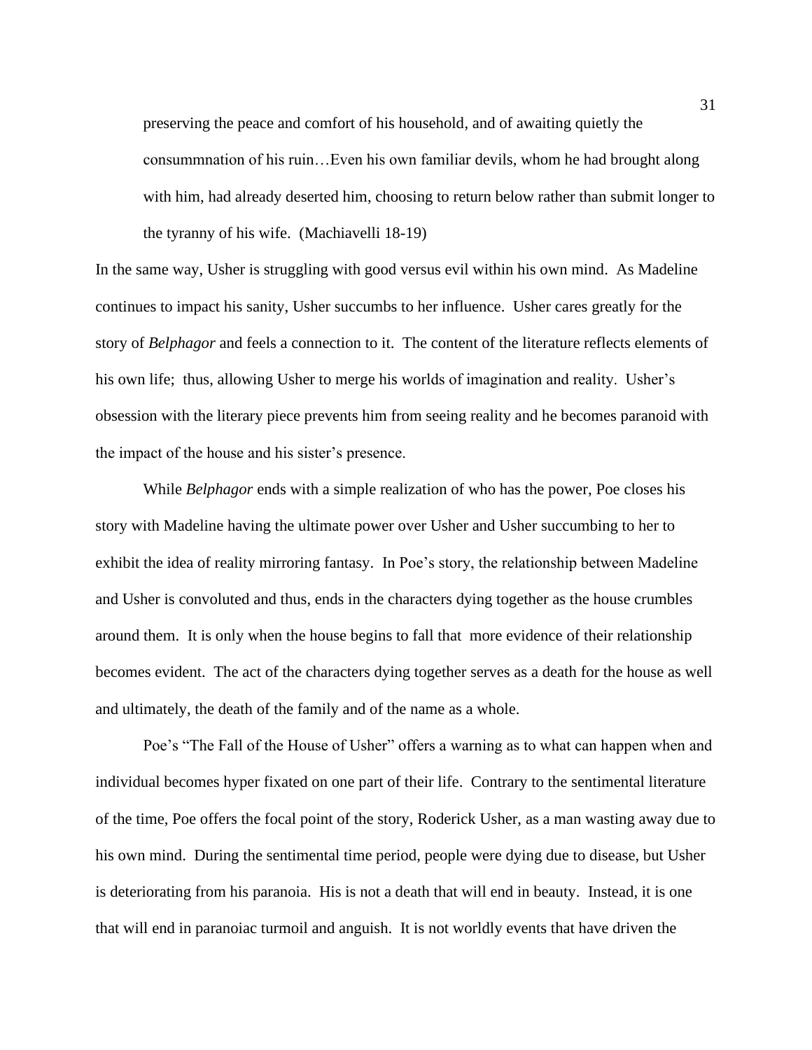> preserving the peace and comfort of his household, and of awaiting quietly the consummnation of his ruin…Even his own familiar devils, whom he had brought along with him, had already deserted him, choosing to return below rather than submit longer to the tyranny of his wife. (Machiavelli 18-19)

In the same way, Usher is struggling with good versus evil within his own mind. As Madeline continues to impact his sanity, Usher succumbs to her influence. Usher cares greatly for the story of *Belphagor* and feels a connection to it. The content of the literature reflects elements of his own life; thus, allowing Usher to merge his worlds of imagination and reality. Usher's obsession with the literary piece prevents him from seeing reality and he becomes paranoid with the impact of the house and his sister's presence.

While *Belphagor* ends with a simple realization of who has the power, Poe closes his story with Madeline having the ultimate power over Usher and Usher succumbing to her to exhibit the idea of reality mirroring fantasy. In Poe's story, the relationship between Madeline and Usher is convoluted and thus, ends in the characters dying together as the house crumbles around them. It is only when the house begins to fall that more evidence of their relationship becomes evident. The act of the characters dying together serves as a death for the house as well and ultimately, the death of the family and of the name as a whole.

Poe's "The Fall of the House of Usher" offers a warning as to what can happen when and individual becomes hyper fixated on one part of their life. Contrary to the sentimental literature of the time, Poe offers the focal point of the story, Roderick Usher, as a man wasting away due to his own mind. During the sentimental time period, people were dying due to disease, but Usher is deteriorating from his paranoia. His is not a death that will end in beauty. Instead, it is one that will end in paranoiac turmoil and anguish. It is not worldly events that have driven the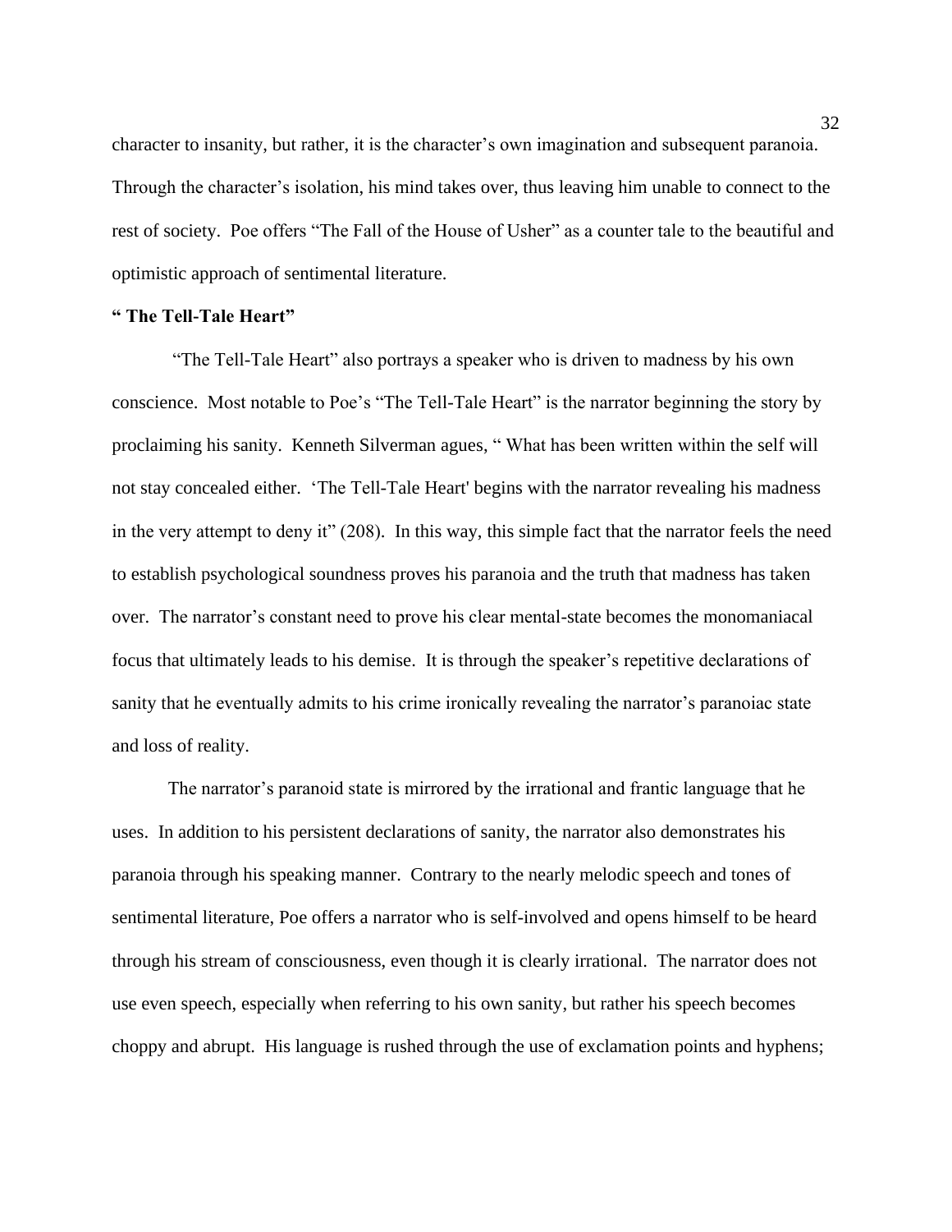character to insanity, but rather, it is the character's own imagination and subsequent paranoia. Through the character's isolation, his mind takes over, thus leaving him unable to connect to the rest of society. Poe offers "The Fall of the House of Usher" as a counter tale to the beautiful and optimistic approach of sentimental literature.

**" The Tell-Tale Heart"**

"The Tell-Tale Heart" also portrays a speaker who is driven to madness by his own conscience. Most notable to Poe's "The Tell-Tale Heart" is the narrator beginning the story by proclaiming his sanity. Kenneth Silverman agues, " What has been written within the self will not stay concealed either. 'The Tell-Tale Heart' begins with the narrator revealing his madness in the very attempt to deny it" (208). In this way, this simple fact that the narrator feels the need to establish psychological soundness proves his paranoia and the truth that madness has taken over. The narrator's constant need to prove his clear mental-state becomes the monomaniacal focus that ultimately leads to his demise. It is through the speaker's repetitive declarations of sanity that he eventually admits to his crime ironically revealing the narrator's paranoiac state and loss of reality.

The narrator's paranoid state is mirrored by the irrational and frantic language that he uses. In addition to his persistent declarations of sanity, the narrator also demonstrates his paranoia through his speaking manner. Contrary to the nearly melodic speech and tones of sentimental literature, Poe offers a narrator who is self-involved and opens himself to be heard through his stream of consciousness, even though it is clearly irrational. The narrator does not use even speech, especially when referring to his own sanity, but rather his speech becomes choppy and abrupt. His language is rushed through the use of exclamation points and hyphens;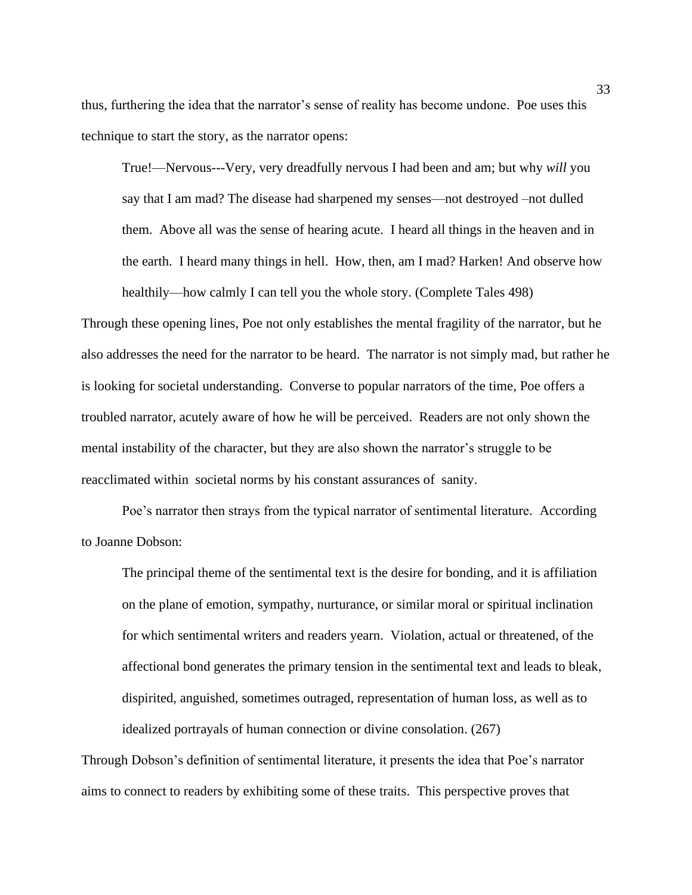thus, furthering the idea that the narrator's sense of reality has become undone. Poe uses this technique to start the story, as the narrator opens:

> True!—Nervous---Very, very dreadfully nervous I had been and am; but why *will* you say that I am mad? The disease had sharpened my senses—not destroyed –not dulled them. Above all was the sense of hearing acute. I heard all things in the heaven and in the earth. I heard many things in hell. How, then, am I mad? Harken! And observe how healthily—how calmly I can tell you the whole story. (Complete Tales 498)

Through these opening lines, Poe not only establishes the mental fragility of the narrator, but he also addresses the need for the narrator to be heard. The narrator is not simply mad, but rather he is looking for societal understanding. Converse to popular narrators of the time, Poe offers a troubled narrator, acutely aware of how he will be perceived. Readers are not only shown the mental instability of the character, but they are also shown the narrator's struggle to be reacclimated within societal norms by his constant assurances of sanity.

Poe's narrator then strays from the typical narrator of sentimental literature. According to Joanne Dobson:

> The principal theme of the sentimental text is the desire for bonding, and it is affiliation on the plane of emotion, sympathy, nurturance, or similar moral or spiritual inclination for which sentimental writers and readers yearn. Violation, actual or threatened, of the affectional bond generates the primary tension in the sentimental text and leads to bleak, dispirited, anguished, sometimes outraged, representation of human loss, as well as to idealized portrayals of human connection or divine consolation. (267)

Through Dobson's definition of sentimental literature, it presents the idea that Poe's narrator aims to connect to readers by exhibiting some of these traits. This perspective proves that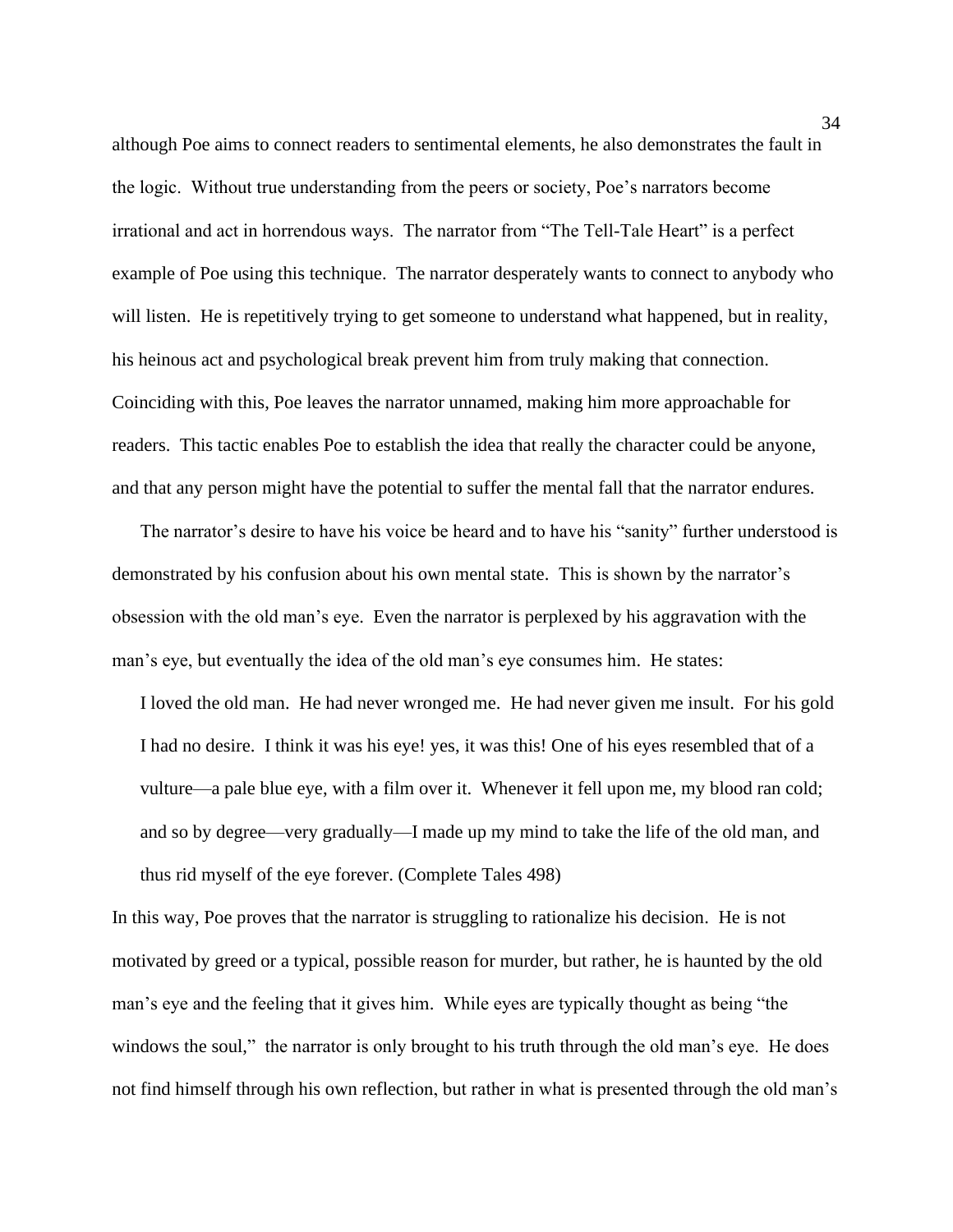although Poe aims to connect readers to sentimental elements, he also demonstrates the fault in the logic. Without true understanding from the peers or society, Poe's narrators become irrational and act in horrendous ways. The narrator from "The Tell-Tale Heart" is a perfect example of Poe using this technique. The narrator desperately wants to connect to anybody who will listen. He is repetitively trying to get someone to understand what happened, but in reality, his heinous act and psychological break prevent him from truly making that connection. Coinciding with this, Poe leaves the narrator unnamed, making him more approachable for readers. This tactic enables Poe to establish the idea that really the character could be anyone, and that any person might have the potential to suffer the mental fall that the narrator endures.

The narrator's desire to have his voice be heard and to have his "sanity" further understood is demonstrated by his confusion about his own mental state. This is shown by the narrator's obsession with the old man's eye. Even the narrator is perplexed by his aggravation with the man's eye, but eventually the idea of the old man's eye consumes him. He states:

> I loved the old man. He had never wronged me. He had never given me insult. For his gold I had no desire. I think it was his eye! yes, it was this! One of his eyes resembled that of a vulture—a pale blue eye, with a film over it. Whenever it fell upon me, my blood ran cold; and so by degree—very gradually—I made up my mind to take the life of the old man, and thus rid myself of the eye forever. (Complete Tales 498)

In this way, Poe proves that the narrator is struggling to rationalize his decision. He is not motivated by greed or a typical, possible reason for murder, but rather, he is haunted by the old man's eye and the feeling that it gives him. While eyes are typically thought as being "the windows the soul," the narrator is only brought to his truth through the old man's eye. He does not find himself through his own reflection, but rather in what is presented through the old man's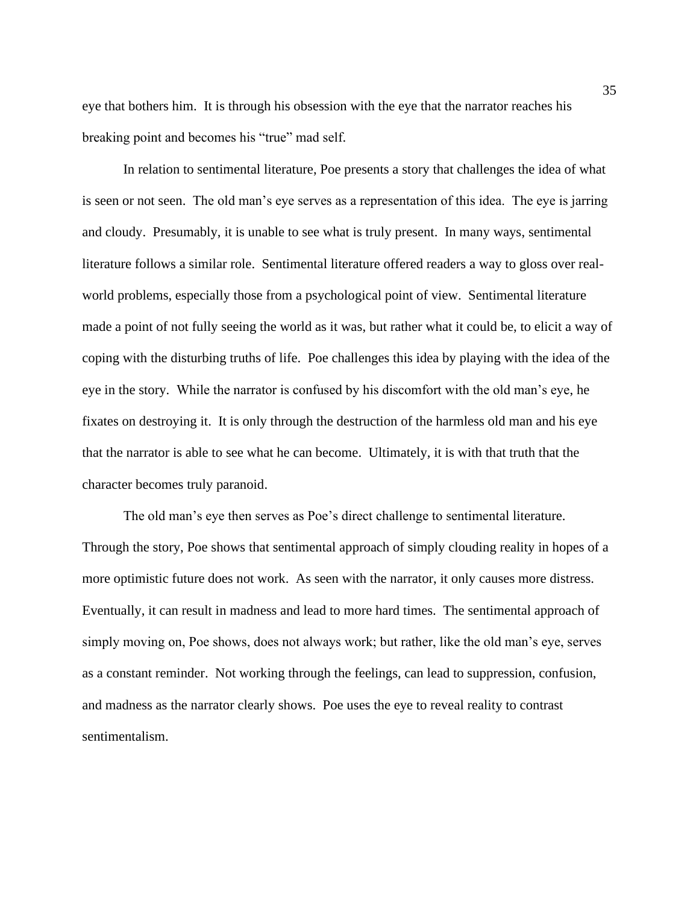eye that bothers him. It is through his obsession with the eye that the narrator reaches his breaking point and becomes his "true" mad self.

In relation to sentimental literature, Poe presents a story that challenges the idea of what is seen or not seen. The old man's eye serves as a representation of this idea. The eye is jarring and cloudy. Presumably, it is unable to see what is truly present. In many ways, sentimental literature follows a similar role. Sentimental literature offered readers a way to gloss over real-world problems, especially those from a psychological point of view. Sentimental literature made a point of not fully seeing the world as it was, but rather what it could be, to elicit a way of coping with the disturbing truths of life. Poe challenges this idea by playing with the idea of the eye in the story. While the narrator is confused by his discomfort with the old man's eye, he fixates on destroying it. It is only through the destruction of the harmless old man and his eye that the narrator is able to see what he can become. Ultimately, it is with that truth that the character becomes truly paranoid.

The old man's eye then serves as Poe's direct challenge to sentimental literature. Through the story, Poe shows that sentimental approach of simply clouding reality in hopes of a more optimistic future does not work. As seen with the narrator, it only causes more distress. Eventually, it can result in madness and lead to more hard times. The sentimental approach of simply moving on, Poe shows, does not always work; but rather, like the old man's eye, serves as a constant reminder. Not working through the feelings, can lead to suppression, confusion, and madness as the narrator clearly shows. Poe uses the eye to reveal reality to contrast sentimentalism.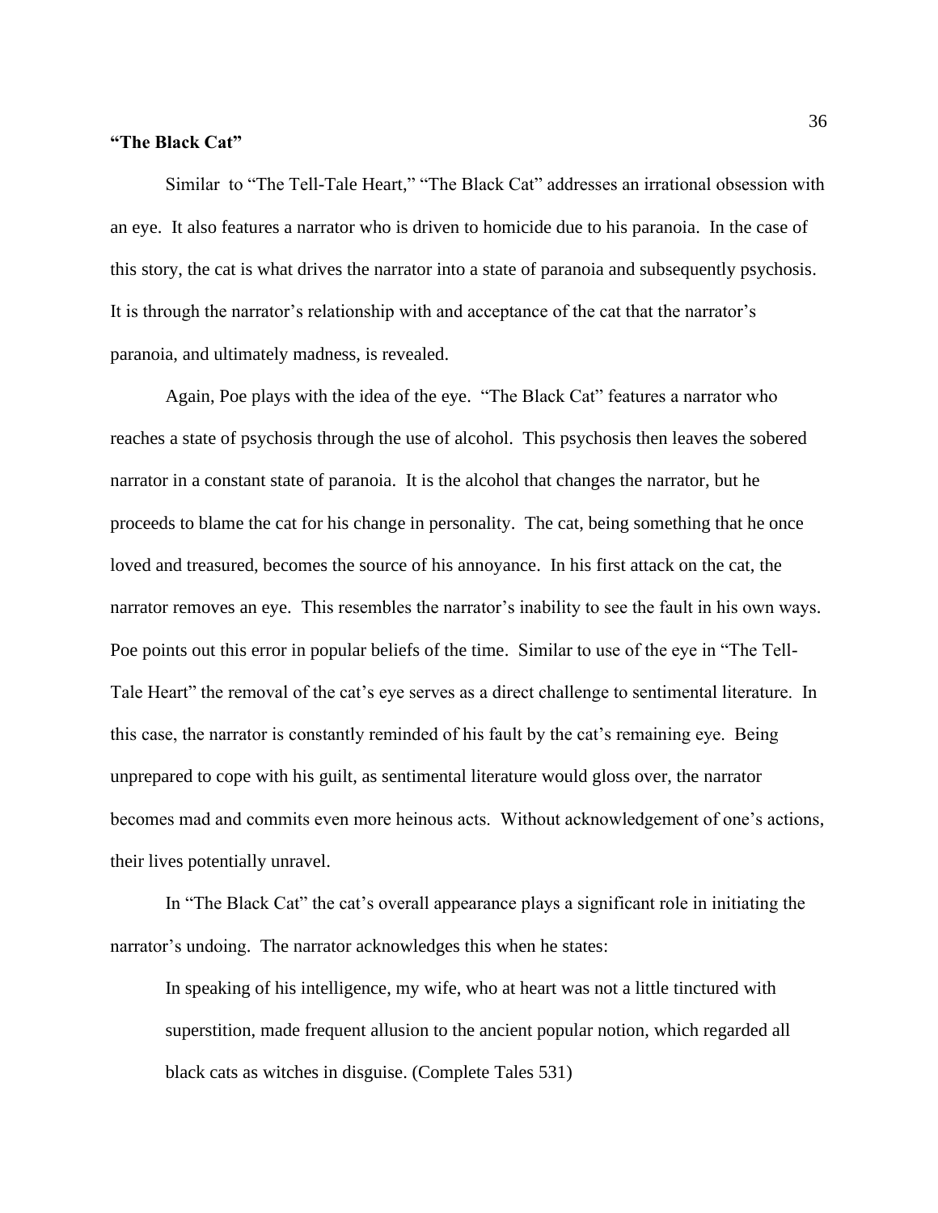**"The Black Cat"**

Similar to "The Tell-Tale Heart," "The Black Cat" addresses an irrational obsession with an eye. It also features a narrator who is driven to homicide due to his paranoia. In the case of this story, the cat is what drives the narrator into a state of paranoia and subsequently psychosis. It is through the narrator's relationship with and acceptance of the cat that the narrator's paranoia, and ultimately madness, is revealed.

Again, Poe plays with the idea of the eye. "The Black Cat" features a narrator who reaches a state of psychosis through the use of alcohol. This psychosis then leaves the sobered narrator in a constant state of paranoia. It is the alcohol that changes the narrator, but he proceeds to blame the cat for his change in personality. The cat, being something that he once loved and treasured, becomes the source of his annoyance. In his first attack on the cat, the narrator removes an eye. This resembles the narrator's inability to see the fault in his own ways. Poe points out this error in popular beliefs of the time. Similar to use of the eye in "The Tell-Tale Heart" the removal of the cat's eye serves as a direct challenge to sentimental literature. In this case, the narrator is constantly reminded of his fault by the cat's remaining eye. Being unprepared to cope with his guilt, as sentimental literature would gloss over, the narrator becomes mad and commits even more heinous acts. Without acknowledgement of one's actions, their lives potentially unravel.

In "The Black Cat" the cat's overall appearance plays a significant role in initiating the narrator's undoing. The narrator acknowledges this when he states:

> In speaking of his intelligence, my wife, who at heart was not a little tinctured with superstition, made frequent allusion to the ancient popular notion, which regarded all black cats as witches in disguise. (Complete Tales 531)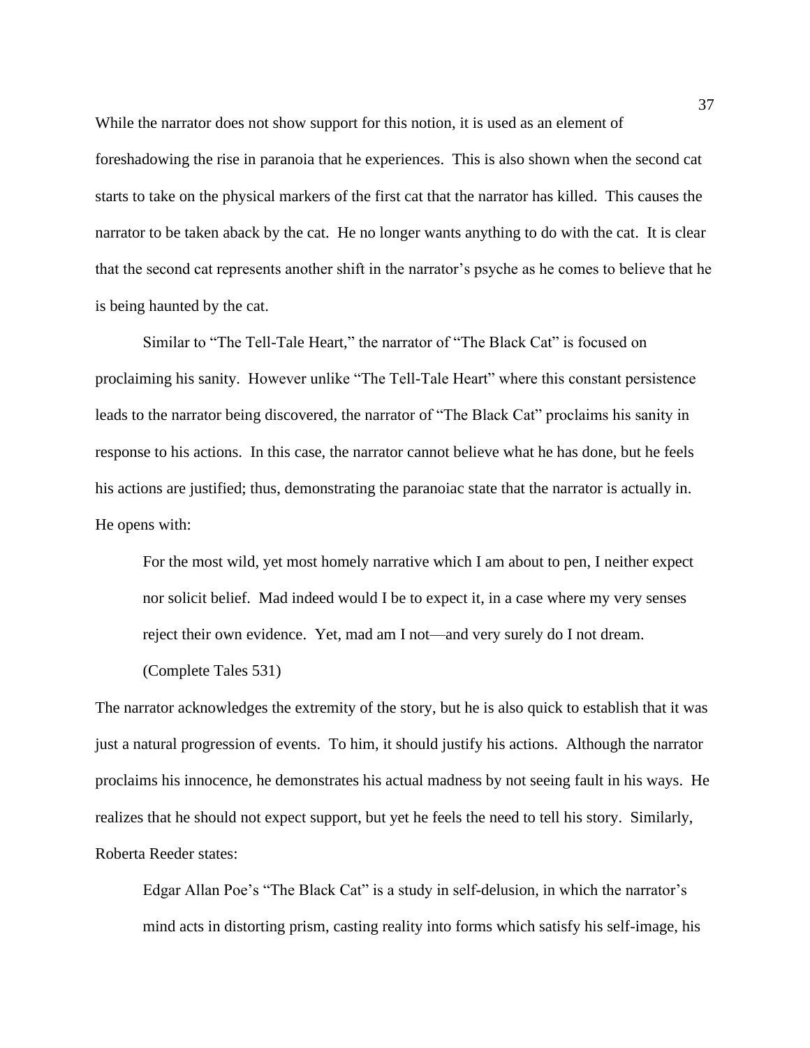While the narrator does not show support for this notion, it is used as an element of foreshadowing the rise in paranoia that he experiences. This is also shown when the second cat starts to take on the physical markers of the first cat that the narrator has killed. This causes the narrator to be taken aback by the cat. He no longer wants anything to do with the cat. It is clear that the second cat represents another shift in the narrator's psyche as he comes to believe that he is being haunted by the cat.

Similar to "The Tell-Tale Heart," the narrator of "The Black Cat" is focused on proclaiming his sanity. However unlike "The Tell-Tale Heart" where this constant persistence leads to the narrator being discovered, the narrator of "The Black Cat" proclaims his sanity in response to his actions. In this case, the narrator cannot believe what he has done, but he feels his actions are justified; thus, demonstrating the paranoiac state that the narrator is actually in. He opens with:

> For the most wild, yet most homely narrative which I am about to pen, I neither expect nor solicit belief. Mad indeed would I be to expect it, in a case where my very senses reject their own evidence. Yet, mad am I not—and very surely do I not dream. (Complete Tales 531)

The narrator acknowledges the extremity of the story, but he is also quick to establish that it was just a natural progression of events. To him, it should justify his actions. Although the narrator proclaims his innocence, he demonstrates his actual madness by not seeing fault in his ways. He realizes that he should not expect support, but yet he feels the need to tell his story. Similarly, Roberta Reeder states:

> Edgar Allan Poe's "The Black Cat" is a study in self-delusion, in which the narrator's mind acts in distorting prism, casting reality into forms which satisfy his self-image, his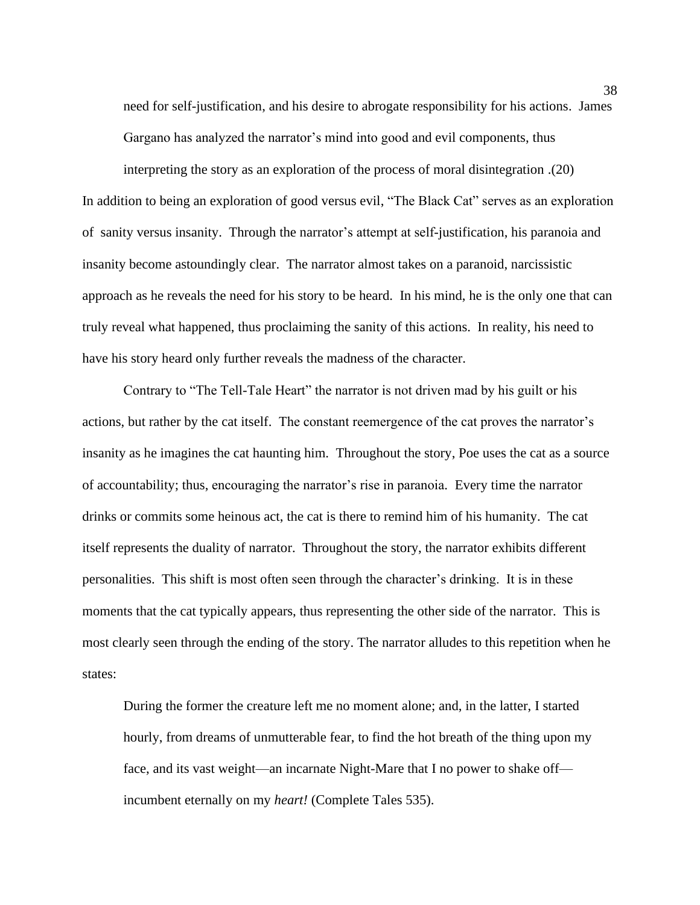> need for self-justification, and his desire to abrogate responsibility for his actions. James Gargano has analyzed the narrator's mind into good and evil components, thus interpreting the story as an exploration of the process of moral disintegration .(20)

In addition to being an exploration of good versus evil, "The Black Cat" serves as an exploration of sanity versus insanity. Through the narrator's attempt at self-justification, his paranoia and insanity become astoundingly clear. The narrator almost takes on a paranoid, narcissistic approach as he reveals the need for his story to be heard. In his mind, he is the only one that can truly reveal what happened, thus proclaiming the sanity of this actions. In reality, his need to have his story heard only further reveals the madness of the character.

Contrary to "The Tell-Tale Heart" the narrator is not driven mad by his guilt or his actions, but rather by the cat itself. The constant reemergence of the cat proves the narrator's insanity as he imagines the cat haunting him. Throughout the story, Poe uses the cat as a source of accountability; thus, encouraging the narrator's rise in paranoia. Every time the narrator drinks or commits some heinous act, the cat is there to remind him of his humanity. The cat itself represents the duality of narrator. Throughout the story, the narrator exhibits different personalities. This shift is most often seen through the character's drinking. It is in these moments that the cat typically appears, thus representing the other side of the narrator. This is most clearly seen through the ending of the story. The narrator alludes to this repetition when he states:

> During the former the creature left me no moment alone; and, in the latter, I started hourly, from dreams of unmutterable fear, to find the hot breath of the thing upon my face, and its vast weight—an incarnate Night-Mare that I no power to shake off—incumbent eternally on my *heart!* (Complete Tales 535).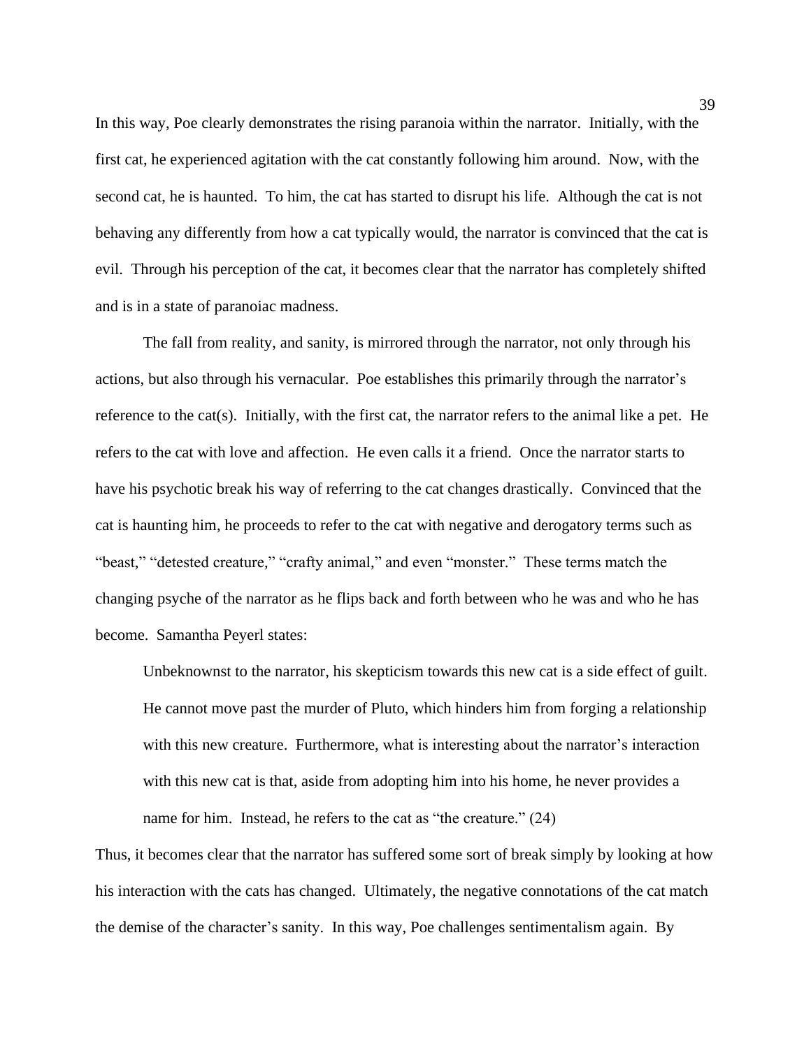In this way, Poe clearly demonstrates the rising paranoia within the narrator. Initially, with the first cat, he experienced agitation with the cat constantly following him around. Now, with the second cat, he is haunted. To him, the cat has started to disrupt his life. Although the cat is not behaving any differently from how a cat typically would, the narrator is convinced that the cat is evil. Through his perception of the cat, it becomes clear that the narrator has completely shifted and is in a state of paranoiac madness.

The fall from reality, and sanity, is mirrored through the narrator, not only through his actions, but also through his vernacular. Poe establishes this primarily through the narrator's reference to the cat(s). Initially, with the first cat, the narrator refers to the animal like a pet. He refers to the cat with love and affection. He even calls it a friend. Once the narrator starts to have his psychotic break his way of referring to the cat changes drastically. Convinced that the cat is haunting him, he proceeds to refer to the cat with negative and derogatory terms such as "beast," "detested creature," "crafty animal," and even "monster." These terms match the changing psyche of the narrator as he flips back and forth between who he was and who he has become. Samantha Peyerl states:

> Unbeknownst to the narrator, his skepticism towards this new cat is a side effect of guilt. He cannot move past the murder of Pluto, which hinders him from forging a relationship with this new creature. Furthermore, what is interesting about the narrator's interaction with this new cat is that, aside from adopting him into his home, he never provides a name for him. Instead, he refers to the cat as "the creature." (24)

Thus, it becomes clear that the narrator has suffered some sort of break simply by looking at how his interaction with the cats has changed. Ultimately, the negative connotations of the cat match the demise of the character's sanity. In this way, Poe challenges sentimentalism again. By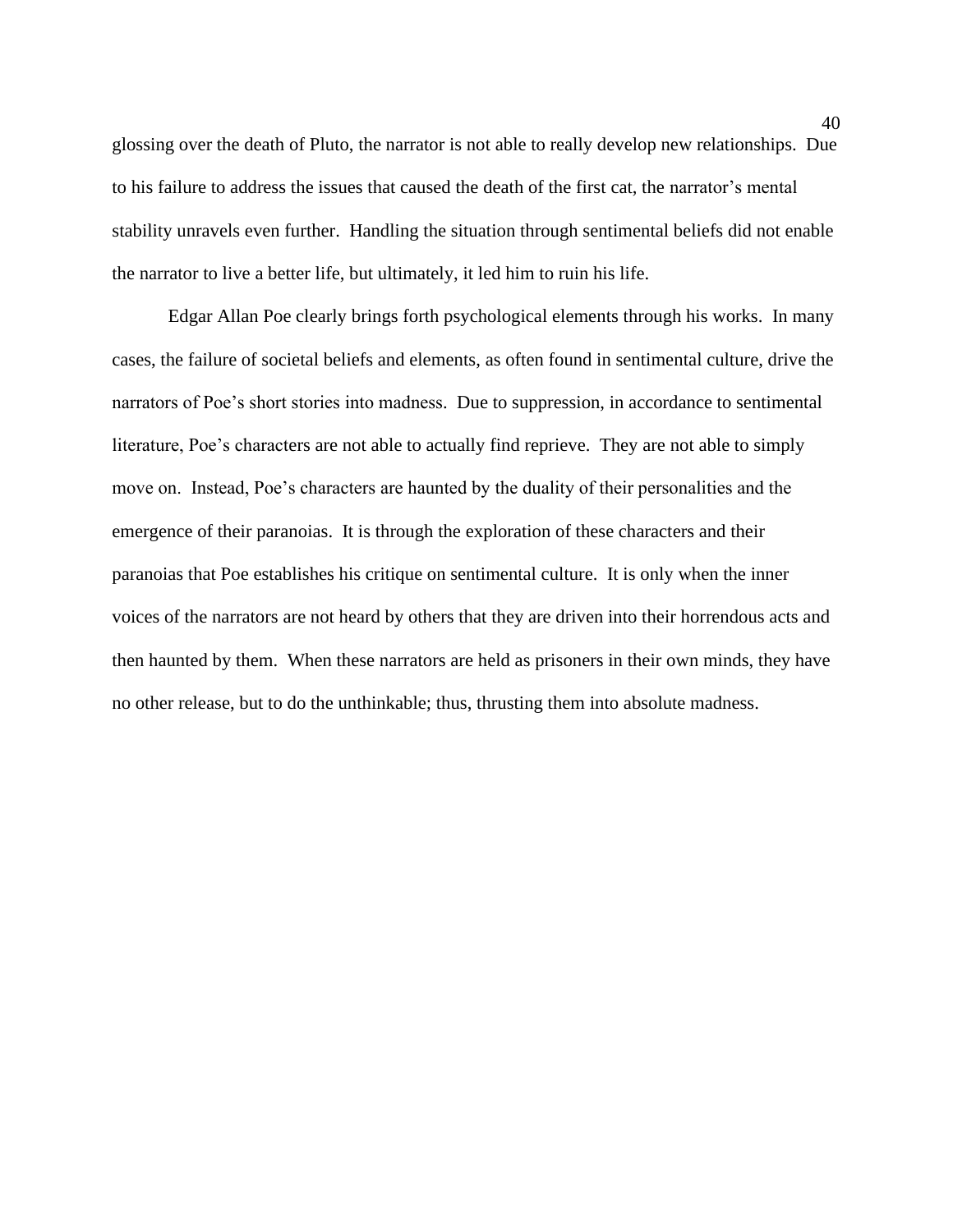glossing over the death of Pluto, the narrator is not able to really develop new relationships. Due to his failure to address the issues that caused the death of the first cat, the narrator's mental stability unravels even further. Handling the situation through sentimental beliefs did not enable the narrator to live a better life, but ultimately, it led him to ruin his life.

Edgar Allan Poe clearly brings forth psychological elements through his works. In many cases, the failure of societal beliefs and elements, as often found in sentimental culture, drive the narrators of Poe's short stories into madness. Due to suppression, in accordance to sentimental literature, Poe's characters are not able to actually find reprieve. They are not able to simply move on. Instead, Poe's characters are haunted by the duality of their personalities and the emergence of their paranoias. It is through the exploration of these characters and their paranoias that Poe establishes his critique on sentimental culture. It is only when the inner voices of the narrators are not heard by others that they are driven into their horrendous acts and then haunted by them. When these narrators are held as prisoners in their own minds, they have no other release, but to do the unthinkable; thus, thrusting them into absolute madness.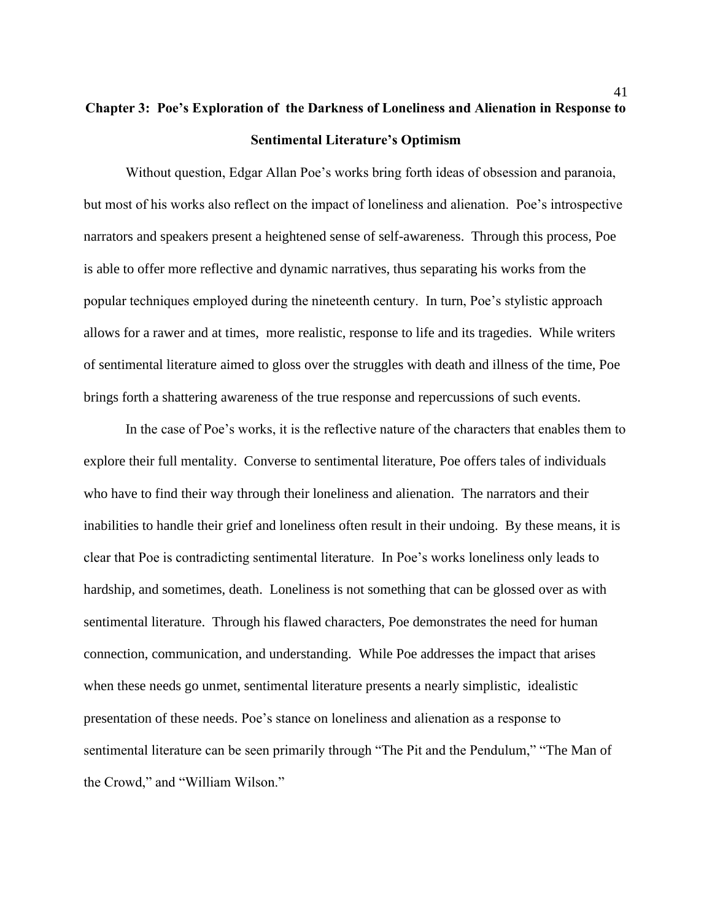# Chapter 3: Poe's Exploration of the Darkness of Loneliness and Alienation in Response to Sentimental Literature's Optimism

Without question, Edgar Allan Poe's works bring forth ideas of obsession and paranoia, but most of his works also reflect on the impact of loneliness and alienation. Poe's introspective narrators and speakers present a heightened sense of self-awareness. Through this process, Poe is able to offer more reflective and dynamic narratives, thus separating his works from the popular techniques employed during the nineteenth century. In turn, Poe's stylistic approach allows for a rawer and at times, more realistic, response to life and its tragedies. While writers of sentimental literature aimed to gloss over the struggles with death and illness of the time, Poe brings forth a shattering awareness of the true response and repercussions of such events.

In the case of Poe's works, it is the reflective nature of the characters that enables them to explore their full mentality. Converse to sentimental literature, Poe offers tales of individuals who have to find their way through their loneliness and alienation. The narrators and their inabilities to handle their grief and loneliness often result in their undoing. By these means, it is clear that Poe is contradicting sentimental literature. In Poe's works loneliness only leads to hardship, and sometimes, death. Loneliness is not something that can be glossed over as with sentimental literature. Through his flawed characters, Poe demonstrates the need for human connection, communication, and understanding. While Poe addresses the impact that arises when these needs go unmet, sentimental literature presents a nearly simplistic, idealistic presentation of these needs. Poe's stance on loneliness and alienation as a response to sentimental literature can be seen primarily through "The Pit and the Pendulum," "The Man of the Crowd," and "William Wilson."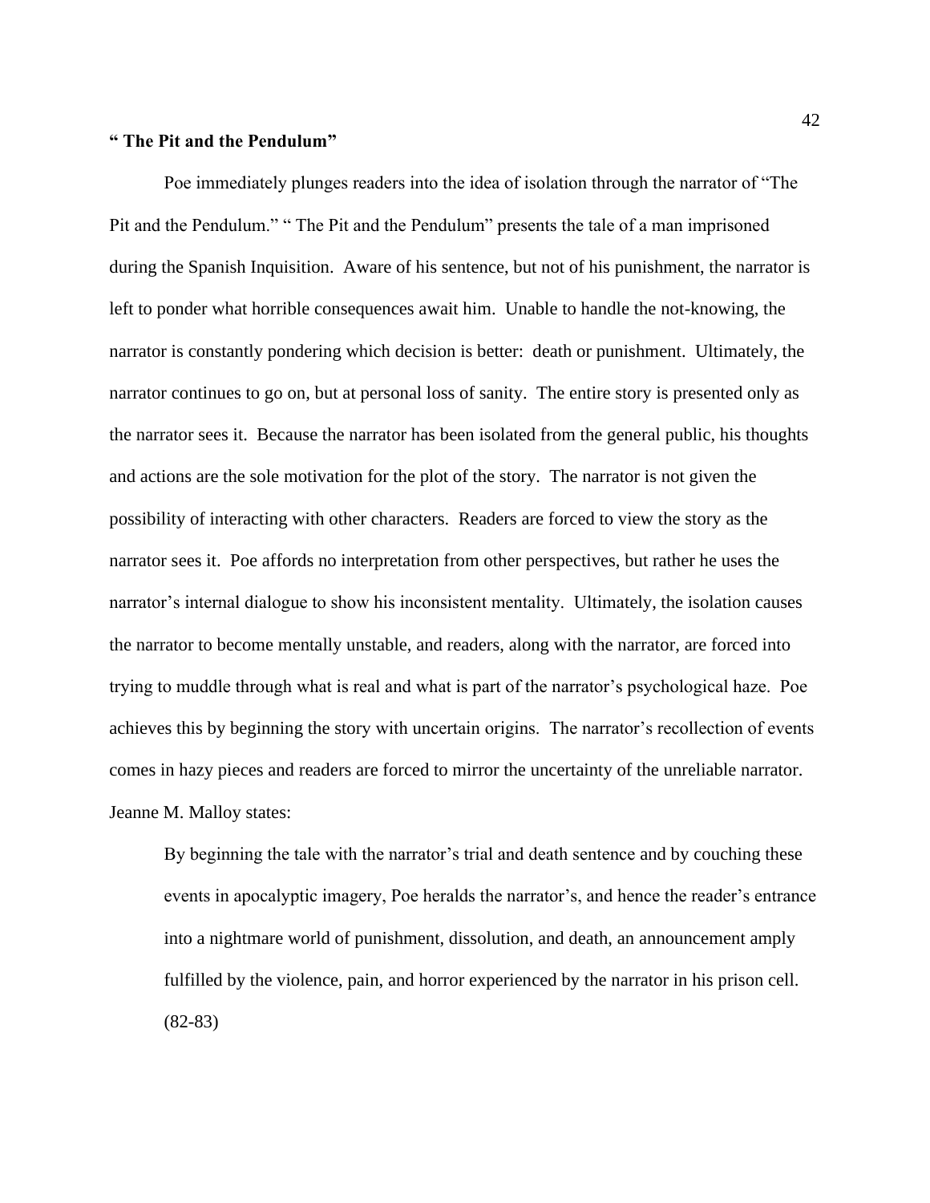**" The Pit and the Pendulum"**

Poe immediately plunges readers into the idea of isolation through the narrator of "The Pit and the Pendulum." " The Pit and the Pendulum" presents the tale of a man imprisoned during the Spanish Inquisition. Aware of his sentence, but not of his punishment, the narrator is left to ponder what horrible consequences await him. Unable to handle the not-knowing, the narrator is constantly pondering which decision is better: death or punishment. Ultimately, the narrator continues to go on, but at personal loss of sanity. The entire story is presented only as the narrator sees it. Because the narrator has been isolated from the general public, his thoughts and actions are the sole motivation for the plot of the story. The narrator is not given the possibility of interacting with other characters. Readers are forced to view the story as the narrator sees it. Poe affords no interpretation from other perspectives, but rather he uses the narrator's internal dialogue to show his inconsistent mentality. Ultimately, the isolation causes the narrator to become mentally unstable, and readers, along with the narrator, are forced into trying to muddle through what is real and what is part of the narrator's psychological haze. Poe achieves this by beginning the story with uncertain origins. The narrator's recollection of events comes in hazy pieces and readers are forced to mirror the uncertainty of the unreliable narrator. Jeanne M. Malloy states:

> By beginning the tale with the narrator's trial and death sentence and by couching these events in apocalyptic imagery, Poe heralds the narrator's, and hence the reader's entrance into a nightmare world of punishment, dissolution, and death, an announcement amply fulfilled by the violence, pain, and horror experienced by the narrator in his prison cell. (82-83)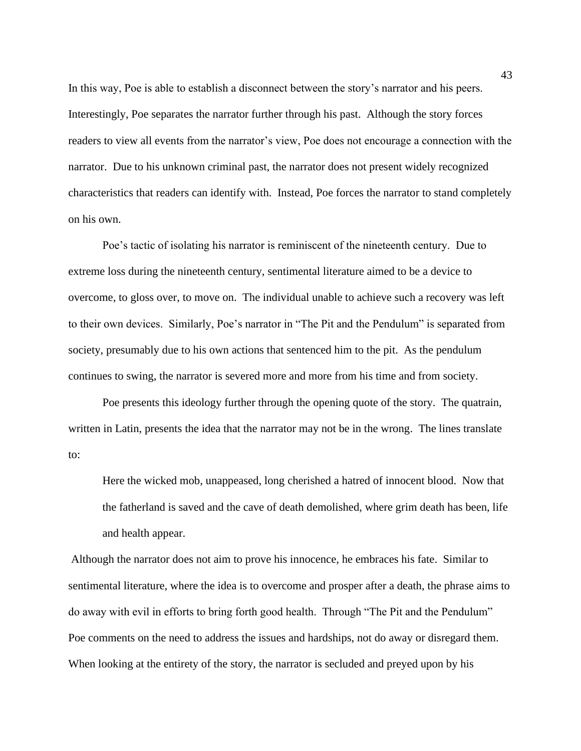In this way, Poe is able to establish a disconnect between the story's narrator and his peers. Interestingly, Poe separates the narrator further through his past. Although the story forces readers to view all events from the narrator's view, Poe does not encourage a connection with the narrator. Due to his unknown criminal past, the narrator does not present widely recognized characteristics that readers can identify with. Instead, Poe forces the narrator to stand completely on his own.

Poe's tactic of isolating his narrator is reminiscent of the nineteenth century. Due to extreme loss during the nineteenth century, sentimental literature aimed to be a device to overcome, to gloss over, to move on. The individual unable to achieve such a recovery was left to their own devices. Similarly, Poe's narrator in "The Pit and the Pendulum" is separated from society, presumably due to his own actions that sentenced him to the pit. As the pendulum continues to swing, the narrator is severed more and more from his time and from society.

Poe presents this ideology further through the opening quote of the story. The quatrain, written in Latin, presents the idea that the narrator may not be in the wrong. The lines translate to:

> Here the wicked mob, unappeased, long cherished a hatred of innocent blood. Now that the fatherland is saved and the cave of death demolished, where grim death has been, life and health appear.

Although the narrator does not aim to prove his innocence, he embraces his fate. Similar to sentimental literature, where the idea is to overcome and prosper after a death, the phrase aims to do away with evil in efforts to bring forth good health. Through "The Pit and the Pendulum" Poe comments on the need to address the issues and hardships, not do away or disregard them. When looking at the entirety of the story, the narrator is secluded and preyed upon by his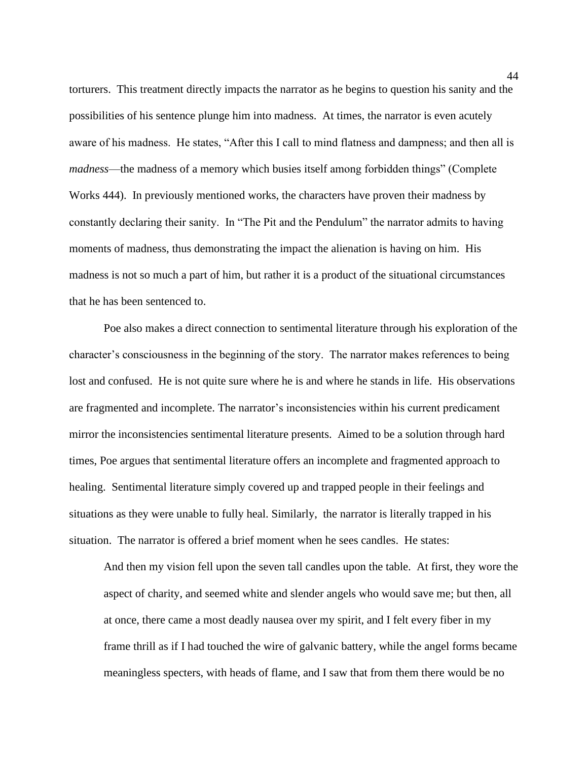torturers. This treatment directly impacts the narrator as he begins to question his sanity and the possibilities of his sentence plunge him into madness. At times, the narrator is even acutely aware of his madness. He states, "After this I call to mind flatness and dampness; and then all is *madness*—the madness of a memory which busies itself among forbidden things" (Complete Works 444). In previously mentioned works, the characters have proven their madness by constantly declaring their sanity. In "The Pit and the Pendulum" the narrator admits to having moments of madness, thus demonstrating the impact the alienation is having on him. His madness is not so much a part of him, but rather it is a product of the situational circumstances that he has been sentenced to.

Poe also makes a direct connection to sentimental literature through his exploration of the character's consciousness in the beginning of the story. The narrator makes references to being lost and confused. He is not quite sure where he is and where he stands in life. His observations are fragmented and incomplete. The narrator's inconsistencies within his current predicament mirror the inconsistencies sentimental literature presents. Aimed to be a solution through hard times, Poe argues that sentimental literature offers an incomplete and fragmented approach to healing. Sentimental literature simply covered up and trapped people in their feelings and situations as they were unable to fully heal. Similarly, the narrator is literally trapped in his situation. The narrator is offered a brief moment when he sees candles. He states:

> And then my vision fell upon the seven tall candles upon the table. At first, they wore the aspect of charity, and seemed white and slender angels who would save me; but then, all at once, there came a most deadly nausea over my spirit, and I felt every fiber in my frame thrill as if I had touched the wire of galvanic battery, while the angel forms became meaningless specters, with heads of flame, and I saw that from them there would be no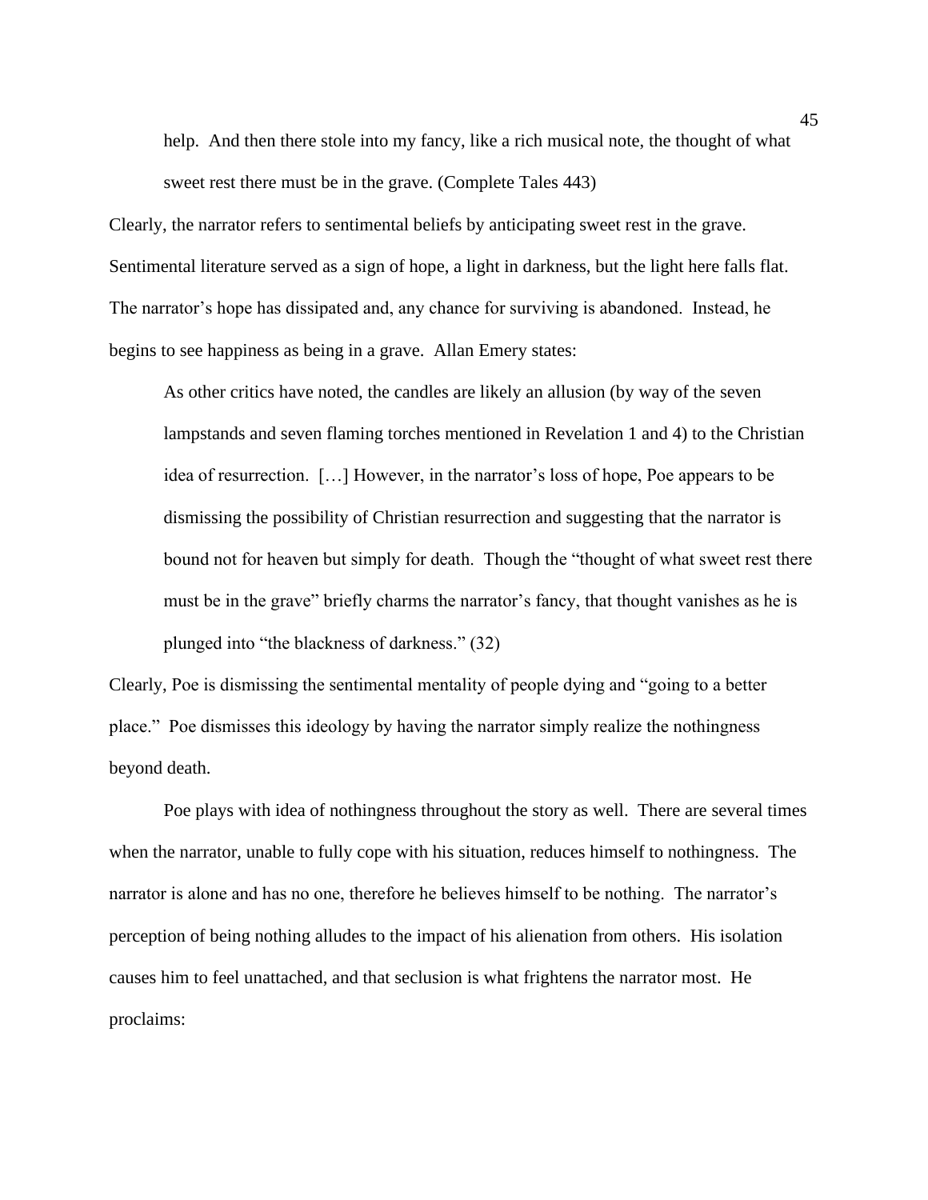> help. And then there stole into my fancy, like a rich musical note, the thought of what sweet rest there must be in the grave. (Complete Tales 443)

Clearly, the narrator refers to sentimental beliefs by anticipating sweet rest in the grave. Sentimental literature served as a sign of hope, a light in darkness, but the light here falls flat. The narrator's hope has dissipated and, any chance for surviving is abandoned. Instead, he begins to see happiness as being in a grave. Allan Emery states:

> As other critics have noted, the candles are likely an allusion (by way of the seven lampstands and seven flaming torches mentioned in Revelation 1 and 4) to the Christian idea of resurrection. […] However, in the narrator's loss of hope, Poe appears to be dismissing the possibility of Christian resurrection and suggesting that the narrator is bound not for heaven but simply for death. Though the "thought of what sweet rest there must be in the grave" briefly charms the narrator's fancy, that thought vanishes as he is plunged into "the blackness of darkness." (32)

Clearly, Poe is dismissing the sentimental mentality of people dying and "going to a better place." Poe dismisses this ideology by having the narrator simply realize the nothingness beyond death.

Poe plays with idea of nothingness throughout the story as well. There are several times when the narrator, unable to fully cope with his situation, reduces himself to nothingness. The narrator is alone and has no one, therefore he believes himself to be nothing. The narrator's perception of being nothing alludes to the impact of his alienation from others. His isolation causes him to feel unattached, and that seclusion is what frightens the narrator most. He proclaims: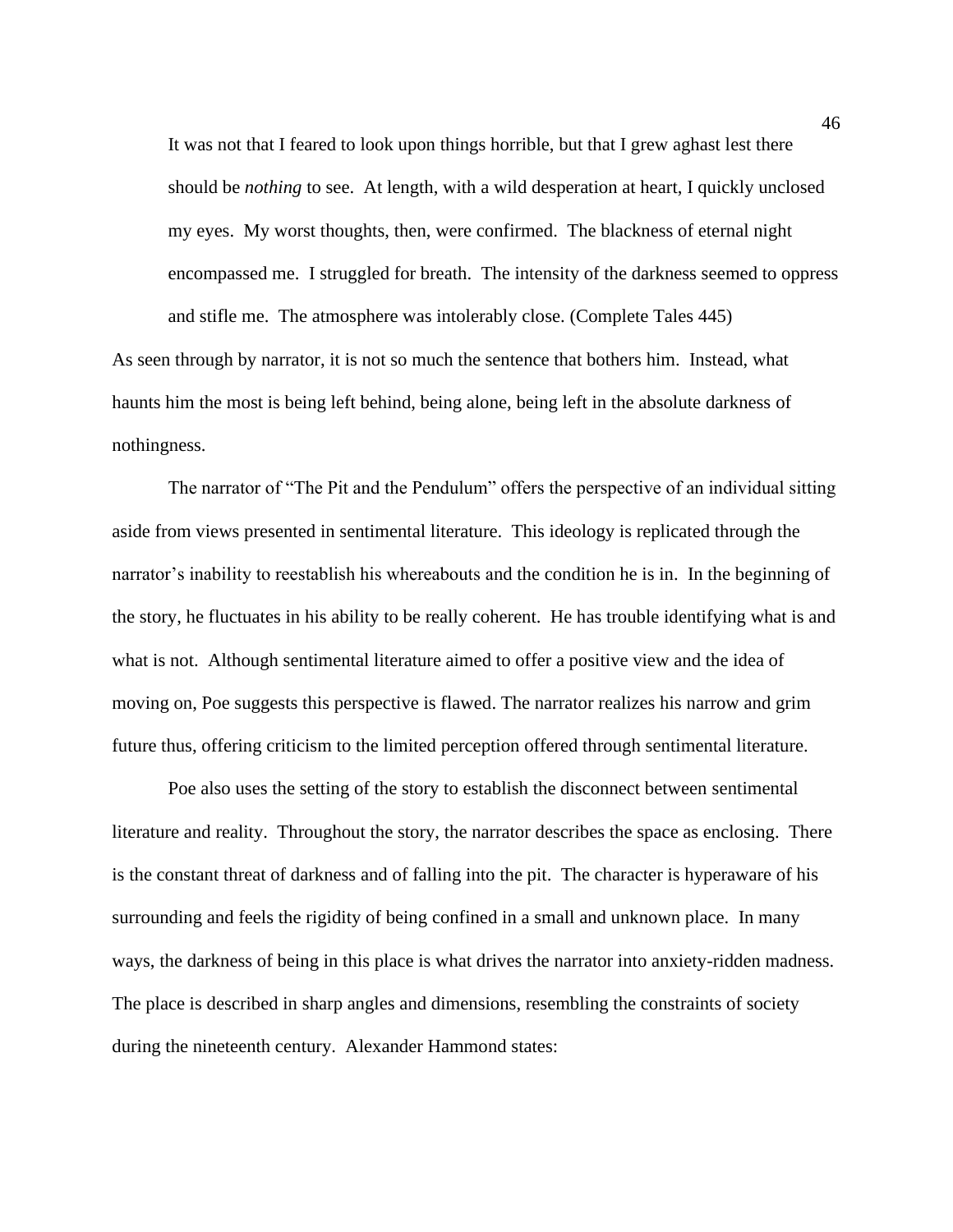> It was not that I feared to look upon things horrible, but that I grew aghast lest there should be *nothing* to see. At length, with a wild desperation at heart, I quickly unclosed my eyes. My worst thoughts, then, were confirmed. The blackness of eternal night encompassed me. I struggled for breath. The intensity of the darkness seemed to oppress and stifle me. The atmosphere was intolerably close. (Complete Tales 445)

As seen through by narrator, it is not so much the sentence that bothers him. Instead, what haunts him the most is being left behind, being alone, being left in the absolute darkness of nothingness.

The narrator of "The Pit and the Pendulum" offers the perspective of an individual sitting aside from views presented in sentimental literature. This ideology is replicated through the narrator's inability to reestablish his whereabouts and the condition he is in. In the beginning of the story, he fluctuates in his ability to be really coherent. He has trouble identifying what is and what is not. Although sentimental literature aimed to offer a positive view and the idea of moving on, Poe suggests this perspective is flawed. The narrator realizes his narrow and grim future thus, offering criticism to the limited perception offered through sentimental literature.

Poe also uses the setting of the story to establish the disconnect between sentimental literature and reality. Throughout the story, the narrator describes the space as enclosing. There is the constant threat of darkness and of falling into the pit. The character is hyperaware of his surrounding and feels the rigidity of being confined in a small and unknown place. In many ways, the darkness of being in this place is what drives the narrator into anxiety-ridden madness. The place is described in sharp angles and dimensions, resembling the constraints of society during the nineteenth century. Alexander Hammond states: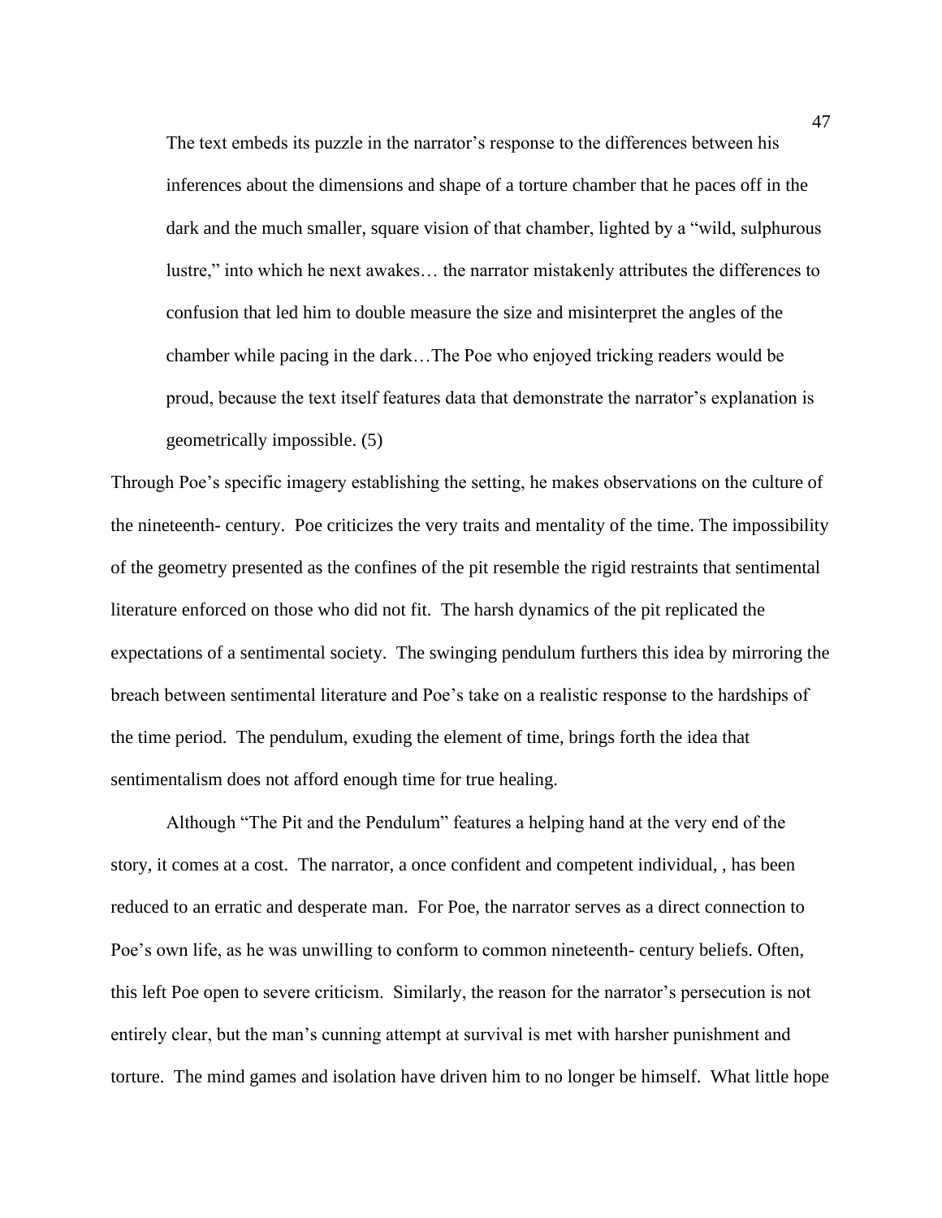> The text embeds its puzzle in the narrator's response to the differences between his inferences about the dimensions and shape of a torture chamber that he paces off in the dark and the much smaller, square vision of that chamber, lighted by a "wild, sulphurous lustre," into which he next awakes… the narrator mistakenly attributes the differences to confusion that led him to double measure the size and misinterpret the angles of the chamber while pacing in the dark…The Poe who enjoyed tricking readers would be proud, because the text itself features data that demonstrate the narrator's explanation is geometrically impossible. (5)

Through Poe's specific imagery establishing the setting, he makes observations on the culture of the nineteenth- century. Poe criticizes the very traits and mentality of the time. The impossibility of the geometry presented as the confines of the pit resemble the rigid restraints that sentimental literature enforced on those who did not fit. The harsh dynamics of the pit replicated the expectations of a sentimental society. The swinging pendulum furthers this idea by mirroring the breach between sentimental literature and Poe's take on a realistic response to the hardships of the time period. The pendulum, exuding the element of time, brings forth the idea that sentimentalism does not afford enough time for true healing.

Although "The Pit and the Pendulum" features a helping hand at the very end of the story, it comes at a cost. The narrator, a once confident and competent individual, , has been reduced to an erratic and desperate man. For Poe, the narrator serves as a direct connection to Poe's own life, as he was unwilling to conform to common nineteenth- century beliefs. Often, this left Poe open to severe criticism. Similarly, the reason for the narrator's persecution is not entirely clear, but the man's cunning attempt at survival is met with harsher punishment and torture. The mind games and isolation have driven him to no longer be himself. What little hope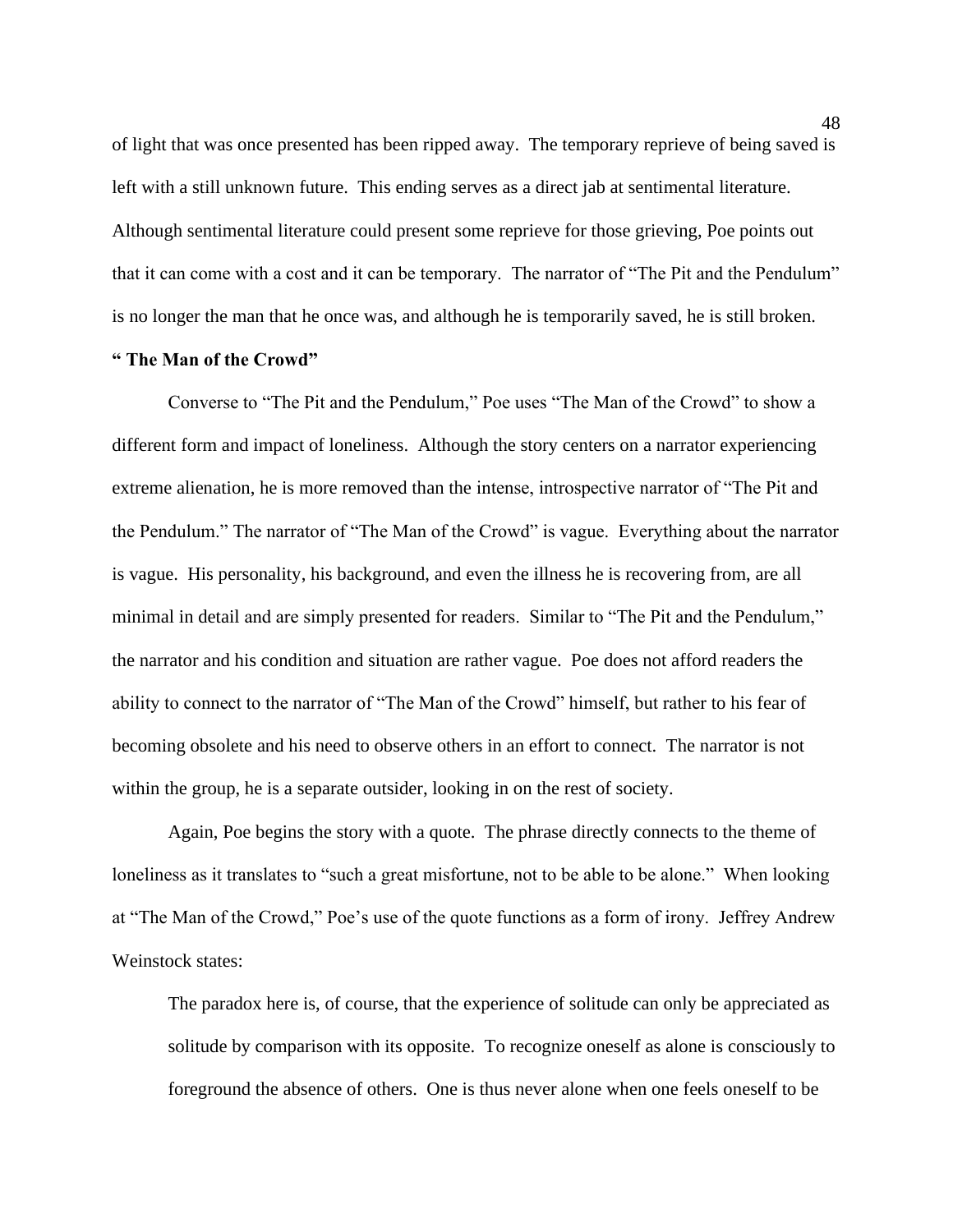of light that was once presented has been ripped away. The temporary reprieve of being saved is left with a still unknown future. This ending serves as a direct jab at sentimental literature. Although sentimental literature could present some reprieve for those grieving, Poe points out that it can come with a cost and it can be temporary. The narrator of "The Pit and the Pendulum" is no longer the man that he once was, and although he is temporarily saved, he is still broken.

**" The Man of the Crowd"**

Converse to "The Pit and the Pendulum," Poe uses "The Man of the Crowd" to show a different form and impact of loneliness. Although the story centers on a narrator experiencing extreme alienation, he is more removed than the intense, introspective narrator of "The Pit and the Pendulum." The narrator of "The Man of the Crowd" is vague. Everything about the narrator is vague. His personality, his background, and even the illness he is recovering from, are all minimal in detail and are simply presented for readers. Similar to "The Pit and the Pendulum," the narrator and his condition and situation are rather vague. Poe does not afford readers the ability to connect to the narrator of "The Man of the Crowd" himself, but rather to his fear of becoming obsolete and his need to observe others in an effort to connect. The narrator is not within the group, he is a separate outsider, looking in on the rest of society.

Again, Poe begins the story with a quote. The phrase directly connects to the theme of loneliness as it translates to "such a great misfortune, not to be able to be alone." When looking at "The Man of the Crowd," Poe's use of the quote functions as a form of irony. Jeffrey Andrew Weinstock states:

> The paradox here is, of course, that the experience of solitude can only be appreciated as solitude by comparison with its opposite. To recognize oneself as alone is consciously to foreground the absence of others. One is thus never alone when one feels oneself to be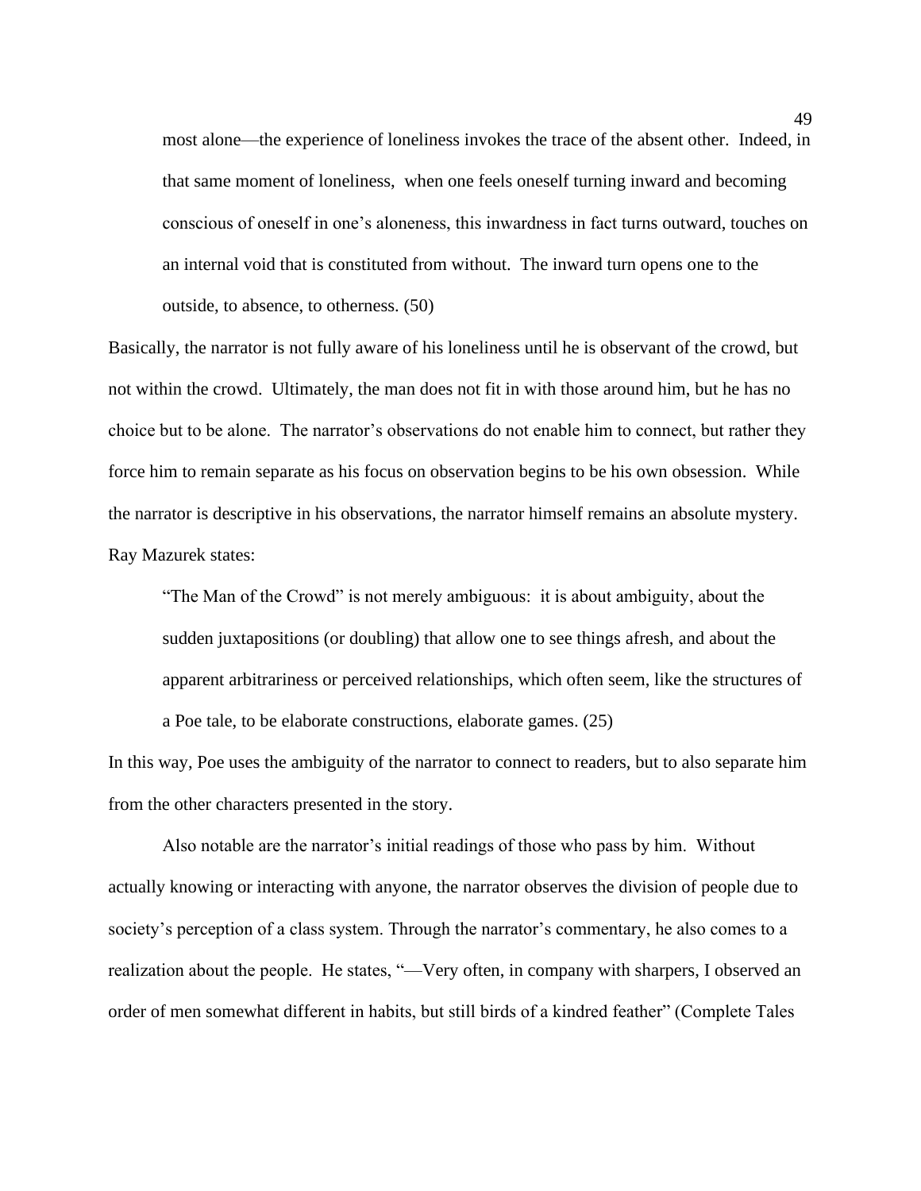> most alone—the experience of loneliness invokes the trace of the absent other. Indeed, in that same moment of loneliness, when one feels oneself turning inward and becoming conscious of oneself in one's aloneness, this inwardness in fact turns outward, touches on an internal void that is constituted from without. The inward turn opens one to the outside, to absence, to otherness. (50)

Basically, the narrator is not fully aware of his loneliness until he is observant of the crowd, but not within the crowd. Ultimately, the man does not fit in with those around him, but he has no choice but to be alone. The narrator's observations do not enable him to connect, but rather they force him to remain separate as his focus on observation begins to be his own obsession. While the narrator is descriptive in his observations, the narrator himself remains an absolute mystery. Ray Mazurek states:

> "The Man of the Crowd" is not merely ambiguous: it is about ambiguity, about the sudden juxtapositions (or doubling) that allow one to see things afresh, and about the apparent arbitrariness or perceived relationships, which often seem, like the structures of a Poe tale, to be elaborate constructions, elaborate games. (25)

In this way, Poe uses the ambiguity of the narrator to connect to readers, but to also separate him from the other characters presented in the story.

Also notable are the narrator's initial readings of those who pass by him. Without actually knowing or interacting with anyone, the narrator observes the division of people due to society's perception of a class system. Through the narrator's commentary, he also comes to a realization about the people. He states, "—Very often, in company with sharpers, I observed an order of men somewhat different in habits, but still birds of a kindred feather" (Complete Tales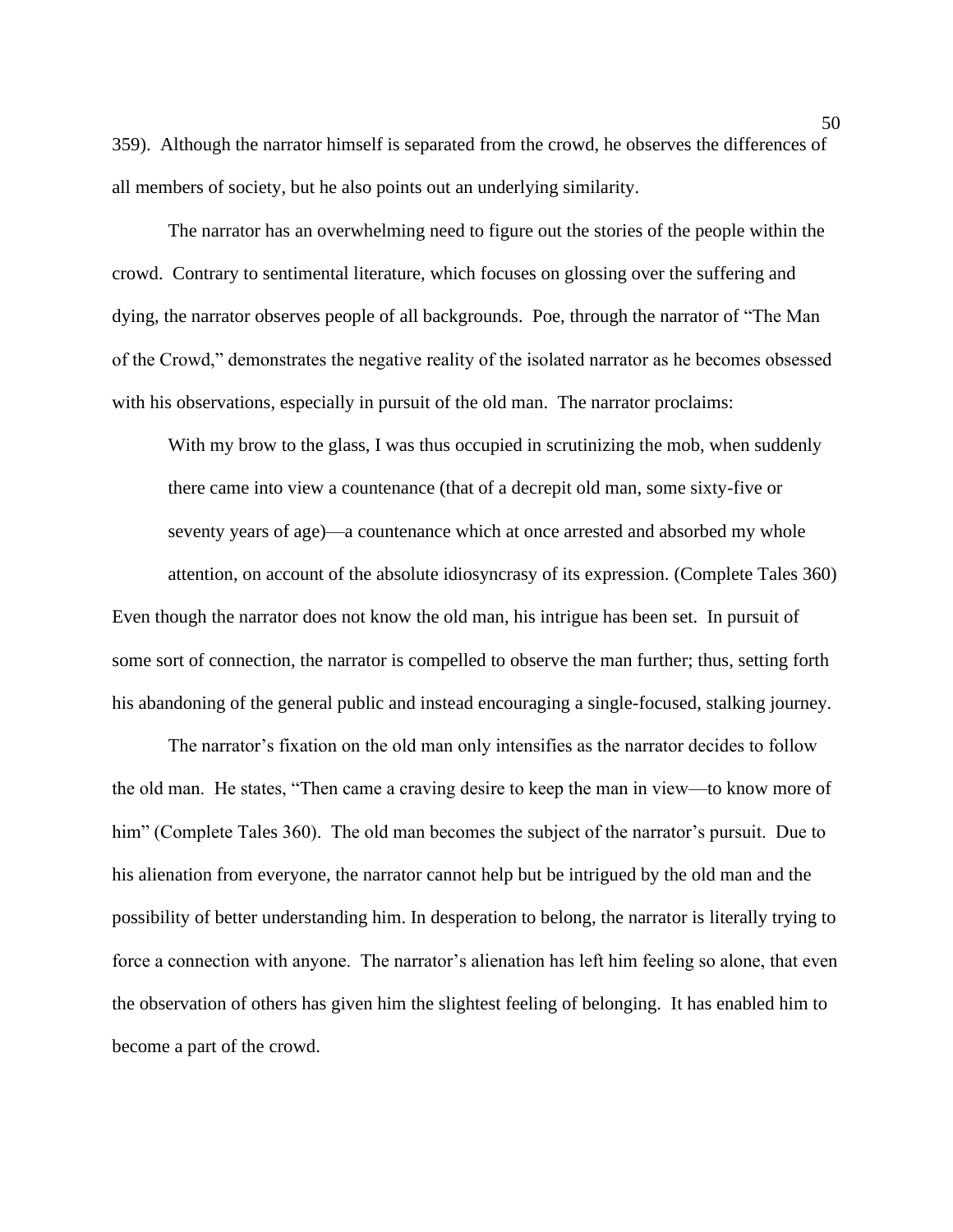359). Although the narrator himself is separated from the crowd, he observes the differences of all members of society, but he also points out an underlying similarity.

The narrator has an overwhelming need to figure out the stories of the people within the crowd. Contrary to sentimental literature, which focuses on glossing over the suffering and dying, the narrator observes people of all backgrounds. Poe, through the narrator of "The Man of the Crowd," demonstrates the negative reality of the isolated narrator as he becomes obsessed with his observations, especially in pursuit of the old man. The narrator proclaims:

> With my brow to the glass, I was thus occupied in scrutinizing the mob, when suddenly there came into view a countenance (that of a decrepit old man, some sixty-five or seventy years of age)—a countenance which at once arrested and absorbed my whole attention, on account of the absolute idiosyncrasy of its expression. (Complete Tales 360)

Even though the narrator does not know the old man, his intrigue has been set. In pursuit of some sort of connection, the narrator is compelled to observe the man further; thus, setting forth his abandoning of the general public and instead encouraging a single-focused, stalking journey.

The narrator's fixation on the old man only intensifies as the narrator decides to follow the old man. He states, "Then came a craving desire to keep the man in view—to know more of him" (Complete Tales 360). The old man becomes the subject of the narrator's pursuit. Due to his alienation from everyone, the narrator cannot help but be intrigued by the old man and the possibility of better understanding him. In desperation to belong, the narrator is literally trying to force a connection with anyone. The narrator's alienation has left him feeling so alone, that even the observation of others has given him the slightest feeling of belonging. It has enabled him to become a part of the crowd.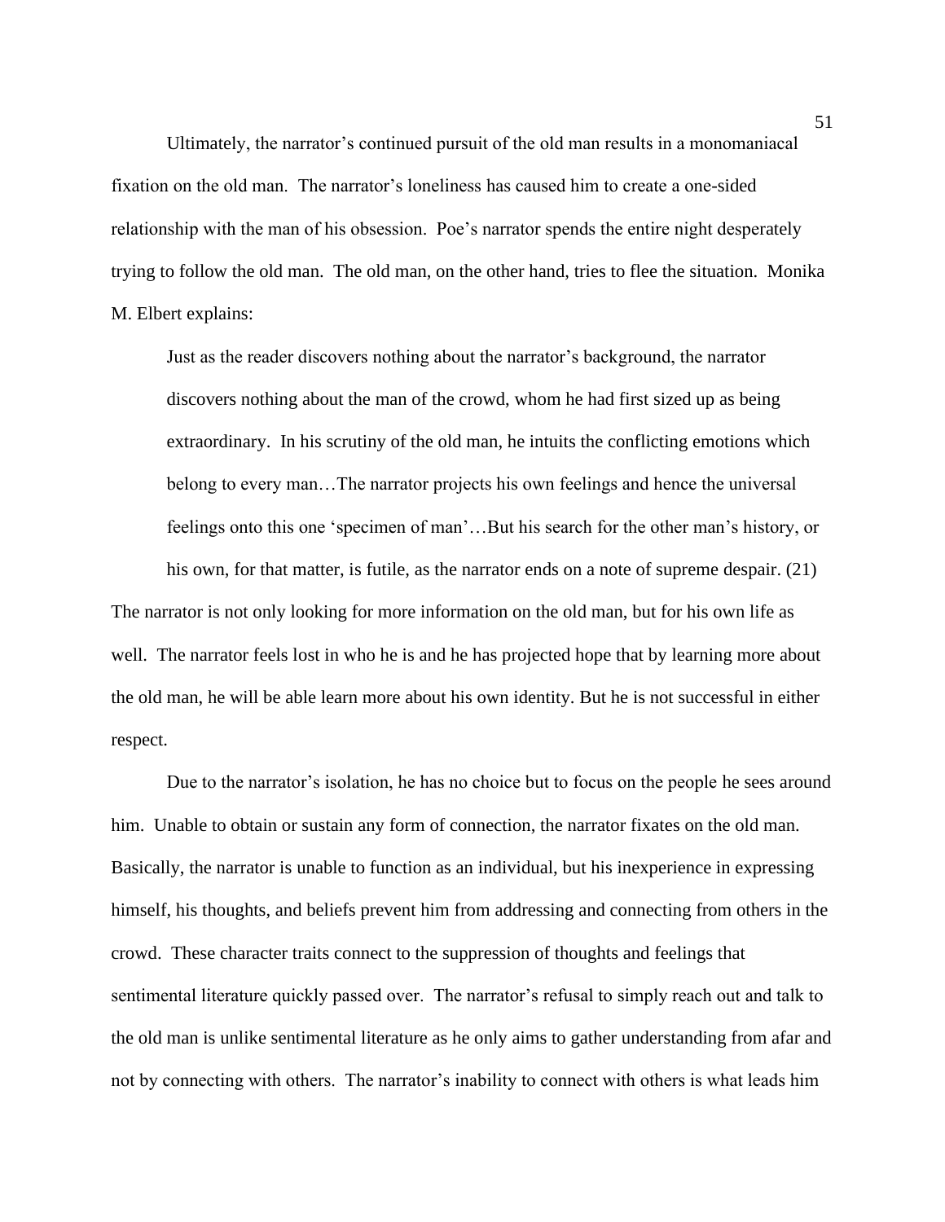Ultimately, the narrator's continued pursuit of the old man results in a monomaniacal fixation on the old man. The narrator's loneliness has caused him to create a one-sided relationship with the man of his obsession. Poe's narrator spends the entire night desperately trying to follow the old man. The old man, on the other hand, tries to flee the situation. Monika M. Elbert explains:

> Just as the reader discovers nothing about the narrator's background, the narrator discovers nothing about the man of the crowd, whom he had first sized up as being extraordinary. In his scrutiny of the old man, he intuits the conflicting emotions which belong to every man…The narrator projects his own feelings and hence the universal feelings onto this one 'specimen of man'…But his search for the other man's history, or his own, for that matter, is futile, as the narrator ends on a note of supreme despair. (21)

The narrator is not only looking for more information on the old man, but for his own life as well. The narrator feels lost in who he is and he has projected hope that by learning more about the old man, he will be able learn more about his own identity. But he is not successful in either respect.

Due to the narrator's isolation, he has no choice but to focus on the people he sees around him. Unable to obtain or sustain any form of connection, the narrator fixates on the old man. Basically, the narrator is unable to function as an individual, but his inexperience in expressing himself, his thoughts, and beliefs prevent him from addressing and connecting from others in the crowd. These character traits connect to the suppression of thoughts and feelings that sentimental literature quickly passed over. The narrator's refusal to simply reach out and talk to the old man is unlike sentimental literature as he only aims to gather understanding from afar and not by connecting with others. The narrator's inability to connect with others is what leads him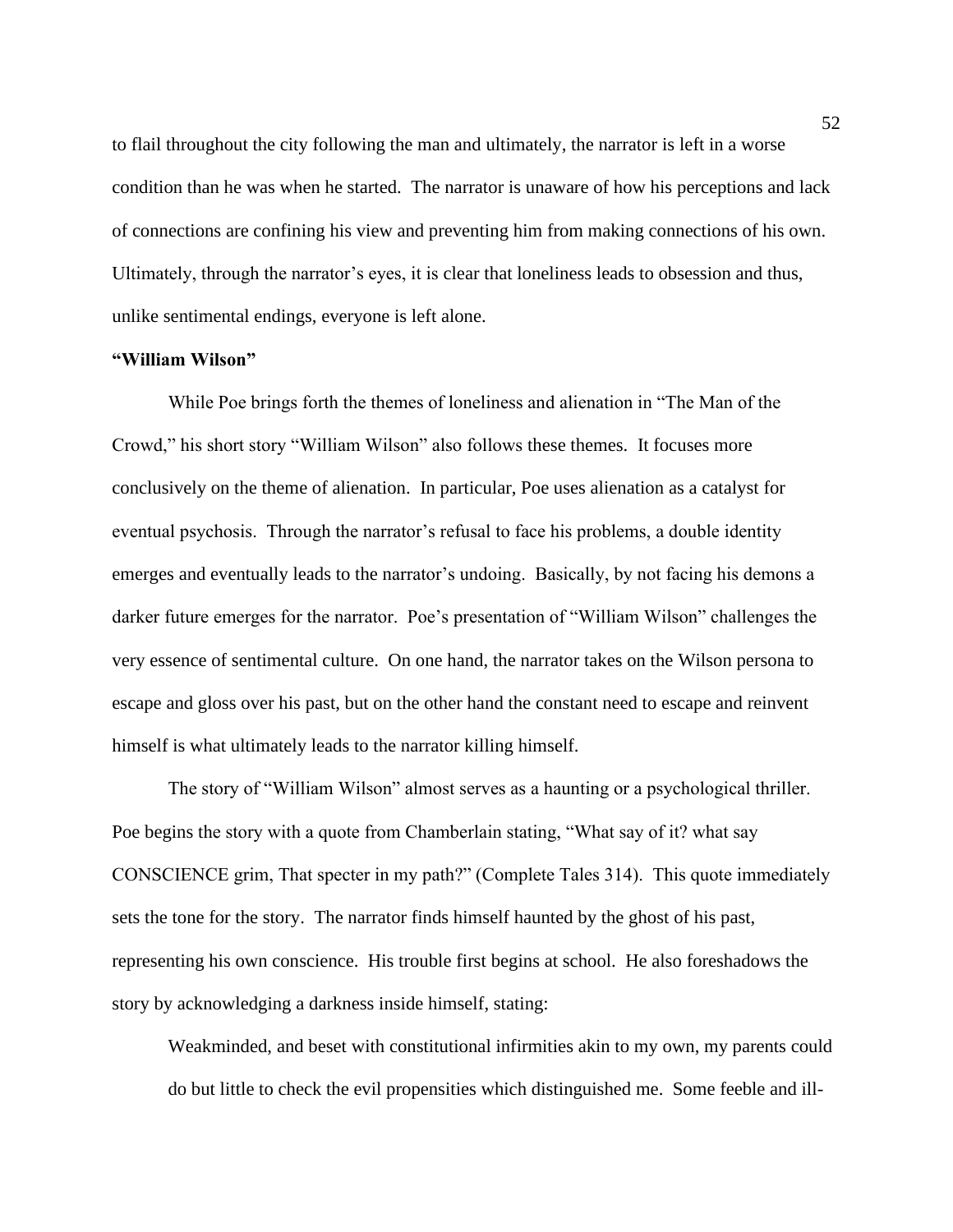to flail throughout the city following the man and ultimately, the narrator is left in a worse condition than he was when he started. The narrator is unaware of how his perceptions and lack of connections are confining his view and preventing him from making connections of his own. Ultimately, through the narrator's eyes, it is clear that loneliness leads to obsession and thus, unlike sentimental endings, everyone is left alone.

**"William Wilson"**

While Poe brings forth the themes of loneliness and alienation in "The Man of the Crowd," his short story "William Wilson" also follows these themes. It focuses more conclusively on the theme of alienation. In particular, Poe uses alienation as a catalyst for eventual psychosis. Through the narrator's refusal to face his problems, a double identity emerges and eventually leads to the narrator's undoing. Basically, by not facing his demons a darker future emerges for the narrator. Poe's presentation of "William Wilson" challenges the very essence of sentimental culture. On one hand, the narrator takes on the Wilson persona to escape and gloss over his past, but on the other hand the constant need to escape and reinvent himself is what ultimately leads to the narrator killing himself.

The story of "William Wilson" almost serves as a haunting or a psychological thriller. Poe begins the story with a quote from Chamberlain stating, "What say of it? what say CONSCIENCE grim, That specter in my path?" (Complete Tales 314). This quote immediately sets the tone for the story. The narrator finds himself haunted by the ghost of his past, representing his own conscience. His trouble first begins at school. He also foreshadows the story by acknowledging a darkness inside himself, stating:

> Weakminded, and beset with constitutional infirmities akin to my own, my parents could do but little to check the evil propensities which distinguished me. Some feeble and ill-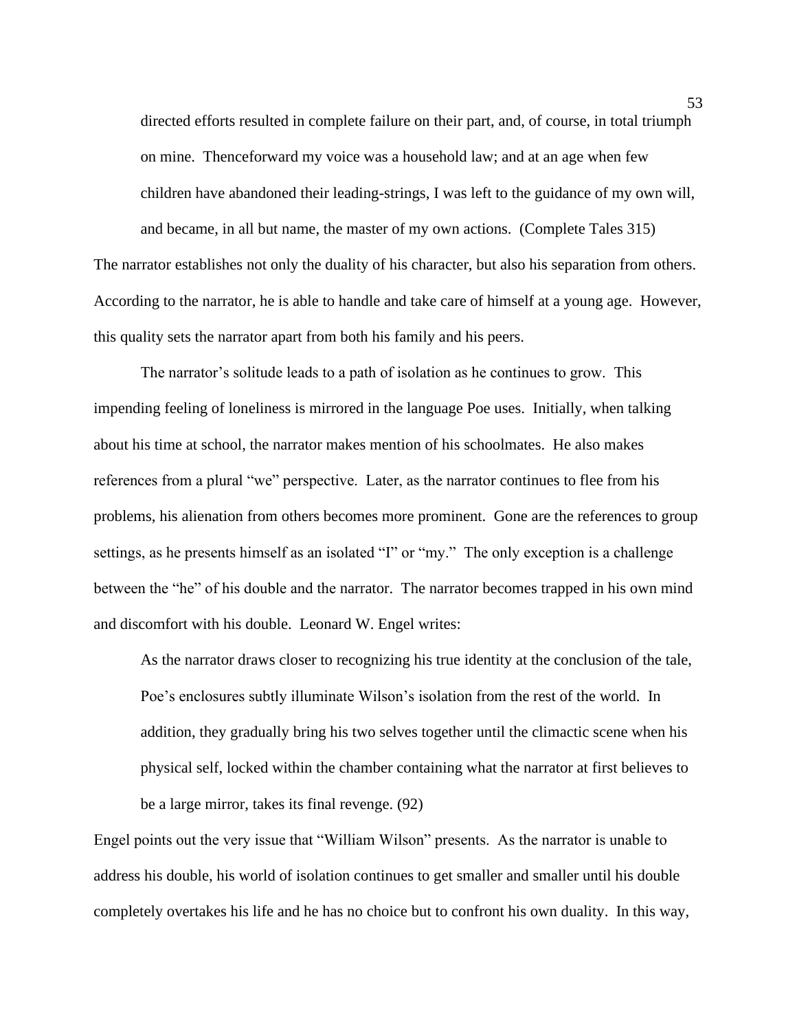> directed efforts resulted in complete failure on their part, and, of course, in total triumph on mine. Thenceforward my voice was a household law; and at an age when few children have abandoned their leading-strings, I was left to the guidance of my own will, and became, in all but name, the master of my own actions. (Complete Tales 315)

The narrator establishes not only the duality of his character, but also his separation from others. According to the narrator, he is able to handle and take care of himself at a young age. However, this quality sets the narrator apart from both his family and his peers.

The narrator's solitude leads to a path of isolation as he continues to grow. This impending feeling of loneliness is mirrored in the language Poe uses. Initially, when talking about his time at school, the narrator makes mention of his schoolmates. He also makes references from a plural "we" perspective. Later, as the narrator continues to flee from his problems, his alienation from others becomes more prominent. Gone are the references to group settings, as he presents himself as an isolated "I" or "my." The only exception is a challenge between the "he" of his double and the narrator. The narrator becomes trapped in his own mind and discomfort with his double. Leonard W. Engel writes:

> As the narrator draws closer to recognizing his true identity at the conclusion of the tale, Poe's enclosures subtly illuminate Wilson's isolation from the rest of the world. In addition, they gradually bring his two selves together until the climactic scene when his physical self, locked within the chamber containing what the narrator at first believes to be a large mirror, takes its final revenge. (92)

Engel points out the very issue that "William Wilson" presents. As the narrator is unable to address his double, his world of isolation continues to get smaller and smaller until his double completely overtakes his life and he has no choice but to confront his own duality. In this way,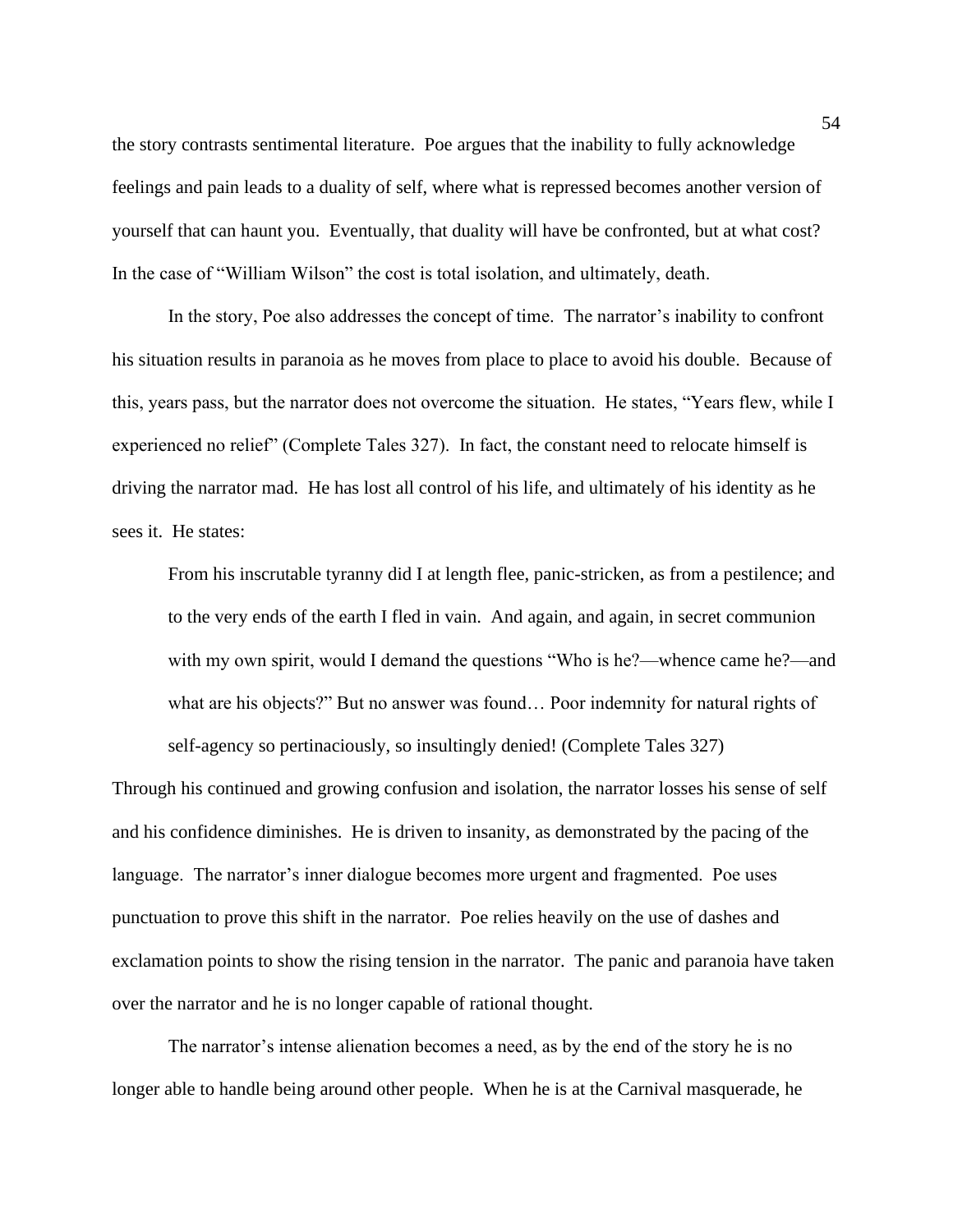the story contrasts sentimental literature. Poe argues that the inability to fully acknowledge feelings and pain leads to a duality of self, where what is repressed becomes another version of yourself that can haunt you. Eventually, that duality will have be confronted, but at what cost? In the case of "William Wilson" the cost is total isolation, and ultimately, death.

In the story, Poe also addresses the concept of time. The narrator's inability to confront his situation results in paranoia as he moves from place to place to avoid his double. Because of this, years pass, but the narrator does not overcome the situation. He states, "Years flew, while I experienced no relief" (Complete Tales 327). In fact, the constant need to relocate himself is driving the narrator mad. He has lost all control of his life, and ultimately of his identity as he sees it. He states:

> From his inscrutable tyranny did I at length flee, panic-stricken, as from a pestilence; and to the very ends of the earth I fled in vain. And again, and again, in secret communion with my own spirit, would I demand the questions "Who is he?—whence came he?—and what are his objects?" But no answer was found… Poor indemnity for natural rights of self-agency so pertinaciously, so insultingly denied! (Complete Tales 327)

Through his continued and growing confusion and isolation, the narrator losses his sense of self and his confidence diminishes. He is driven to insanity, as demonstrated by the pacing of the language. The narrator's inner dialogue becomes more urgent and fragmented. Poe uses punctuation to prove this shift in the narrator. Poe relies heavily on the use of dashes and exclamation points to show the rising tension in the narrator. The panic and paranoia have taken over the narrator and he is no longer capable of rational thought.

The narrator's intense alienation becomes a need, as by the end of the story he is no longer able to handle being around other people. When he is at the Carnival masquerade, he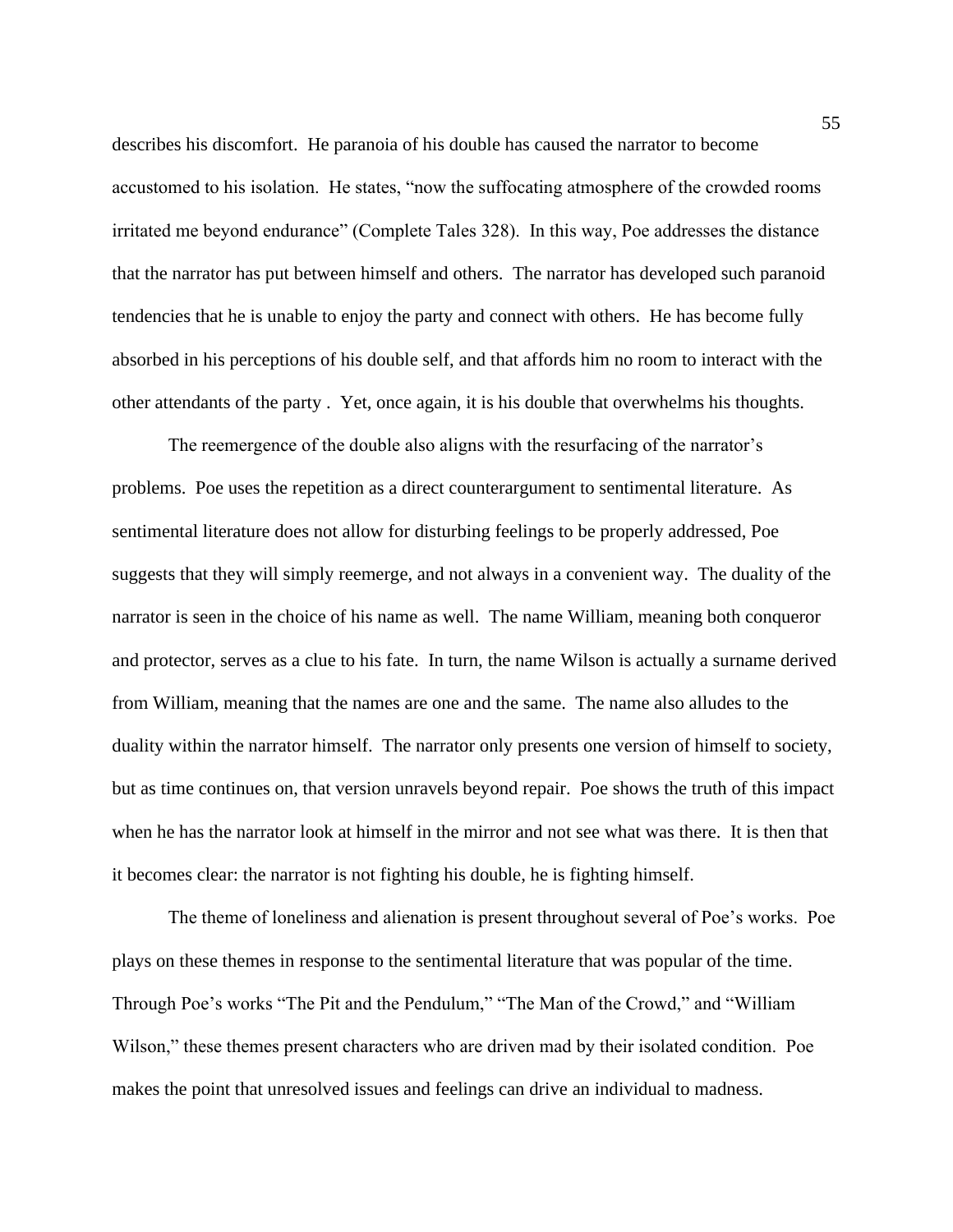describes his discomfort. He paranoia of his double has caused the narrator to become accustomed to his isolation. He states, "now the suffocating atmosphere of the crowded rooms irritated me beyond endurance" (Complete Tales 328). In this way, Poe addresses the distance that the narrator has put between himself and others. The narrator has developed such paranoid tendencies that he is unable to enjoy the party and connect with others. He has become fully absorbed in his perceptions of his double self, and that affords him no room to interact with the other attendants of the party . Yet, once again, it is his double that overwhelms his thoughts.

The reemergence of the double also aligns with the resurfacing of the narrator's problems. Poe uses the repetition as a direct counterargument to sentimental literature. As sentimental literature does not allow for disturbing feelings to be properly addressed, Poe suggests that they will simply reemerge, and not always in a convenient way. The duality of the narrator is seen in the choice of his name as well. The name William, meaning both conqueror and protector, serves as a clue to his fate. In turn, the name Wilson is actually a surname derived from William, meaning that the names are one and the same. The name also alludes to the duality within the narrator himself. The narrator only presents one version of himself to society, but as time continues on, that version unravels beyond repair. Poe shows the truth of this impact when he has the narrator look at himself in the mirror and not see what was there. It is then that it becomes clear: the narrator is not fighting his double, he is fighting himself.

The theme of loneliness and alienation is present throughout several of Poe's works. Poe plays on these themes in response to the sentimental literature that was popular of the time. Through Poe's works "The Pit and the Pendulum," "The Man of the Crowd," and "William Wilson," these themes present characters who are driven mad by their isolated condition. Poe makes the point that unresolved issues and feelings can drive an individual to madness.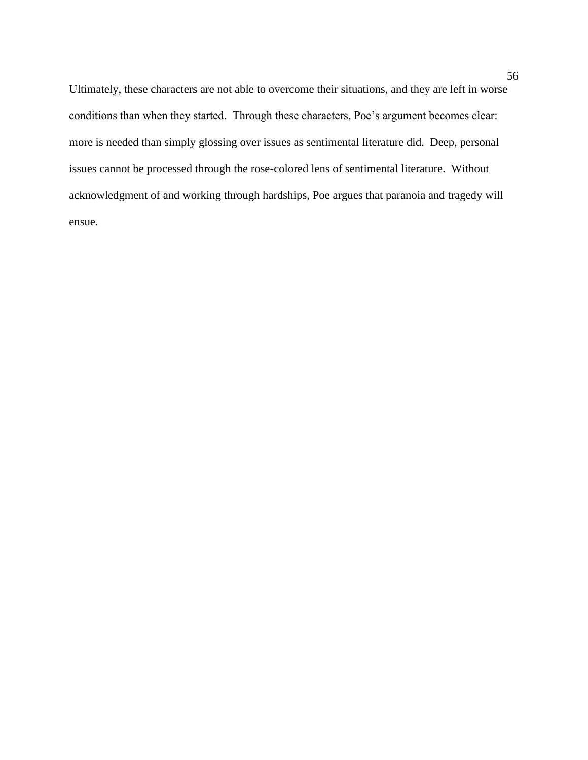Ultimately, these characters are not able to overcome their situations, and they are left in worse conditions than when they started. Through these characters, Poe's argument becomes clear: more is needed than simply glossing over issues as sentimental literature did. Deep, personal issues cannot be processed through the rose-colored lens of sentimental literature. Without acknowledgment of and working through hardships, Poe argues that paranoia and tragedy will ensue.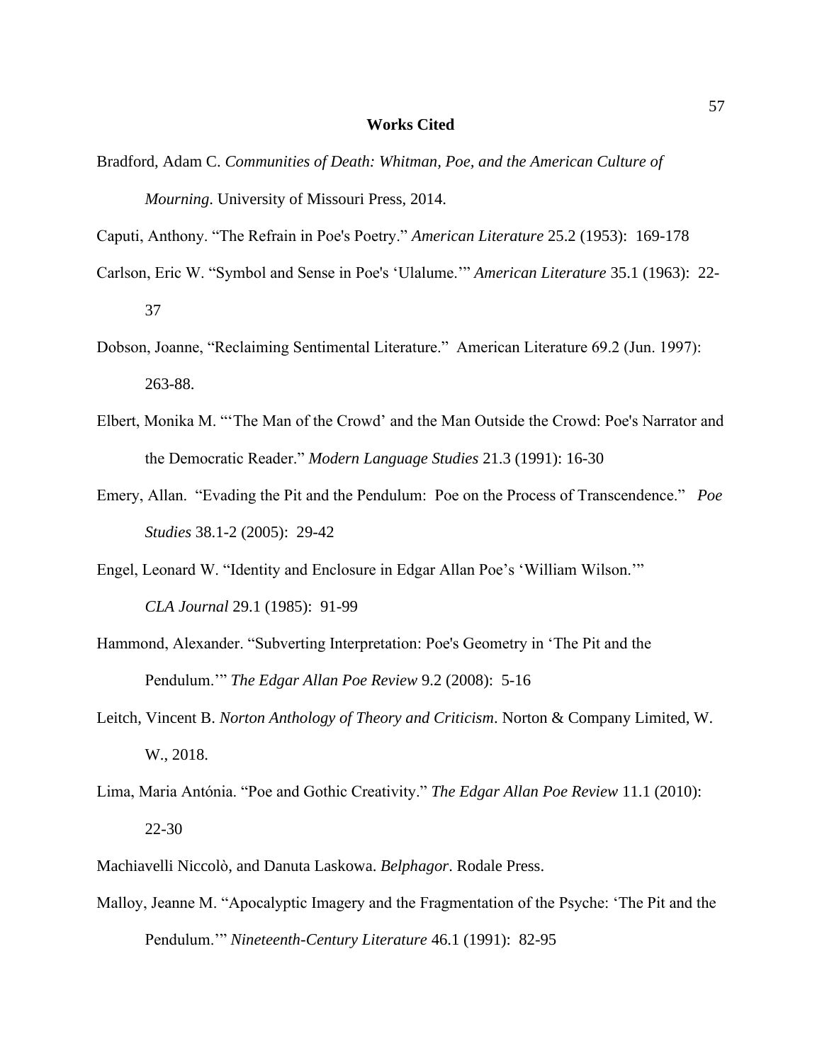## Works Cited

Bradford, Adam C. *Communities of Death: Whitman, Poe, and the American Culture of Mourning*. University of Missouri Press, 2014.

Caputi, Anthony. "The Refrain in Poe's Poetry." *American Literature* 25.2 (1953): 169-178

Carlson, Eric W. "Symbol and Sense in Poe's 'Ulalume.'" *American Literature* 35.1 (1963): 22-37

Dobson, Joanne, "Reclaiming Sentimental Literature." American Literature 69.2 (Jun. 1997): 263-88.

Elbert, Monika M. "'The Man of the Crowd' and the Man Outside the Crowd: Poe's Narrator and the Democratic Reader." *Modern Language Studies* 21.3 (1991): 16-30

Emery, Allan. "Evading the Pit and the Pendulum: Poe on the Process of Transcendence." *Poe Studies* 38.1-2 (2005): 29-42

Engel, Leonard W. "Identity and Enclosure in Edgar Allan Poe's 'William Wilson.'" *CLA Journal* 29.1 (1985): 91-99

Hammond, Alexander. "Subverting Interpretation: Poe's Geometry in 'The Pit and the Pendulum.'" *The Edgar Allan Poe Review* 9.2 (2008): 5-16

Leitch, Vincent B. *Norton Anthology of Theory and Criticism*. Norton & Company Limited, W. W., 2018.

Lima, Maria Antónia. "Poe and Gothic Creativity." *The Edgar Allan Poe Review* 11.1 (2010): 22-30

Machiavelli Niccolò, and Danuta Laskowa. *Belphagor*. Rodale Press.

Malloy, Jeanne M. "Apocalyptic Imagery and the Fragmentation of the Psyche: 'The Pit and the Pendulum.'" *Nineteenth-Century Literature* 46.1 (1991): 82-95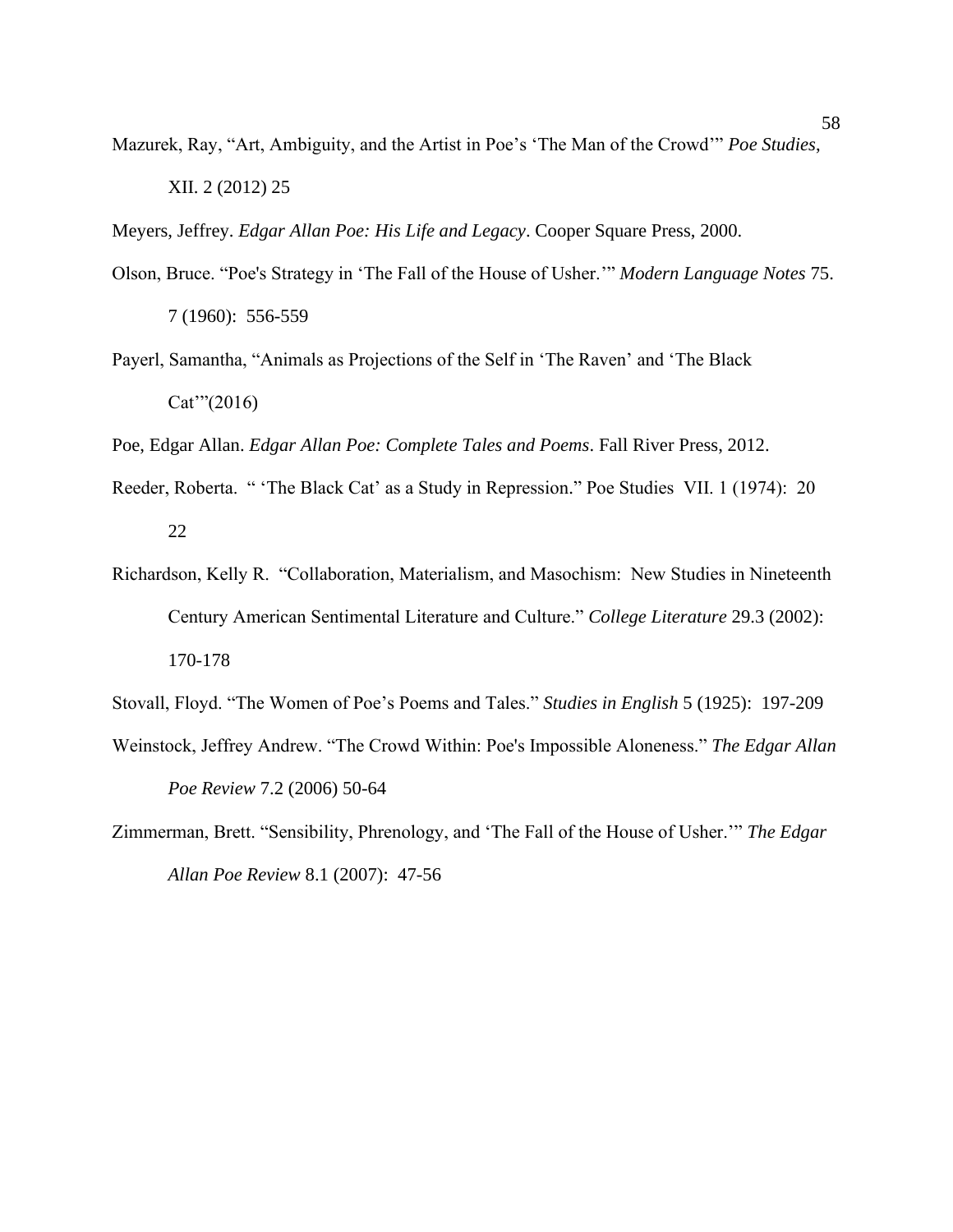Mazurek, Ray, "Art, Ambiguity, and the Artist in Poe's 'The Man of the Crowd'" *Poe Studies*, XII. 2 (2012) 25

Meyers, Jeffrey. *Edgar Allan Poe: His Life and Legacy*. Cooper Square Press, 2000.

Olson, Bruce. "Poe's Strategy in 'The Fall of the House of Usher.'" *Modern Language Notes* 75. 7 (1960): 556-559

Payerl, Samantha, "Animals as Projections of the Self in 'The Raven' and 'The Black Cat'"(2016)

Poe, Edgar Allan. *Edgar Allan Poe: Complete Tales and Poems*. Fall River Press, 2012.

Reeder, Roberta. " 'The Black Cat' as a Study in Repression." Poe Studies VII. 1 (1974): 20 22

Richardson, Kelly R. "Collaboration, Materialism, and Masochism: New Studies in Nineteenth Century American Sentimental Literature and Culture." *College Literature* 29.3 (2002): 170-178

Stovall, Floyd. "The Women of Poe's Poems and Tales." *Studies in English* 5 (1925): 197-209

Weinstock, Jeffrey Andrew. "The Crowd Within: Poe's Impossible Aloneness." *The Edgar Allan Poe Review* 7.2 (2006) 50-64

Zimmerman, Brett. "Sensibility, Phrenology, and 'The Fall of the House of Usher.'" *The Edgar Allan Poe Review* 8.1 (2007): 47-56